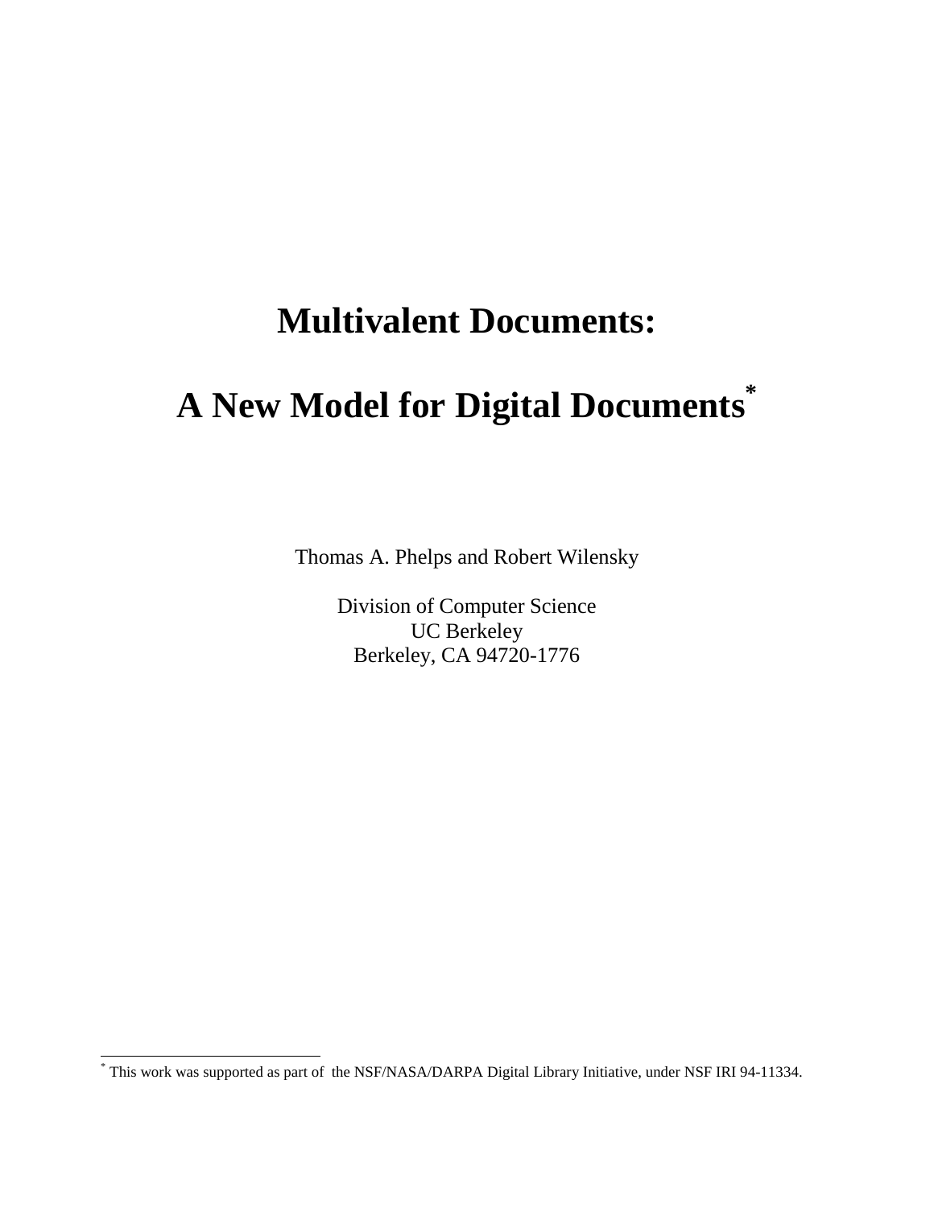# Multivalent Documents:

# A New Model for Digital Documents[*]

Thomas A. Phelps and Robert Wilensky

Division of Computer Science
UC Berkeley
Berkeley, CA 94720-1776

[*] This work was supported as part of the NSF/NASA/DARPA Digital Library Initiative, under NSF IRI 94-11334.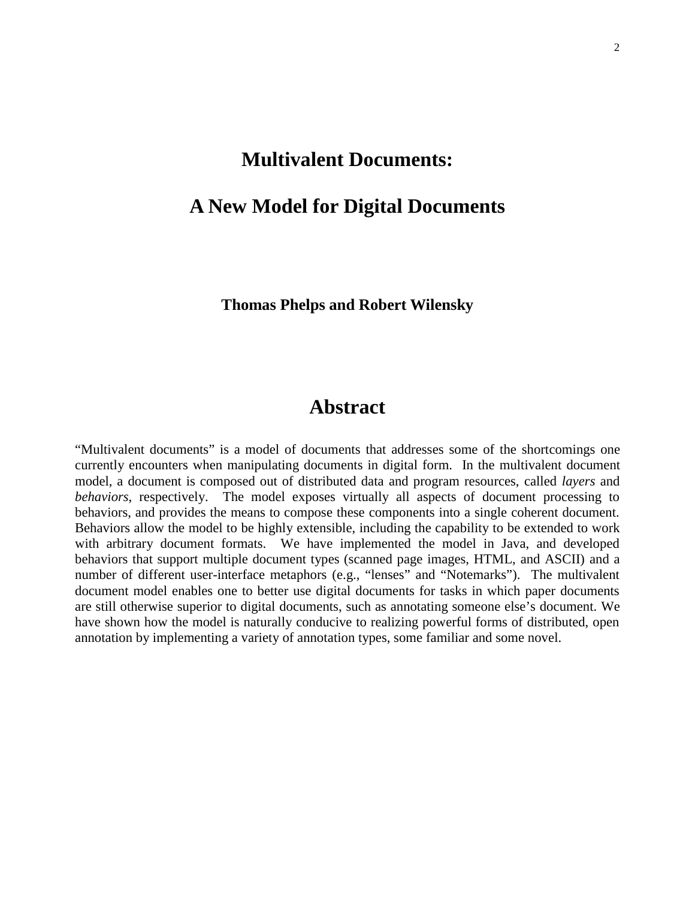# Multivalent Documents:

# A New Model for Digital Documents

**Thomas Phelps and Robert Wilensky**

## Abstract

"Multivalent documents" is a model of documents that addresses some of the shortcomings one currently encounters when manipulating documents in digital form. In the multivalent document model, a document is composed out of distributed data and program resources, called *layers* and *behaviors*, respectively. The model exposes virtually all aspects of document processing to behaviors, and provides the means to compose these components into a single coherent document. Behaviors allow the model to be highly extensible, including the capability to be extended to work with arbitrary document formats. We have implemented the model in Java, and developed behaviors that support multiple document types (scanned page images, HTML, and ASCII) and a number of different user-interface metaphors (e.g., "lenses" and "Notemarks"). The multivalent document model enables one to better use digital documents for tasks in which paper documents are still otherwise superior to digital documents, such as annotating someone else's document. We have shown how the model is naturally conducive to realizing powerful forms of distributed, open annotation by implementing a variety of annotation types, some familiar and some novel.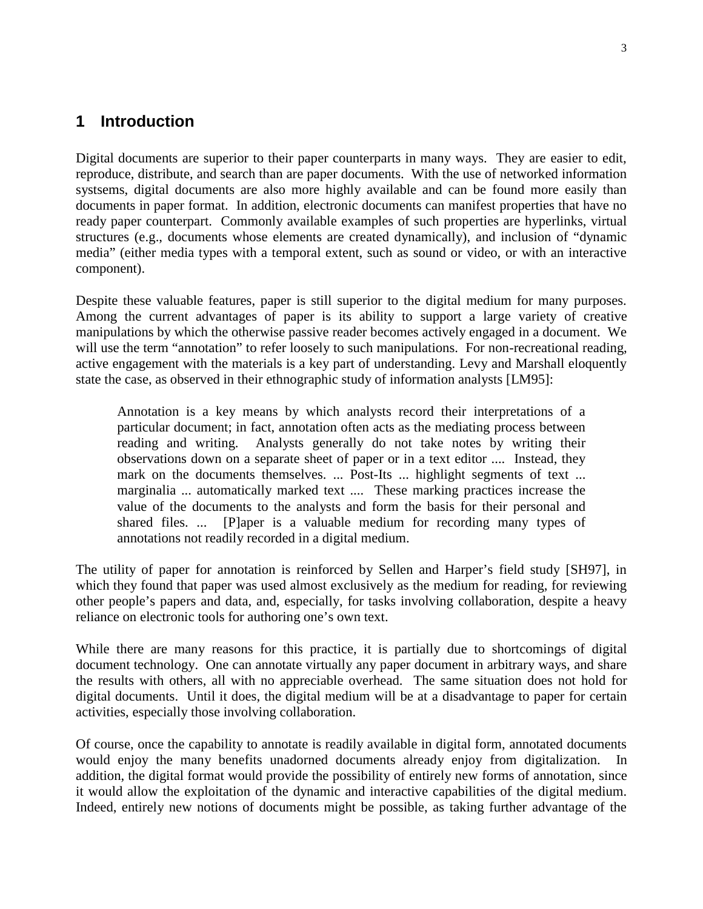# 1 Introduction

Digital documents are superior to their paper counterparts in many ways. They are easier to edit, reproduce, distribute, and search than are paper documents. With the use of networked information systsems, digital documents are also more highly available and can be found more easily than documents in paper format. In addition, electronic documents can manifest properties that have no ready paper counterpart. Commonly available examples of such properties are hyperlinks, virtual structures (e.g., documents whose elements are created dynamically), and inclusion of "dynamic media" (either media types with a temporal extent, such as sound or video, or with an interactive component).

Despite these valuable features, paper is still superior to the digital medium for many purposes. Among the current advantages of paper is its ability to support a large variety of creative manipulations by which the otherwise passive reader becomes actively engaged in a document. We will use the term "annotation" to refer loosely to such manipulations. For non-recreational reading, active engagement with the materials is a key part of understanding. Levy and Marshall eloquently state the case, as observed in their ethnographic study of information analysts [LM95]:

> Annotation is a key means by which analysts record their interpretations of a particular document; in fact, annotation often acts as the mediating process between reading and writing. Analysts generally do not take notes by writing their observations down on a separate sheet of paper or in a text editor .... Instead, they mark on the documents themselves. ... Post-Its ... highlight segments of text ... marginalia ... automatically marked text .... These marking practices increase the value of the documents to the analysts and form the basis for their personal and shared files. ... [P]aper is a valuable medium for recording many types of annotations not readily recorded in a digital medium.

The utility of paper for annotation is reinforced by Sellen and Harper's field study [SH97], in which they found that paper was used almost exclusively as the medium for reading, for reviewing other people's papers and data, and, especially, for tasks involving collaboration, despite a heavy reliance on electronic tools for authoring one's own text.

While there are many reasons for this practice, it is partially due to shortcomings of digital document technology. One can annotate virtually any paper document in arbitrary ways, and share the results with others, all with no appreciable overhead. The same situation does not hold for digital documents. Until it does, the digital medium will be at a disadvantage to paper for certain activities, especially those involving collaboration.

Of course, once the capability to annotate is readily available in digital form, annotated documents would enjoy the many benefits unadorned documents already enjoy from digitalization. In addition, the digital format would provide the possibility of entirely new forms of annotation, since it would allow the exploitation of the dynamic and interactive capabilities of the digital medium. Indeed, entirely new notions of documents might be possible, as taking further advantage of the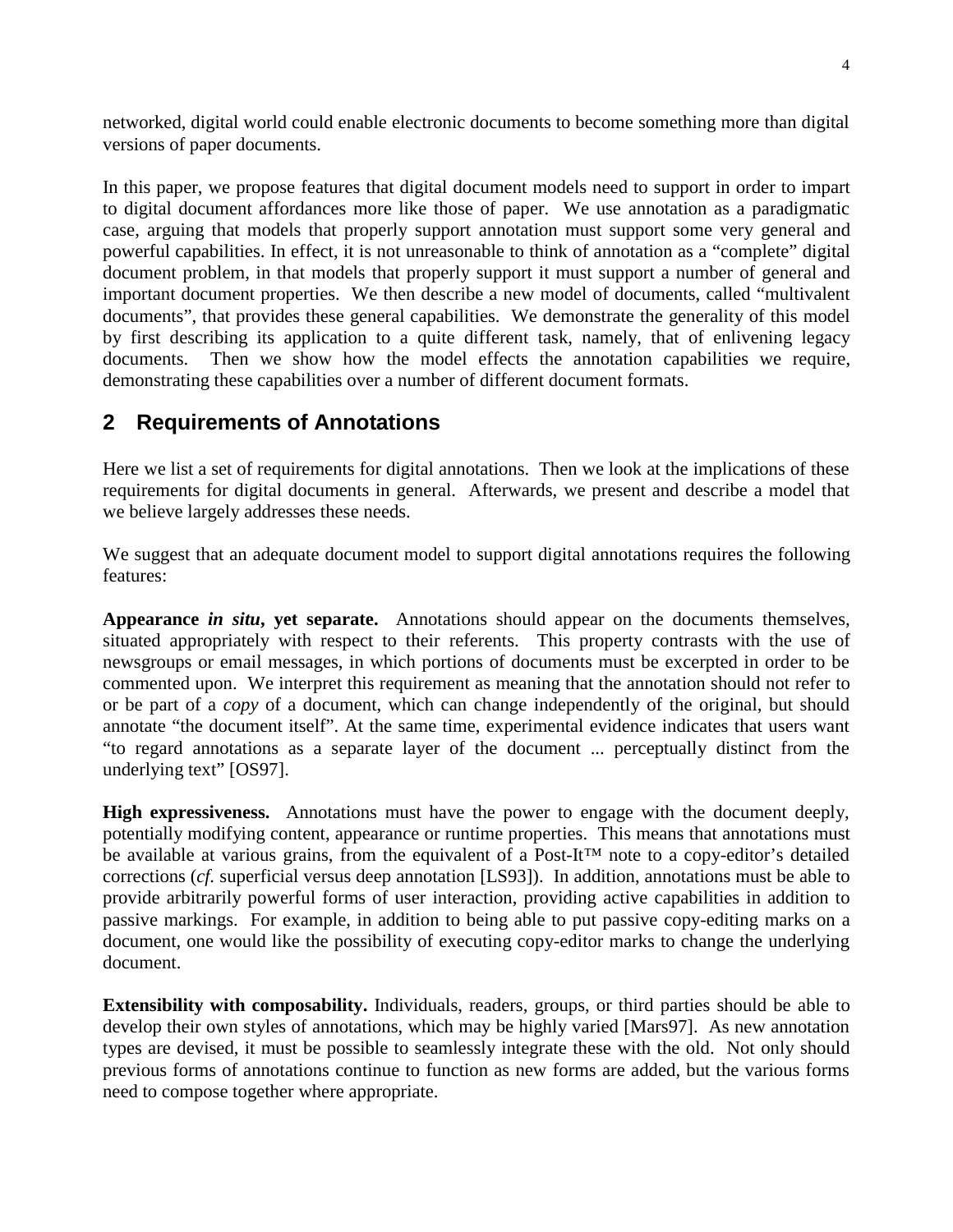networked, digital world could enable electronic documents to become something more than digital versions of paper documents.

In this paper, we propose features that digital document models need to support in order to impart to digital document affordances more like those of paper. We use annotation as a paradigmatic case, arguing that models that properly support annotation must support some very general and powerful capabilities. In effect, it is not unreasonable to think of annotation as a "complete" digital document problem, in that models that properly support it must support a number of general and important document properties. We then describe a new model of documents, called "multivalent documents", that provides these general capabilities. We demonstrate the generality of this model by first describing its application to a quite different task, namely, that of enlivening legacy documents. Then we show how the model effects the annotation capabilities we require, demonstrating these capabilities over a number of different document formats.

## 2 Requirements of Annotations

Here we list a set of requirements for digital annotations. Then we look at the implications of these requirements for digital documents in general. Afterwards, we present and describe a model that we believe largely addresses these needs.

We suggest that an adequate document model to support digital annotations requires the following features:

**Appearance *in situ*, yet separate.** Annotations should appear on the documents themselves, situated appropriately with respect to their referents. This property contrasts with the use of newsgroups or email messages, in which portions of documents must be excerpted in order to be commented upon. We interpret this requirement as meaning that the annotation should not refer to or be part of a *copy* of a document, which can change independently of the original, but should annotate "the document itself". At the same time, experimental evidence indicates that users want "to regard annotations as a separate layer of the document ... perceptually distinct from the underlying text" [OS97].

**High expressiveness.** Annotations must have the power to engage with the document deeply, potentially modifying content, appearance or runtime properties. This means that annotations must be available at various grains, from the equivalent of a Post-It™ note to a copy-editor's detailed corrections (*cf.* superficial versus deep annotation [LS93]). In addition, annotations must be able to provide arbitrarily powerful forms of user interaction, providing active capabilities in addition to passive markings. For example, in addition to being able to put passive copy-editing marks on a document, one would like the possibility of executing copy-editor marks to change the underlying document.

**Extensibility with composability.** Individuals, readers, groups, or third parties should be able to develop their own styles of annotations, which may be highly varied [Mars97]. As new annotation types are devised, it must be possible to seamlessly integrate these with the old. Not only should previous forms of annotations continue to function as new forms are added, but the various forms need to compose together where appropriate.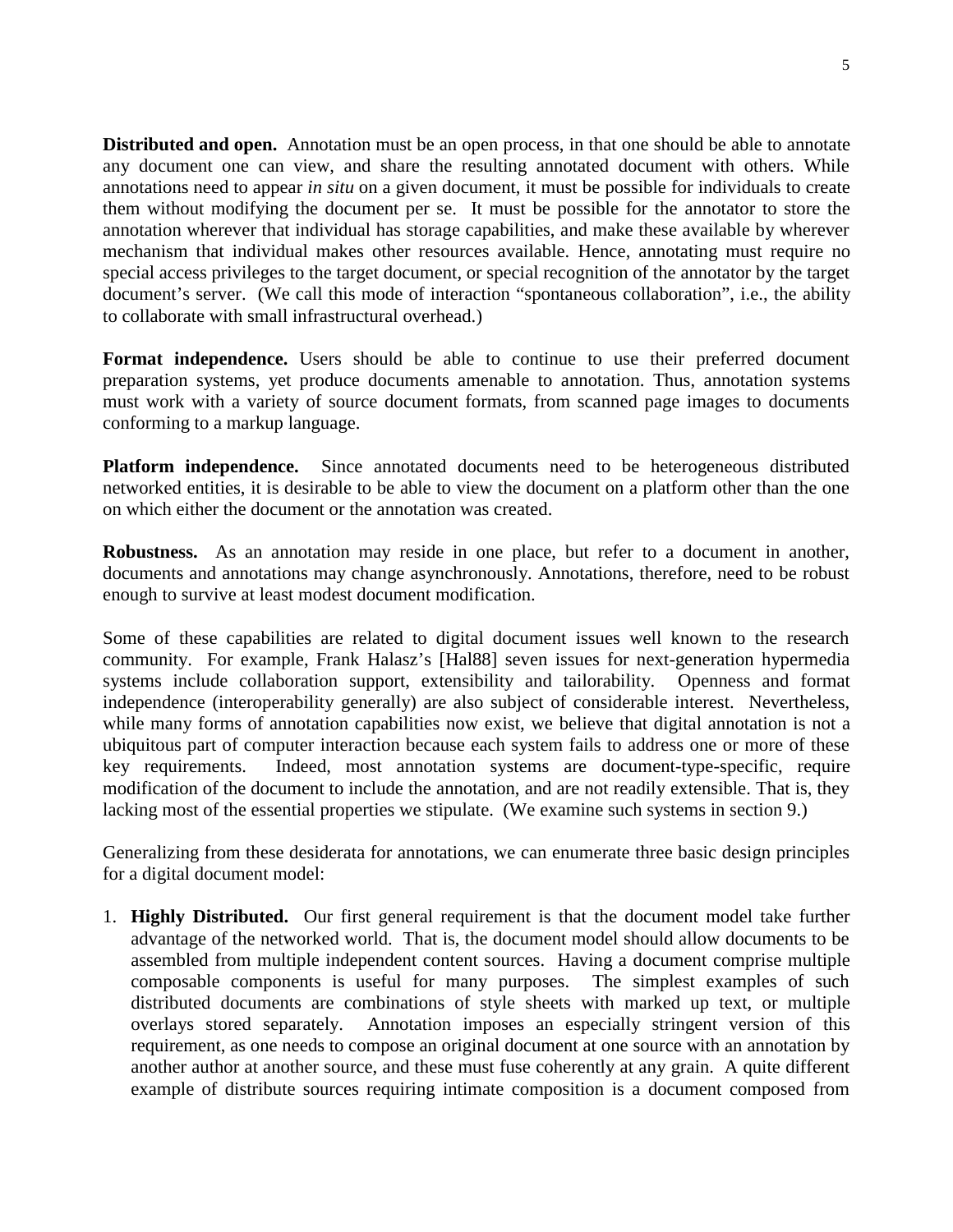**Distributed and open.** Annotation must be an open process, in that one should be able to annotate any document one can view, and share the resulting annotated document with others. While annotations need to appear *in situ* on a given document, it must be possible for individuals to create them without modifying the document per se. It must be possible for the annotator to store the annotation wherever that individual has storage capabilities, and make these available by wherever mechanism that individual makes other resources available. Hence, annotating must require no special access privileges to the target document, or special recognition of the annotator by the target document's server. (We call this mode of interaction "spontaneous collaboration", i.e., the ability to collaborate with small infrastructural overhead.)

**Format independence.** Users should be able to continue to use their preferred document preparation systems, yet produce documents amenable to annotation. Thus, annotation systems must work with a variety of source document formats, from scanned page images to documents conforming to a markup language.

**Platform independence.** Since annotated documents need to be heterogeneous distributed networked entities, it is desirable to be able to view the document on a platform other than the one on which either the document or the annotation was created.

**Robustness.** As an annotation may reside in one place, but refer to a document in another, documents and annotations may change asynchronously. Annotations, therefore, need to be robust enough to survive at least modest document modification.

Some of these capabilities are related to digital document issues well known to the research community. For example, Frank Halasz's [Hal88] seven issues for next-generation hypermedia systems include collaboration support, extensibility and tailorability. Openness and format independence (interoperability generally) are also subject of considerable interest. Nevertheless, while many forms of annotation capabilities now exist, we believe that digital annotation is not a ubiquitous part of computer interaction because each system fails to address one or more of these key requirements. Indeed, most annotation systems are document-type-specific, require modification of the document to include the annotation, and are not readily extensible. That is, they lacking most of the essential properties we stipulate. (We examine such systems in section 9.)

Generalizing from these desiderata for annotations, we can enumerate three basic design principles for a digital document model:

1. **Highly Distributed.** Our first general requirement is that the document model take further advantage of the networked world. That is, the document model should allow documents to be assembled from multiple independent content sources. Having a document comprise multiple composable components is useful for many purposes. The simplest examples of such distributed documents are combinations of style sheets with marked up text, or multiple overlays stored separately. Annotation imposes an especially stringent version of this requirement, as one needs to compose an original document at one source with an annotation by another author at another source, and these must fuse coherently at any grain. A quite different example of distribute sources requiring intimate composition is a document composed from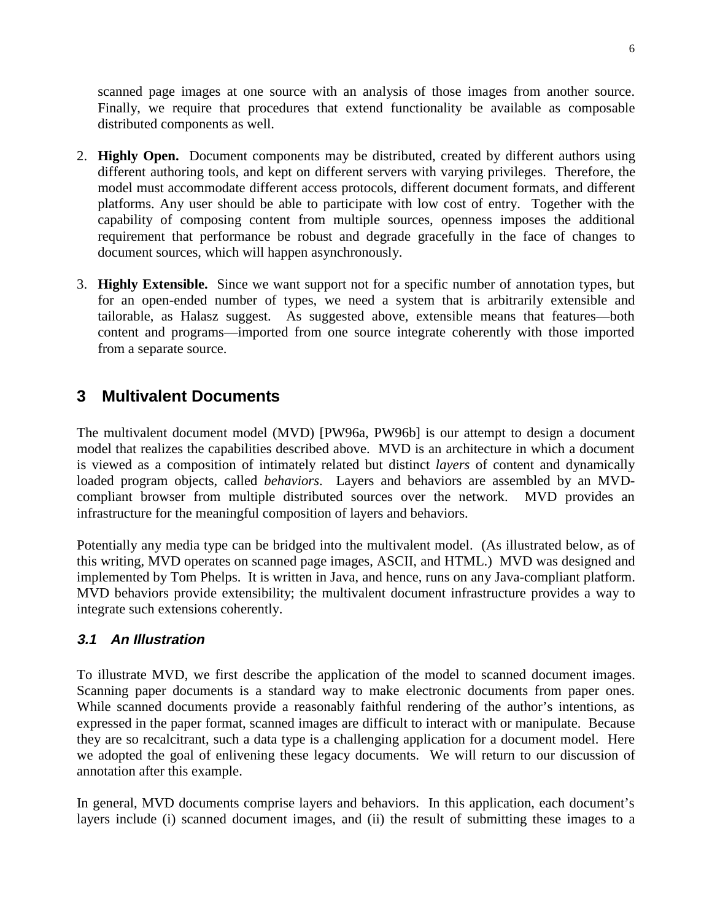scanned page images at one source with an analysis of those images from another source. Finally, we require that procedures that extend functionality be available as composable distributed components as well.

2. **Highly Open.** Document components may be distributed, created by different authors using different authoring tools, and kept on different servers with varying privileges. Therefore, the model must accommodate different access protocols, different document formats, and different platforms. Any user should be able to participate with low cost of entry. Together with the capability of composing content from multiple sources, openness imposes the additional requirement that performance be robust and degrade gracefully in the face of changes to document sources, which will happen asynchronously.

3. **Highly Extensible.** Since we want support not for a specific number of annotation types, but for an open-ended number of types, we need a system that is arbitrarily extensible and tailorable, as Halasz suggest. As suggested above, extensible means that features—both content and programs—imported from one source integrate coherently with those imported from a separate source.

# 3 Multivalent Documents

The multivalent document model (MVD) [PW96a, PW96b] is our attempt to design a document model that realizes the capabilities described above. MVD is an architecture in which a document is viewed as a composition of intimately related but distinct *layers* of content and dynamically loaded program objects, called *behaviors*. Layers and behaviors are assembled by an MVD-compliant browser from multiple distributed sources over the network. MVD provides an infrastructure for the meaningful composition of layers and behaviors.

Potentially any media type can be bridged into the multivalent model. (As illustrated below, as of this writing, MVD operates on scanned page images, ASCII, and HTML.) MVD was designed and implemented by Tom Phelps. It is written in Java, and hence, runs on any Java-compliant platform. MVD behaviors provide extensibility; the multivalent document infrastructure provides a way to integrate such extensions coherently.

## *3.1 An Illustration*

To illustrate MVD, we first describe the application of the model to scanned document images. Scanning paper documents is a standard way to make electronic documents from paper ones. While scanned documents provide a reasonably faithful rendering of the author's intentions, as expressed in the paper format, scanned images are difficult to interact with or manipulate. Because they are so recalcitrant, such a data type is a challenging application for a document model. Here we adopted the goal of enlivening these legacy documents. We will return to our discussion of annotation after this example.

In general, MVD documents comprise layers and behaviors. In this application, each document's layers include (i) scanned document images, and (ii) the result of submitting these images to a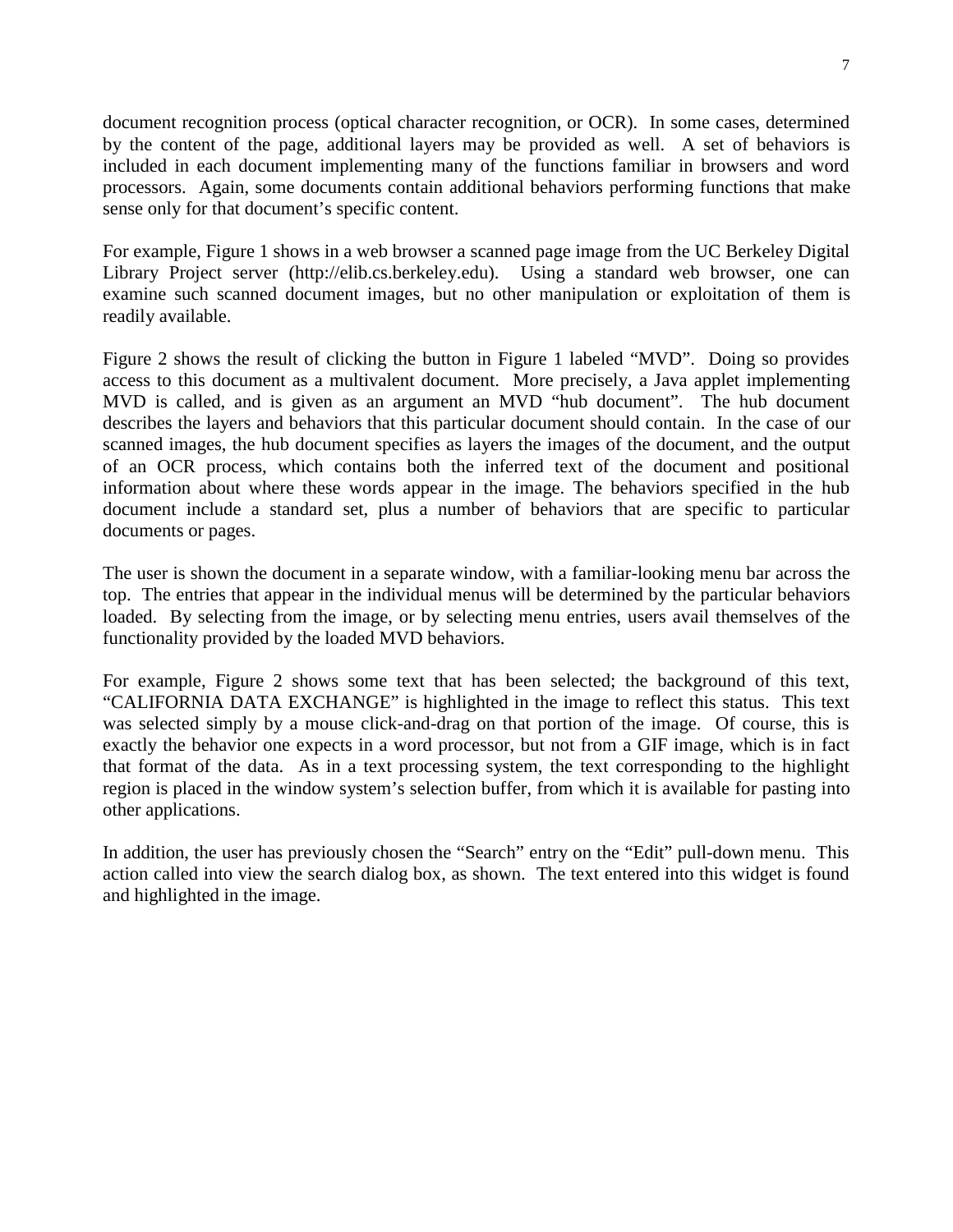document recognition process (optical character recognition, or OCR). In some cases, determined by the content of the page, additional layers may be provided as well. A set of behaviors is included in each document implementing many of the functions familiar in browsers and word processors. Again, some documents contain additional behaviors performing functions that make sense only for that document's specific content.

For example, Figure 1 shows in a web browser a scanned page image from the UC Berkeley Digital Library Project server (http://elib.cs.berkeley.edu). Using a standard web browser, one can examine such scanned document images, but no other manipulation or exploitation of them is readily available.

Figure 2 shows the result of clicking the button in Figure 1 labeled "MVD". Doing so provides access to this document as a multivalent document. More precisely, a Java applet implementing MVD is called, and is given as an argument an MVD "hub document". The hub document describes the layers and behaviors that this particular document should contain. In the case of our scanned images, the hub document specifies as layers the images of the document, and the output of an OCR process, which contains both the inferred text of the document and positional information about where these words appear in the image. The behaviors specified in the hub document include a standard set, plus a number of behaviors that are specific to particular documents or pages.

The user is shown the document in a separate window, with a familiar-looking menu bar across the top. The entries that appear in the individual menus will be determined by the particular behaviors loaded. By selecting from the image, or by selecting menu entries, users avail themselves of the functionality provided by the loaded MVD behaviors.

For example, Figure 2 shows some text that has been selected; the background of this text, "CALIFORNIA DATA EXCHANGE" is highlighted in the image to reflect this status. This text was selected simply by a mouse click-and-drag on that portion of the image. Of course, this is exactly the behavior one expects in a word processor, but not from a GIF image, which is in fact that format of the data. As in a text processing system, the text corresponding to the highlight region is placed in the window system's selection buffer, from which it is available for pasting into other applications.

In addition, the user has previously chosen the "Search" entry on the "Edit" pull-down menu. This action called into view the search dialog box, as shown. The text entered into this widget is found and highlighted in the image.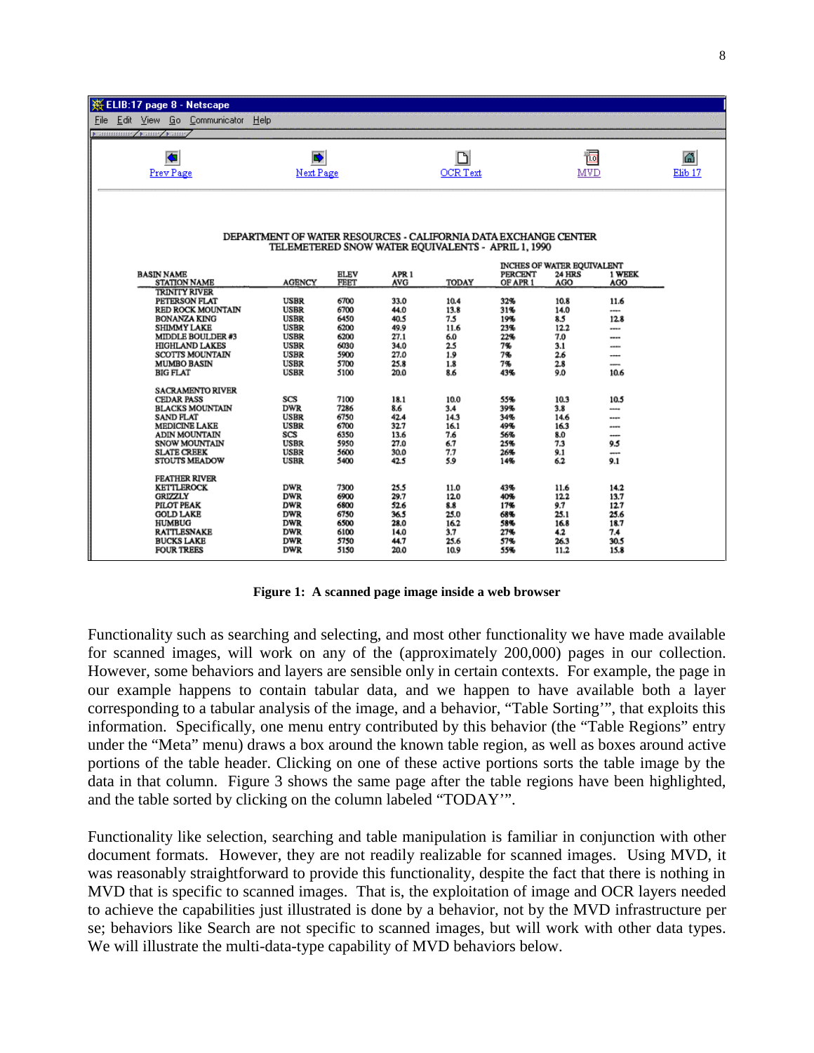ELIB:17 page 8 - Netscape

File Edit View Go Communicator Help

Prev Page | Next Page | OCR Text | MVD | Elib 17

DEPARTMENT OF WATER RESOURCES - CALIFORNIA DATA EXCHANGE CENTER
TELEMETERED SNOW WATER EQUIVALENTS - APRIL 1, 1990

| BASIN NAME / STATION NAME | AGENCY | ELEV FEET | APR 1 AVG | TODAY | PERCENT OF APR 1 | 24 HRS AGO | 1 WEEK AGO |
|---|---|---|---|---|---|---|---|
| | | | | INCHES OF WATER EQUIVALENT | | | |
| TRINITY RIVER | | | | | | | |
| PETERSON FLAT | USBR | 6700 | 33.0 | 10.4 | 32% | 10.8 | 11.6 |
| RED ROCK MOUNTAIN | USBR | 6700 | 44.0 | 13.8 | 31% | 14.0 | ---- |
| BONANZA KING | USBR | 6450 | 40.5 | 7.5 | 19% | 8.5 | 12.8 |
| SHIMMY LAKE | USBR | 6200 | 49.9 | 11.6 | 23% | 12.2 | ---- |
| MIDDLE BOULDER #3 | USBR | 6200 | 27.1 | 6.0 | 22% | 7.0 | ---- |
| HIGHLAND LAKES | USBR | 6030 | 34.0 | 2.5 | 7% | 3.1 | ---- |
| SCOTTS MOUNTAIN | USBR | 5900 | 27.0 | 1.9 | 7% | 2.6 | ---- |
| MUMBO BASIN | USBR | 5700 | 25.8 | 1.8 | 7% | 2.8 | ---- |
| BIG FLAT | USBR | 5100 | 20.0 | 8.6 | 43% | 9.0 | 10.6 |
| SACRAMENTO RIVER | | | | | | | |
| CEDAR PASS | SCS | 7100 | 18.1 | 10.0 | 55% | 10.3 | 10.5 |
| BLACKS MOUNTAIN | DWR | 7286 | 8.6 | 3.4 | 39% | 3.8 | ---- |
| SAND FLAT | USBR | 6750 | 42.4 | 14.3 | 34% | 14.6 | ---- |
| MEDICINE LAKE | USBR | 6700 | 32.7 | 16.1 | 49% | 16.3 | ---- |
| ADIN MOUNTAIN | SCS | 6350 | 13.6 | 7.6 | 56% | 8.0 | ---- |
| SNOW MOUNTAIN | USBR | 5950 | 27.0 | 6.7 | 25% | 7.3 | 9.5 |
| SLATE CREEK | USBR | 5600 | 30.0 | 7.7 | 26% | 9.1 | ---- |
| STOUTS MEADOW | USBR | 5400 | 42.5 | 5.9 | 14% | 6.2 | 9.1 |
| FEATHER RIVER | | | | | | | |
| KETTLEROCK | DWR | 7300 | 25.5 | 11.0 | 43% | 11.6 | 14.2 |
| GRIZZLY | DWR | 6900 | 29.7 | 12.0 | 40% | 12.2 | 13.7 |
| PILOT PEAK | DWR | 6800 | 52.6 | 8.8 | 17% | 9.7 | 12.7 |
| GOLD LAKE | DWR | 6750 | 36.5 | 25.0 | 68% | 25.1 | 25.6 |
| HUMBUG | DWR | 6500 | 28.0 | 16.2 | 58% | 16.8 | 18.7 |
| RATTLESNAKE | DWR | 6100 | 14.0 | 3.7 | 27% | 4.2 | 7.4 |
| BUCKS LAKE | DWR | 5750 | 44.7 | 25.6 | 57% | 26.3 | 30.5 |
| FOUR TREES | DWR | 5150 | 20.0 | 10.9 | 55% | 11.2 | 15.8 |

**Figure 1: A scanned page image inside a web browser**

Functionality such as searching and selecting, and most other functionality we have made available for scanned images, will work on any of the (approximately 200,000) pages in our collection. However, some behaviors and layers are sensible only in certain contexts. For example, the page in our example happens to contain tabular data, and we happen to have available both a layer corresponding to a tabular analysis of the image, and a behavior, "Table Sorting'", that exploits this information. Specifically, one menu entry contributed by this behavior (the "Table Regions" entry under the "Meta" menu) draws a box around the known table region, as well as boxes around active portions of the table header. Clicking on one of these active portions sorts the table image by the data in that column. Figure 3 shows the same page after the table regions have been highlighted, and the table sorted by clicking on the column labeled "TODAY'".

Functionality like selection, searching and table manipulation is familiar in conjunction with other document formats. However, they are not readily realizable for scanned images. Using MVD, it was reasonably straightforward to provide this functionality, despite the fact that there is nothing in MVD that is specific to scanned images. That is, the exploitation of image and OCR layers needed to achieve the capabilities just illustrated is done by a behavior, not by the MVD infrastructure per se; behaviors like Search are not specific to scanned images, but will work with other data types. We will illustrate the multi-data-type capability of MVD behaviors below.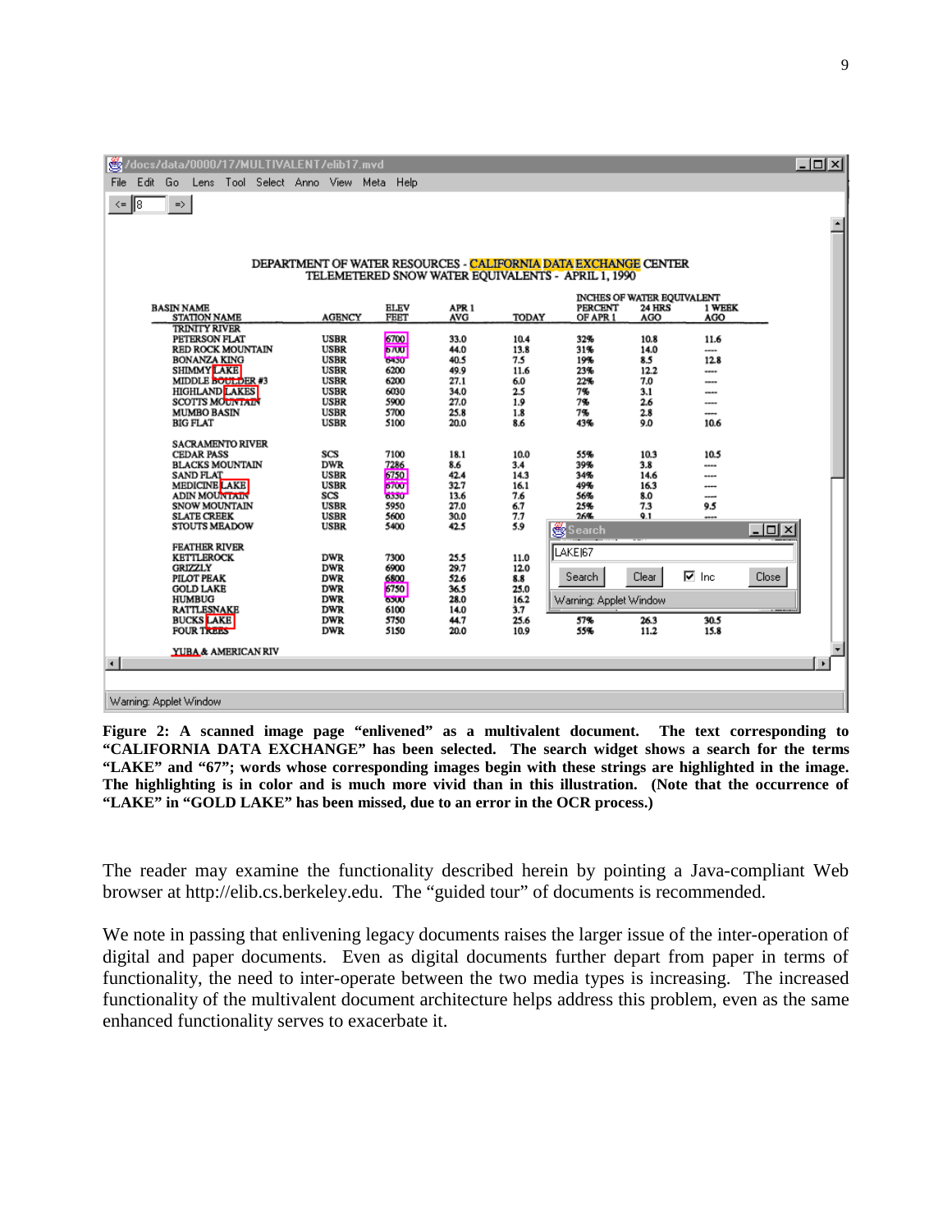**Figure 2: A scanned image page "enlivened" as a multivalent document. The text corresponding to "CALIFORNIA DATA EXCHANGE" has been selected. The search widget shows a search for the terms "LAKE" and "67"; words whose corresponding images begin with these strings are highlighted in the image. The highlighting is in color and is much more vivid than in this illustration. (Note that the occurrence of "LAKE" in "GOLD LAKE" has been missed, due to an error in the OCR process.)**

The reader may examine the functionality described herein by pointing a Java-compliant Web browser at http://elib.cs.berkeley.edu. The "guided tour" of documents is recommended.

We note in passing that enlivening legacy documents raises the larger issue of the inter-operation of digital and paper documents. Even as digital documents further depart from paper in terms of functionality, the need to inter-operate between the two media types is increasing. The increased functionality of the multivalent document architecture helps address this problem, even as the same enhanced functionality serves to exacerbate it.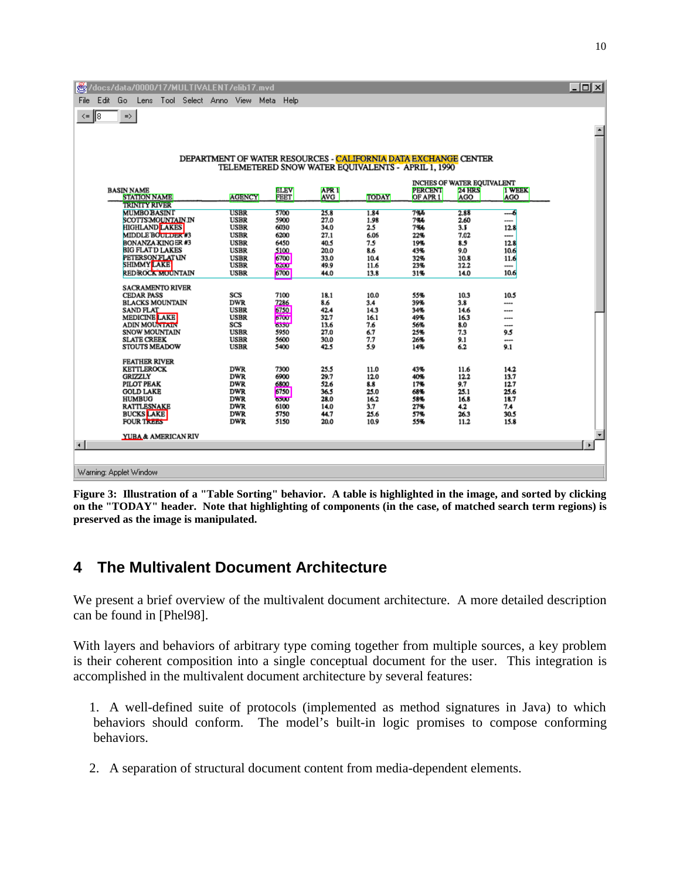DEPARTMENT OF WATER RESOURCES - CALIFORNIA DATA EXCHANGE CENTER
TELEMETERED SNOW WATER EQUIVALENTS - APRIL 1, 1990

| BASIN NAME / STATION NAME | AGENCY | ELEV FEET | APR 1 AVG | TODAY | PERCENT OF APR 1 | 24 HRS AGO | 1 WEEK AGO |
|---|---|---|---|---|---|---|---|
| | | | | INCHES OF WATER EQUIVALENT | | | |
| TRINITY RIVER | | | | | | | |
| MUMBO BASIN | USBR | 5700 | 25.8 | 1.84 | 7% | 2.88 | ---6 |
| SCOTTS MOUNTAIN | USBR | 5900 | 27.0 | 1.98 | 7% | 2.60 | ---- |
| HIGHLAND LAKES | USBR | 6030 | 34.0 | 2.5 | 7% | 3.1 | 12.8 |
| MIDDLE BOULDER #3 | USBR | 6200 | 27.1 | 6.06 | 22% | 7.02 | ---- |
| BONANZA KING ER #3 | USBR | 6450 | 40.5 | 7.5 | 19% | 8.5 | 12.8 |
| BIG FLAT D LAKES | USBR | 5100 | 20.0 | 8.6 | 43% | 9.0 | 10.6 |
| PETERSON FLAT | USBR | 6700 | 33.0 | 10.4 | 32% | 10.8 | 11.6 |
| SHIMMY LAKE | USBR | 6200 | 49.9 | 11.6 | 23% | 12.2 | ---- |
| RED ROCK MOUNTAIN | USBR | 6700 | 44.0 | 13.8 | 31% | 14.0 | 10.6 |
| SACRAMENTO RIVER | | | | | | | |
| CEDAR PASS | SCS | 7100 | 18.1 | 10.0 | 55% | 10.3 | 10.5 |
| BLACKS MOUNTAIN | DWR | 7286 | 8.6 | 3.4 | 39% | 3.8 | ---- |
| SAND FLAT | USBR | 6750 | 42.4 | 14.3 | 34% | 14.6 | ---- |
| MEDICINE LAKE | USBR | 6700 | 32.7 | 16.1 | 49% | 16.3 | ---- |
| ADIN MOUNTAIN | SCS | 6350 | 13.6 | 7.6 | 56% | 8.0 | ---- |
| SNOW MOUNTAIN | USBR | 5950 | 27.0 | 6.7 | 25% | 7.3 | 9.5 |
| SLATE CREEK | USBR | 5600 | 30.0 | 7.7 | 26% | 9.1 | ---- |
| STOUTS MEADOW | USBR | 5400 | 42.5 | 5.9 | 14% | 6.2 | 9.1 |
| FEATHER RIVER | | | | | | | |
| KETTLEROCK | DWR | 7300 | 25.5 | 11.0 | 43% | 11.6 | 14.2 |
| GRIZZLY | DWR | 6900 | 29.7 | 12.0 | 40% | 12.2 | 13.7 |
| PILOT PEAK | DWR | 6800 | 52.6 | 8.8 | 17% | 9.7 | 12.7 |
| GOLD LAKE | DWR | 6750 | 36.5 | 25.0 | 68% | 25.1 | 25.6 |
| HUMBUG | DWR | 6500 | 28.0 | 16.2 | 58% | 16.8 | 18.7 |
| RATTLESNAKE | DWR | 6100 | 14.0 | 3.7 | 27% | 4.2 | 7.4 |
| BUCKS LAKE | DWR | 5750 | 44.7 | 25.6 | 57% | 26.3 | 30.5 |
| FOUR TREES | DWR | 5150 | 20.0 | 10.9 | 55% | 11.2 | 15.8 |
| YUBA & AMERICAN RIV | | | | | | | |

**Figure 3: Illustration of a "Table Sorting" behavior. A table is highlighted in the image, and sorted by clicking on the "TODAY" header. Note that highlighting of components (in the case, of matched search term regions) is preserved as the image is manipulated.**

## 4 The Multivalent Document Architecture

We present a brief overview of the multivalent document architecture. A more detailed description can be found in [Phel98].

With layers and behaviors of arbitrary type coming together from multiple sources, a key problem is their coherent composition into a single conceptual document for the user. This integration is accomplished in the multivalent document architecture by several features:

1. A well-defined suite of protocols (implemented as method signatures in Java) to which behaviors should conform. The model's built-in logic promises to compose conforming behaviors.

2. A separation of structural document content from media-dependent elements.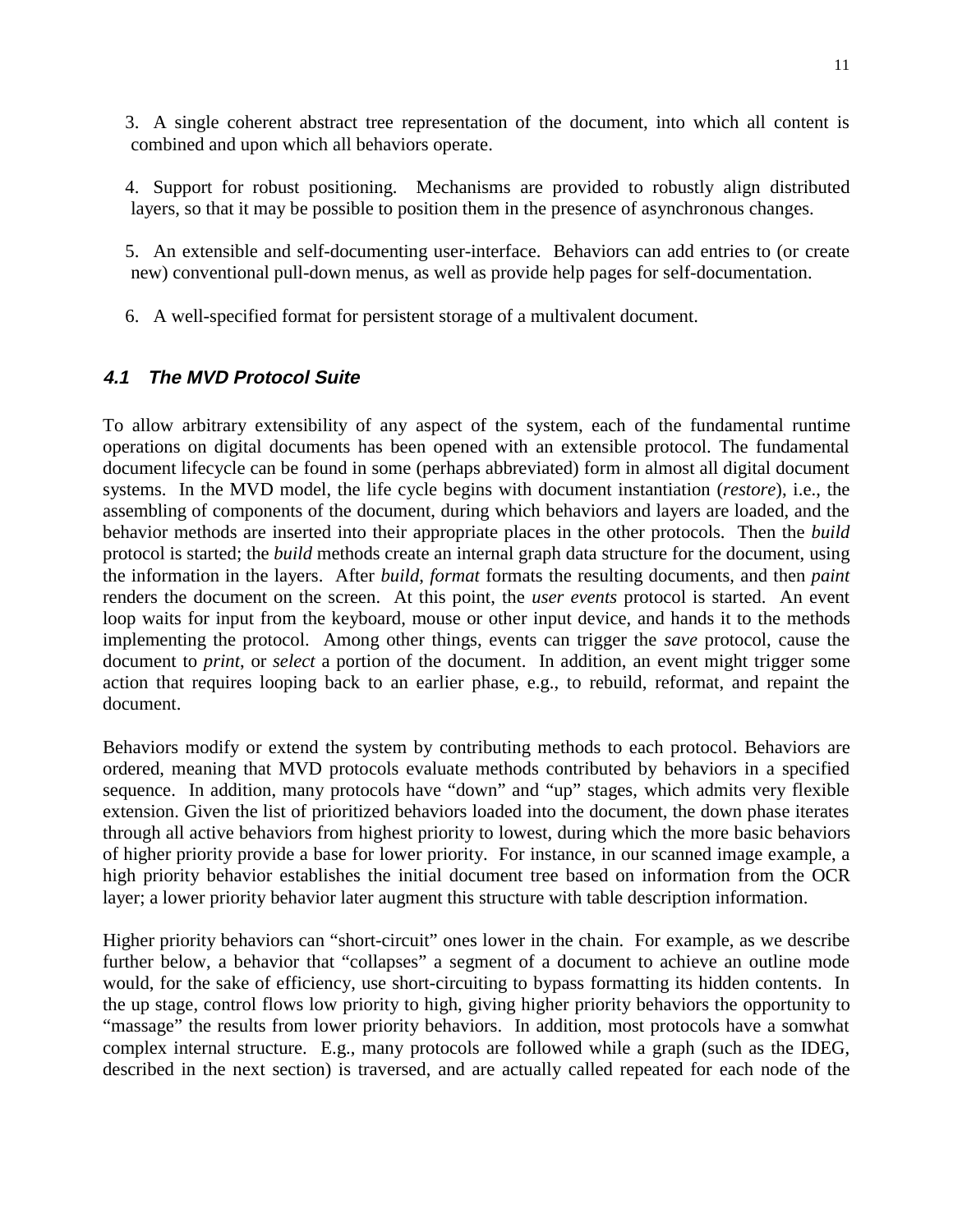3. A single coherent abstract tree representation of the document, into which all content is combined and upon which all behaviors operate.

4. Support for robust positioning. Mechanisms are provided to robustly align distributed layers, so that it may be possible to position them in the presence of asynchronous changes.

5. An extensible and self-documenting user-interface. Behaviors can add entries to (or create new) conventional pull-down menus, as well as provide help pages for self-documentation.

6. A well-specified format for persistent storage of a multivalent document.

### *4.1 The MVD Protocol Suite*

To allow arbitrary extensibility of any aspect of the system, each of the fundamental runtime operations on digital documents has been opened with an extensible protocol. The fundamental document lifecycle can be found in some (perhaps abbreviated) form in almost all digital document systems. In the MVD model, the life cycle begins with document instantiation (*restore*), i.e., the assembling of components of the document, during which behaviors and layers are loaded, and the behavior methods are inserted into their appropriate places in the other protocols. Then the *build* protocol is started; the *build* methods create an internal graph data structure for the document, using the information in the layers. After *build*, *format* formats the resulting documents, and then *paint* renders the document on the screen. At this point, the *user events* protocol is started. An event loop waits for input from the keyboard, mouse or other input device, and hands it to the methods implementing the protocol. Among other things, events can trigger the *save* protocol, cause the document to *print*, or *select* a portion of the document. In addition, an event might trigger some action that requires looping back to an earlier phase, e.g., to rebuild, reformat, and repaint the document.

Behaviors modify or extend the system by contributing methods to each protocol. Behaviors are ordered, meaning that MVD protocols evaluate methods contributed by behaviors in a specified sequence. In addition, many protocols have "down" and "up" stages, which admits very flexible extension. Given the list of prioritized behaviors loaded into the document, the down phase iterates through all active behaviors from highest priority to lowest, during which the more basic behaviors of higher priority provide a base for lower priority. For instance, in our scanned image example, a high priority behavior establishes the initial document tree based on information from the OCR layer; a lower priority behavior later augment this structure with table description information.

Higher priority behaviors can "short-circuit" ones lower in the chain. For example, as we describe further below, a behavior that "collapses" a segment of a document to achieve an outline mode would, for the sake of efficiency, use short-circuiting to bypass formatting its hidden contents. In the up stage, control flows low priority to high, giving higher priority behaviors the opportunity to "massage" the results from lower priority behaviors. In addition, most protocols have a somwhat complex internal structure. E.g., many protocols are followed while a graph (such as the IDEG, described in the next section) is traversed, and are actually called repeated for each node of the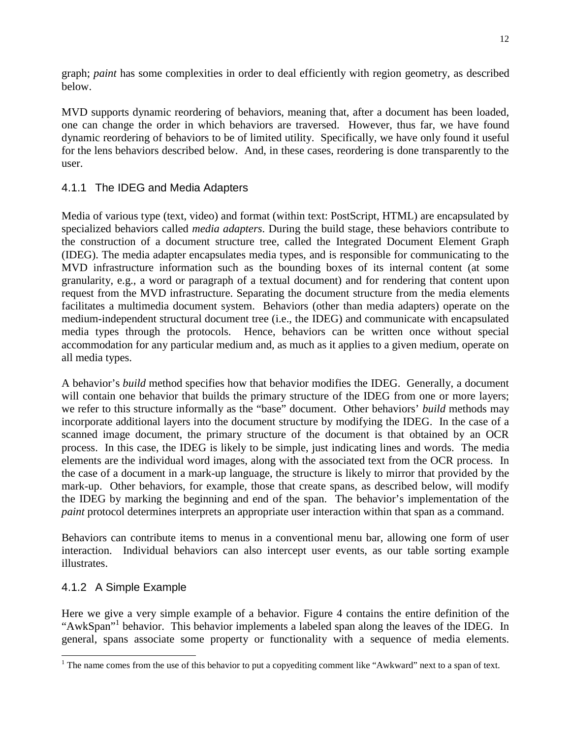graph; *paint* has some complexities in order to deal efficiently with region geometry, as described below.

MVD supports dynamic reordering of behaviors, meaning that, after a document has been loaded, one can change the order in which behaviors are traversed. However, thus far, we have found dynamic reordering of behaviors to be of limited utility. Specifically, we have only found it useful for the lens behaviors described below. And, in these cases, reordering is done transparently to the user.

### 4.1.1 The IDEG and Media Adapters

Media of various type (text, video) and format (within text: PostScript, HTML) are encapsulated by specialized behaviors called *media adapters*. During the build stage, these behaviors contribute to the construction of a document structure tree, called the Integrated Document Element Graph (IDEG). The media adapter encapsulates media types, and is responsible for communicating to the MVD infrastructure information such as the bounding boxes of its internal content (at some granularity, e.g., a word or paragraph of a textual document) and for rendering that content upon request from the MVD infrastructure. Separating the document structure from the media elements facilitates a multimedia document system. Behaviors (other than media adapters) operate on the medium-independent structural document tree (i.e., the IDEG) and communicate with encapsulated media types through the protocols. Hence, behaviors can be written once without special accommodation for any particular medium and, as much as it applies to a given medium, operate on all media types.

A behavior's *build* method specifies how that behavior modifies the IDEG. Generally, a document will contain one behavior that builds the primary structure of the IDEG from one or more layers; we refer to this structure informally as the "base" document. Other behaviors' *build* methods may incorporate additional layers into the document structure by modifying the IDEG. In the case of a scanned image document, the primary structure of the document is that obtained by an OCR process. In this case, the IDEG is likely to be simple, just indicating lines and words. The media elements are the individual word images, along with the associated text from the OCR process. In the case of a document in a mark-up language, the structure is likely to mirror that provided by the mark-up. Other behaviors, for example, those that create spans, as described below, will modify the IDEG by marking the beginning and end of the span. The behavior's implementation of the *paint* protocol determines interprets an appropriate user interaction within that span as a command.

Behaviors can contribute items to menus in a conventional menu bar, allowing one form of user interaction. Individual behaviors can also intercept user events, as our table sorting example illustrates.

### 4.1.2 A Simple Example

Here we give a very simple example of a behavior. Figure 4 contains the entire definition of the "AwkSpan"[1] behavior. This behavior implements a labeled span along the leaves of the IDEG. In general, spans associate some property or functionality with a sequence of media elements.

[1] The name comes from the use of this behavior to put a copyediting comment like "Awkward" next to a span of text.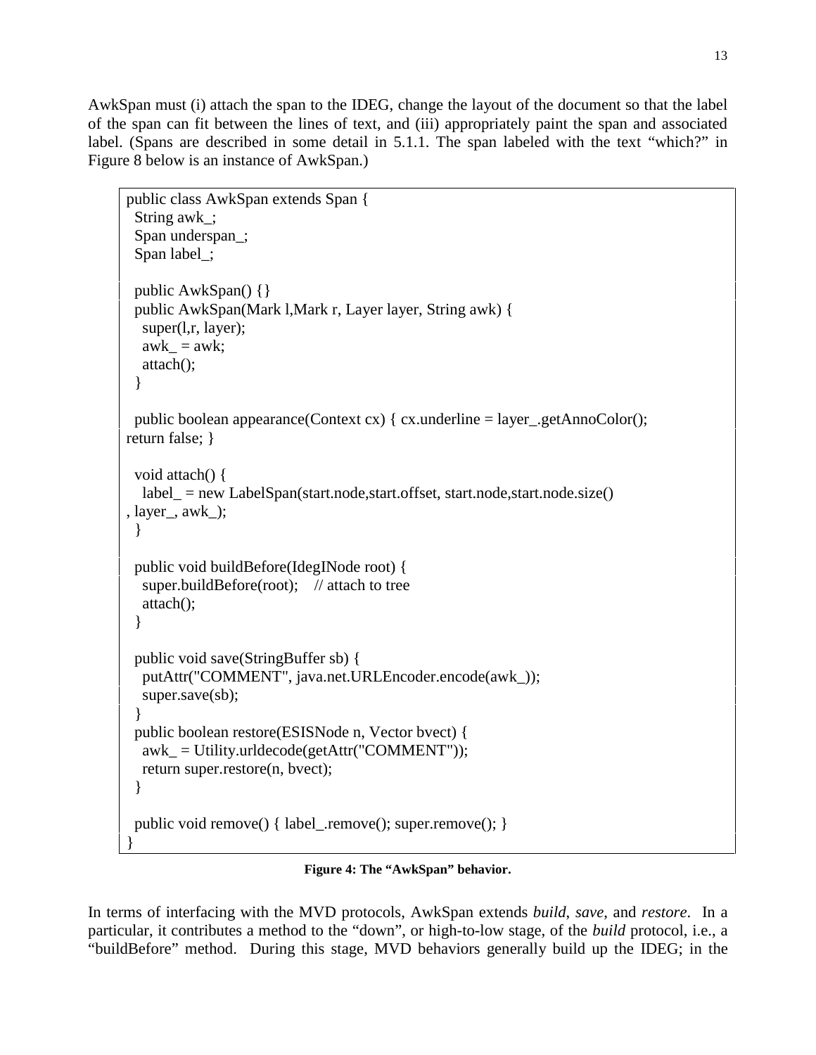AwkSpan must (i) attach the span to the IDEG, change the layout of the document so that the label of the span can fit between the lines of text, and (iii) appropriately paint the span and associated label. (Spans are described in some detail in 5.1.1. The span labeled with the text "which?" in Figure 8 below is an instance of AwkSpan.)

```
public class AwkSpan extends Span {
  String awk_;
  Span underspan_;
  Span label_;

  public AwkSpan() {}
  public AwkSpan(Mark l,Mark r, Layer layer, String awk) {
    super(l,r, layer);
    awk_ = awk;
    attach();
  }

  public boolean appearance(Context cx) { cx.underline = layer_.getAnnoColor();
return false; }

  void attach() {
    label_ = new LabelSpan(start.node,start.offset, start.node,start.node.size()
, layer_, awk_);
  }

  public void buildBefore(IdegINode root) {
    super.buildBefore(root);    // attach to tree
    attach();
  }

  public void save(StringBuffer sb) {
    putAttr("COMMENT", java.net.URLEncoder.encode(awk_));
    super.save(sb);
  }
  public boolean restore(ESISNode n, Vector bvect) {
    awk_ = Utility.urldecode(getAttr("COMMENT"));
    return super.restore(n, bvect);
  }

  public void remove() { label_.remove(); super.remove(); }
}
```

**Figure 4: The "AwkSpan" behavior.**

In terms of interfacing with the MVD protocols, AwkSpan extends *build*, *save*, and *restore*. In a particular, it contributes a method to the "down", or high-to-low stage, of the *build* protocol, i.e., a "buildBefore" method. During this stage, MVD behaviors generally build up the IDEG; in the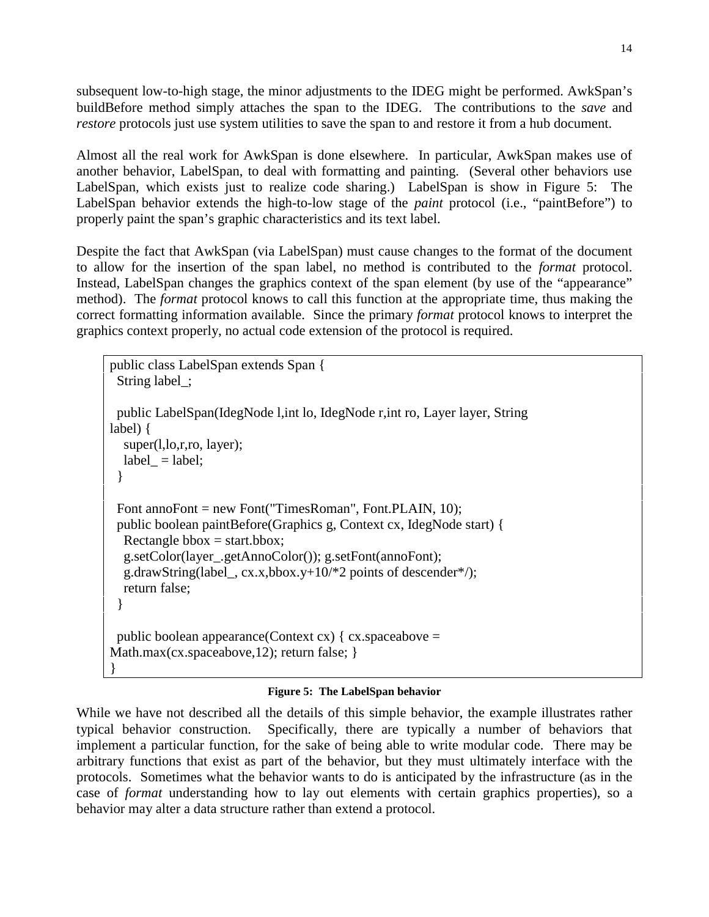subsequent low-to-high stage, the minor adjustments to the IDEG might be performed. AwkSpan's buildBefore method simply attaches the span to the IDEG. The contributions to the *save* and *restore* protocols just use system utilities to save the span to and restore it from a hub document.

Almost all the real work for AwkSpan is done elsewhere. In particular, AwkSpan makes use of another behavior, LabelSpan, to deal with formatting and painting. (Several other behaviors use LabelSpan, which exists just to realize code sharing.) LabelSpan is show in Figure 5: The LabelSpan behavior extends the high-to-low stage of the *paint* protocol (i.e., "paintBefore") to properly paint the span's graphic characteristics and its text label.

Despite the fact that AwkSpan (via LabelSpan) must cause changes to the format of the document to allow for the insertion of the span label, no method is contributed to the *format* protocol. Instead, LabelSpan changes the graphics context of the span element (by use of the "appearance" method). The *format* protocol knows to call this function at the appropriate time, thus making the correct formatting information available. Since the primary *format* protocol knows to interpret the graphics context properly, no actual code extension of the protocol is required.

```
public class LabelSpan extends Span {
  String label_;

  public LabelSpan(IdegNode l,int lo, IdegNode r,int ro, Layer layer, String
label) {
    super(l,lo,r,ro, layer);
    label_ = label;
  }

  Font annoFont = new Font("TimesRoman", Font.PLAIN, 10);
  public boolean paintBefore(Graphics g, Context cx, IdegNode start) {
    Rectangle bbox = start.bbox;
    g.setColor(layer_.getAnnoColor()); g.setFont(annoFont);
    g.drawString(label_, cx.x,bbox.y+10/*2 points of descender*/);
    return false;
  }

  public boolean appearance(Context cx) { cx.spaceabove =
Math.max(cx.spaceabove,12); return false; }
}
```

**Figure 5: The LabelSpan behavior**

While we have not described all the details of this simple behavior, the example illustrates rather typical behavior construction. Specifically, there are typically a number of behaviors that implement a particular function, for the sake of being able to write modular code. There may be arbitrary functions that exist as part of the behavior, but they must ultimately interface with the protocols. Sometimes what the behavior wants to do is anticipated by the infrastructure (as in the case of *format* understanding how to lay out elements with certain graphics properties), so a behavior may alter a data structure rather than extend a protocol.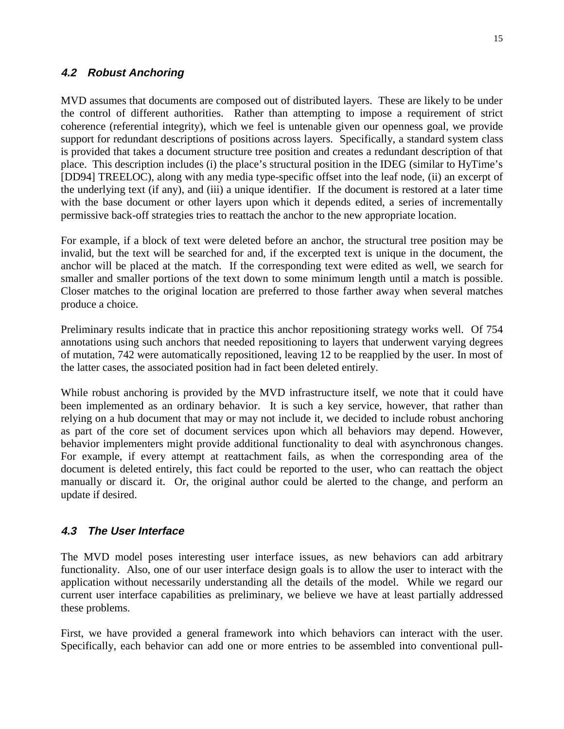### *4.2 Robust Anchoring*

MVD assumes that documents are composed out of distributed layers. These are likely to be under the control of different authorities. Rather than attempting to impose a requirement of strict coherence (referential integrity), which we feel is untenable given our openness goal, we provide support for redundant descriptions of positions across layers. Specifically, a standard system class is provided that takes a document structure tree position and creates a redundant description of that place. This description includes (i) the place's structural position in the IDEG (similar to HyTime's [DD94] TREELOC), along with any media type-specific offset into the leaf node, (ii) an excerpt of the underlying text (if any), and (iii) a unique identifier. If the document is restored at a later time with the base document or other layers upon which it depends edited, a series of incrementally permissive back-off strategies tries to reattach the anchor to the new appropriate location.

For example, if a block of text were deleted before an anchor, the structural tree position may be invalid, but the text will be searched for and, if the excerpted text is unique in the document, the anchor will be placed at the match. If the corresponding text were edited as well, we search for smaller and smaller portions of the text down to some minimum length until a match is possible. Closer matches to the original location are preferred to those farther away when several matches produce a choice.

Preliminary results indicate that in practice this anchor repositioning strategy works well. Of 754 annotations using such anchors that needed repositioning to layers that underwent varying degrees of mutation, 742 were automatically repositioned, leaving 12 to be reapplied by the user. In most of the latter cases, the associated position had in fact been deleted entirely.

While robust anchoring is provided by the MVD infrastructure itself, we note that it could have been implemented as an ordinary behavior. It is such a key service, however, that rather than relying on a hub document that may or may not include it, we decided to include robust anchoring as part of the core set of document services upon which all behaviors may depend. However, behavior implementers might provide additional functionality to deal with asynchronous changes. For example, if every attempt at reattachment fails, as when the corresponding area of the document is deleted entirely, this fact could be reported to the user, who can reattach the object manually or discard it. Or, the original author could be alerted to the change, and perform an update if desired.

### *4.3 The User Interface*

The MVD model poses interesting user interface issues, as new behaviors can add arbitrary functionality. Also, one of our user interface design goals is to allow the user to interact with the application without necessarily understanding all the details of the model. While we regard our current user interface capabilities as preliminary, we believe we have at least partially addressed these problems.

First, we have provided a general framework into which behaviors can interact with the user. Specifically, each behavior can add one or more entries to be assembled into conventional pull-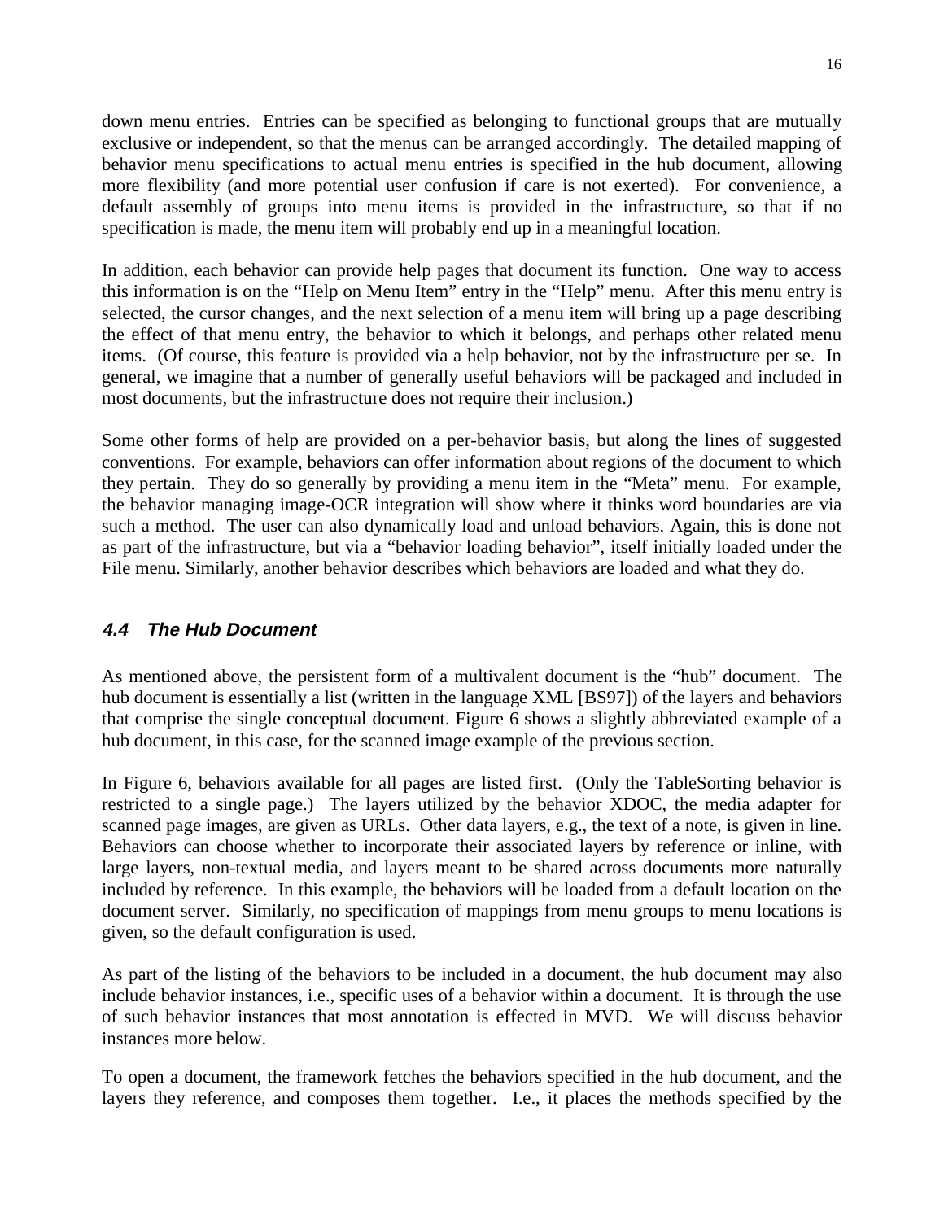down menu entries. Entries can be specified as belonging to functional groups that are mutually exclusive or independent, so that the menus can be arranged accordingly. The detailed mapping of behavior menu specifications to actual menu entries is specified in the hub document, allowing more flexibility (and more potential user confusion if care is not exerted). For convenience, a default assembly of groups into menu items is provided in the infrastructure, so that if no specification is made, the menu item will probably end up in a meaningful location.

In addition, each behavior can provide help pages that document its function. One way to access this information is on the "Help on Menu Item" entry in the "Help" menu. After this menu entry is selected, the cursor changes, and the next selection of a menu item will bring up a page describing the effect of that menu entry, the behavior to which it belongs, and perhaps other related menu items. (Of course, this feature is provided via a help behavior, not by the infrastructure per se. In general, we imagine that a number of generally useful behaviors will be packaged and included in most documents, but the infrastructure does not require their inclusion.)

Some other forms of help are provided on a per-behavior basis, but along the lines of suggested conventions. For example, behaviors can offer information about regions of the document to which they pertain. They do so generally by providing a menu item in the "Meta" menu. For example, the behavior managing image-OCR integration will show where it thinks word boundaries are via such a method. The user can also dynamically load and unload behaviors. Again, this is done not as part of the infrastructure, but via a "behavior loading behavior", itself initially loaded under the File menu. Similarly, another behavior describes which behaviors are loaded and what they do.

### *4.4 The Hub Document*

As mentioned above, the persistent form of a multivalent document is the "hub" document. The hub document is essentially a list (written in the language XML [BS97]) of the layers and behaviors that comprise the single conceptual document. Figure 6 shows a slightly abbreviated example of a hub document, in this case, for the scanned image example of the previous section.

In Figure 6, behaviors available for all pages are listed first. (Only the TableSorting behavior is restricted to a single page.) The layers utilized by the behavior XDOC, the media adapter for scanned page images, are given as URLs. Other data layers, e.g., the text of a note, is given in line. Behaviors can choose whether to incorporate their associated layers by reference or inline, with large layers, non-textual media, and layers meant to be shared across documents more naturally included by reference. In this example, the behaviors will be loaded from a default location on the document server. Similarly, no specification of mappings from menu groups to menu locations is given, so the default configuration is used.

As part of the listing of the behaviors to be included in a document, the hub document may also include behavior instances, i.e., specific uses of a behavior within a document. It is through the use of such behavior instances that most annotation is effected in MVD. We will discuss behavior instances more below.

To open a document, the framework fetches the behaviors specified in the hub document, and the layers they reference, and composes them together. I.e., it places the methods specified by the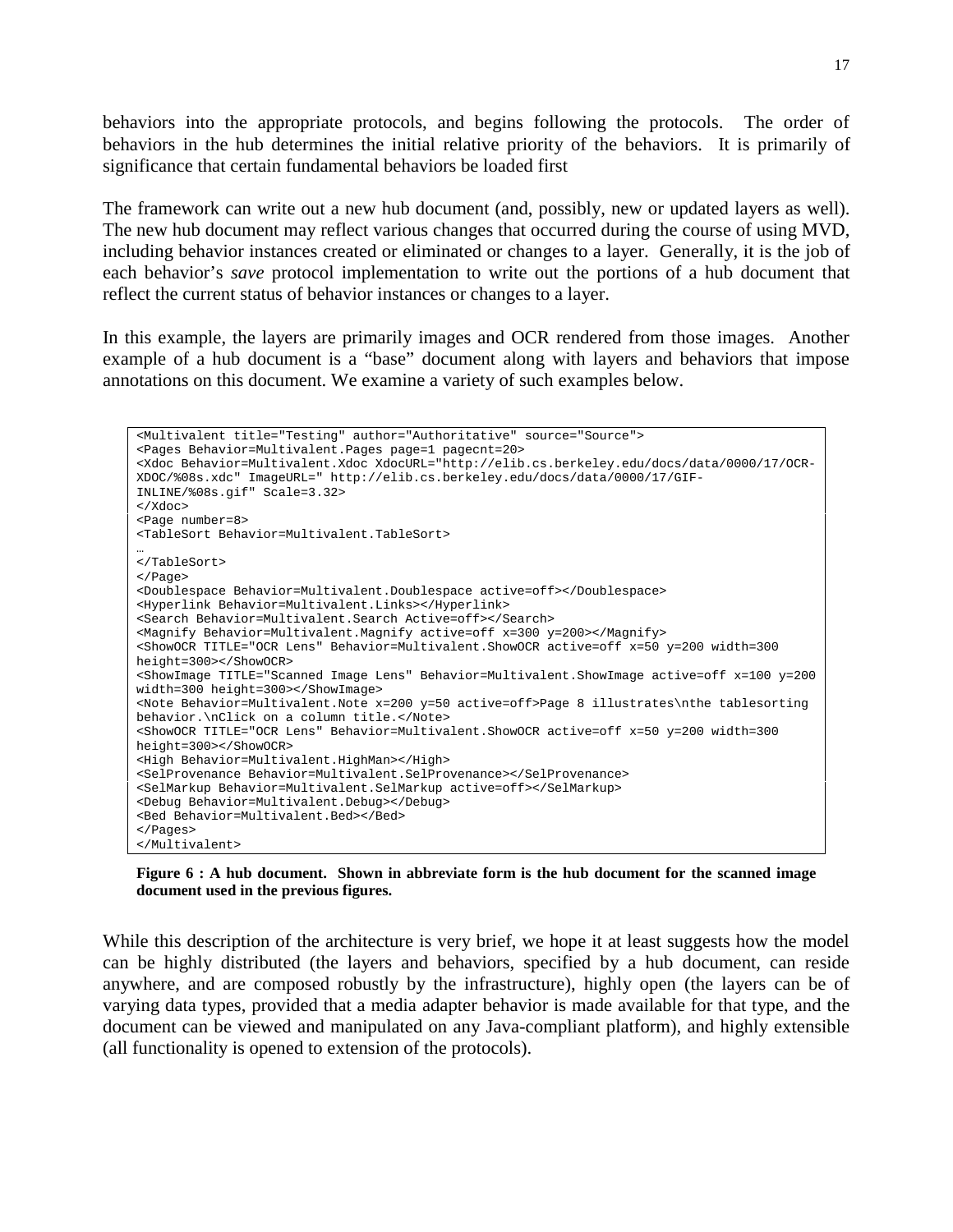behaviors into the appropriate protocols, and begins following the protocols. The order of behaviors in the hub determines the initial relative priority of the behaviors. It is primarily of significance that certain fundamental behaviors be loaded first

The framework can write out a new hub document (and, possibly, new or updated layers as well). The new hub document may reflect various changes that occurred during the course of using MVD, including behavior instances created or eliminated or changes to a layer. Generally, it is the job of each behavior's *save* protocol implementation to write out the portions of a hub document that reflect the current status of behavior instances or changes to a layer.

In this example, the layers are primarily images and OCR rendered from those images. Another example of a hub document is a "base" document along with layers and behaviors that impose annotations on this document. We examine a variety of such examples below.

```
<Multivalent title="Testing" author="Authoritative" source="Source">
<Pages Behavior=Multivalent.Pages page=1 pagecnt=20>
<Xdoc Behavior=Multivalent.Xdoc XdocURL="http://elib.cs.berkeley.edu/docs/data/0000/17/OCR-
XDOC/%08s.xdc" ImageURL=" http://elib.cs.berkeley.edu/docs/data/0000/17/GIF-
INLINE/%08s.gif" Scale=3.32>
</Xdoc>
<Page number=8>
<TableSort Behavior=Multivalent.TableSort>
…
</TableSort>
</Page>
<Doublespace Behavior=Multivalent.Doublespace active=off></Doublespace>
<Hyperlink Behavior=Multivalent.Links></Hyperlink>
<Search Behavior=Multivalent.Search Active=off></Search>
<Magnify Behavior=Multivalent.Magnify active=off x=300 y=200></Magnify>
<ShowOCR TITLE="OCR Lens" Behavior=Multivalent.ShowOCR active=off x=50 y=200 width=300
height=300></ShowOCR>
<ShowImage TITLE="Scanned Image Lens" Behavior=Multivalent.ShowImage active=off x=100 y=200
width=300 height=300></ShowImage>
<Note Behavior=Multivalent.Note x=200 y=50 active=off>Page 8 illustrates\nthe tablesorting
behavior.\nClick on a column title.</Note>
<ShowOCR TITLE="OCR Lens" Behavior=Multivalent.ShowOCR active=off x=50 y=200 width=300
height=300></ShowOCR>
<High Behavior=Multivalent.HighMan></High>
<SelProvenance Behavior=Multivalent.SelProvenance></SelProvenance>
<SelMarkup Behavior=Multivalent.SelMarkup active=off></SelMarkup>
<Debug Behavior=Multivalent.Debug></Debug>
<Bed Behavior=Multivalent.Bed></Bed>
</Pages>
</Multivalent>
```

**Figure 6 : A hub document. Shown in abbreviate form is the hub document for the scanned image document used in the previous figures.**

While this description of the architecture is very brief, we hope it at least suggests how the model can be highly distributed (the layers and behaviors, specified by a hub document, can reside anywhere, and are composed robustly by the infrastructure), highly open (the layers can be of varying data types, provided that a media adapter behavior is made available for that type, and the document can be viewed and manipulated on any Java-compliant platform), and highly extensible (all functionality is opened to extension of the protocols).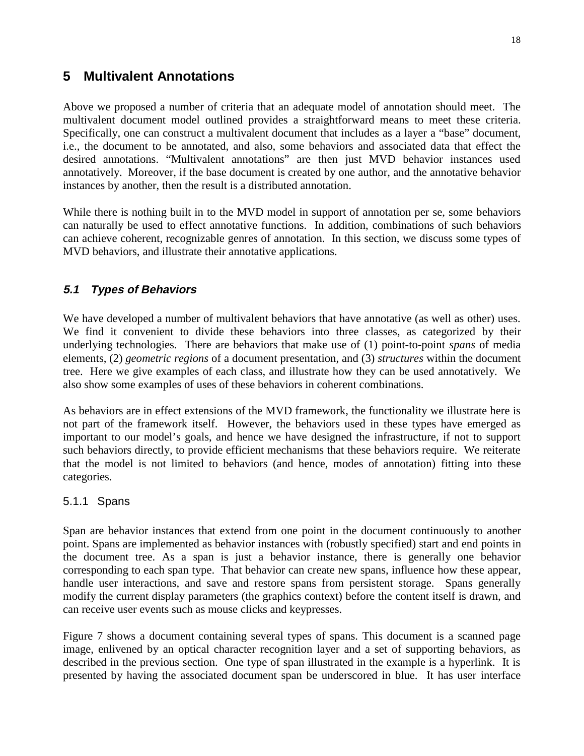## 5 Multivalent Annotations

Above we proposed a number of criteria that an adequate model of annotation should meet. The multivalent document model outlined provides a straightforward means to meet these criteria. Specifically, one can construct a multivalent document that includes as a layer a "base" document, i.e., the document to be annotated, and also, some behaviors and associated data that effect the desired annotations. "Multivalent annotations" are then just MVD behavior instances used annotatively. Moreover, if the base document is created by one author, and the annotative behavior instances by another, then the result is a distributed annotation.

While there is nothing built in to the MVD model in support of annotation per se, some behaviors can naturally be used to effect annotative functions. In addition, combinations of such behaviors can achieve coherent, recognizable genres of annotation. In this section, we discuss some types of MVD behaviors, and illustrate their annotative applications.

### *5.1 Types of Behaviors*

We have developed a number of multivalent behaviors that have annotative (as well as other) uses. We find it convenient to divide these behaviors into three classes, as categorized by their underlying technologies. There are behaviors that make use of (1) point-to-point *spans* of media elements, (2) *geometric regions* of a document presentation, and (3) *structures* within the document tree. Here we give examples of each class, and illustrate how they can be used annotatively. We also show some examples of uses of these behaviors in coherent combinations.

As behaviors are in effect extensions of the MVD framework, the functionality we illustrate here is not part of the framework itself. However, the behaviors used in these types have emerged as important to our model's goals, and hence we have designed the infrastructure, if not to support such behaviors directly, to provide efficient mechanisms that these behaviors require. We reiterate that the model is not limited to behaviors (and hence, modes of annotation) fitting into these categories.

#### 5.1.1 Spans

Span are behavior instances that extend from one point in the document continuously to another point. Spans are implemented as behavior instances with (robustly specified) start and end points in the document tree. As a span is just a behavior instance, there is generally one behavior corresponding to each span type. That behavior can create new spans, influence how these appear, handle user interactions, and save and restore spans from persistent storage. Spans generally modify the current display parameters (the graphics context) before the content itself is drawn, and can receive user events such as mouse clicks and keypresses.

Figure 7 shows a document containing several types of spans. This document is a scanned page image, enlivened by an optical character recognition layer and a set of supporting behaviors, as described in the previous section. One type of span illustrated in the example is a hyperlink. It is presented by having the associated document span be underscored in blue. It has user interface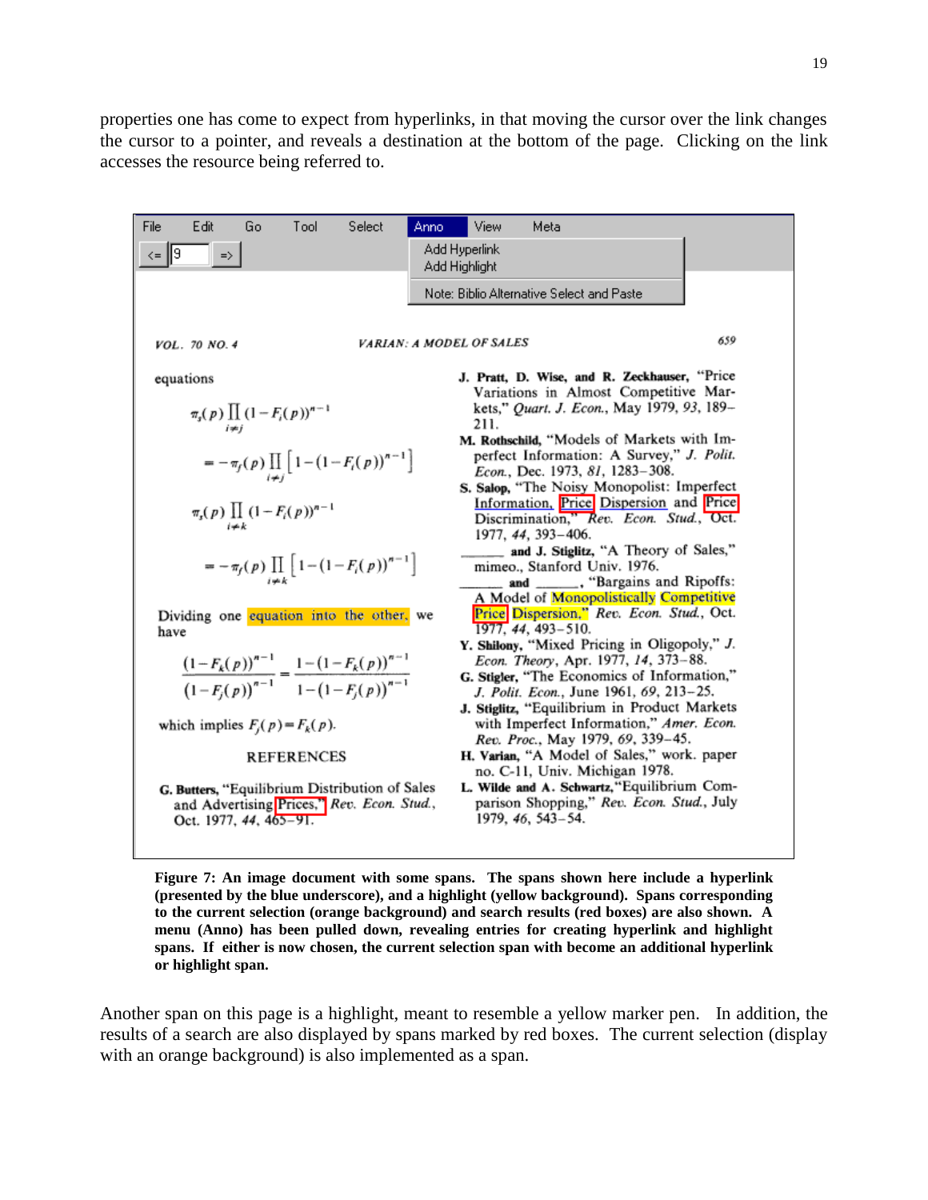properties one has come to expect from hyperlinks, in that moving the cursor over the link changes the cursor to a pointer, and reveals a destination at the bottom of the page. Clicking on the link accesses the resource being referred to.

File Edit Go Tool Select **Anno** View Meta

<= 9 =>

Add Hyperlink
Add Highlight

Note: Biblio Alternative Select and Paste

*VOL. 70 NO. 4* *VARIAN: A MODEL OF SALES* 659

equations

$$\pi_s(p) \prod_{i \neq j} (1 - F_i(p))^{n-1}$$

$$= -\pi_f(p) \prod_{i \neq j} \left[1 - (1 - F_i(p))^{n-1}\right]$$

$$\pi_s(p) \prod_{i \neq k} (1 - F_i(p))^{n-1}$$

$$= -\pi_f(p) \prod_{i \neq k} \left[1 - (1 - F_i(p))^{n-1}\right]$$

Dividing one equation into the other, we have

$$\frac{(1 - F_k(p))^{n-1}}{(1 - F_j(p))^{n-1}} = \frac{1 - (1 - F_k(p))^{n-1}}{1 - (1 - F_j(p))^{n-1}}$$

which implies $F_j(p) = F_k(p)$.

REFERENCES

**G. Butters**, "Equilibrium Distribution of Sales and Advertising Prices," *Rev. Econ. Stud.*, Oct. 1977, *44*, 465–91.

**J. Pratt, D. Wise, and R. Zeckhauser**, "Price Variations in Almost Competitive Markets," *Quart. J. Econ.*, May 1979, *93*, 189–211.

**M. Rothschild**, "Models of Markets with Imperfect Information: A Survey," *J. Polit. Econ.*, Dec. 1973, *81*, 1283–308.

**S. Salop**, "The Noisy Monopolist: Imperfect Information, Price Dispersion and Price Discrimination," *Rev. Econ. Stud.*, Oct. 1977, *44*, 393–406.

______ **and J. Stiglitz**, "A Theory of Sales," mimeo., Stanford Univ. 1976.

______ **and** ______, "Bargains and Ripoffs: A Model of Monopolistically Competitive Price Dispersion," *Rev. Econ. Stud.*, Oct. 1977, *44*, 493–510.

**Y. Shilony**, "Mixed Pricing in Oligopoly," *J. Econ. Theory*, Apr. 1977, *14*, 373–88.

**G. Stigler**, "The Economics of Information," *J. Polit. Econ.*, June 1961, *69*, 213–25.

**J. Stiglitz**, "Equilibrium in Product Markets with Imperfect Information," *Amer. Econ. Rev. Proc.*, May 1979, *69*, 339–45.

**H. Varian**, "A Model of Sales," work. paper no. C-11, Univ. Michigan 1978.

**L. Wilde and A. Schwartz**, "Equilibrium Comparison Shopping," *Rev. Econ. Stud.*, July 1979, *46*, 543–54.

**Figure 7: An image document with some spans. The spans shown here include a hyperlink (presented by the blue underscore), and a highlight (yellow background). Spans corresponding to the current selection (orange background) and search results (red boxes) are also shown. A menu (Anno) has been pulled down, revealing entries for creating hyperlink and highlight spans. If either is now chosen, the current selection span with become an additional hyperlink or highlight span.**

Another span on this page is a highlight, meant to resemble a yellow marker pen. In addition, the results of a search are also displayed by spans marked by red boxes. The current selection (display with an orange background) is also implemented as a span.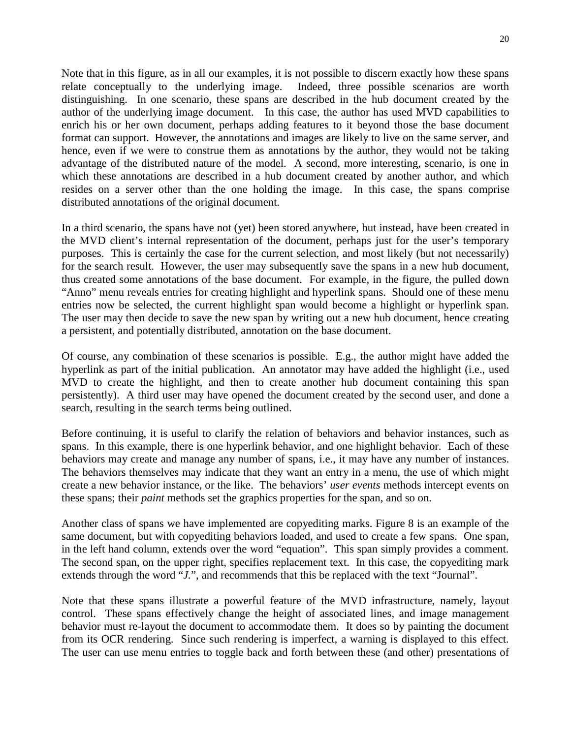Note that in this figure, as in all our examples, it is not possible to discern exactly how these spans relate conceptually to the underlying image. Indeed, three possible scenarios are worth distinguishing. In one scenario, these spans are described in the hub document created by the author of the underlying image document. In this case, the author has used MVD capabilities to enrich his or her own document, perhaps adding features to it beyond those the base document format can support. However, the annotations and images are likely to live on the same server, and hence, even if we were to construe them as annotations by the author, they would not be taking advantage of the distributed nature of the model. A second, more interesting, scenario, is one in which these annotations are described in a hub document created by another author, and which resides on a server other than the one holding the image. In this case, the spans comprise distributed annotations of the original document.

In a third scenario, the spans have not (yet) been stored anywhere, but instead, have been created in the MVD client's internal representation of the document, perhaps just for the user's temporary purposes. This is certainly the case for the current selection, and most likely (but not necessarily) for the search result. However, the user may subsequently save the spans in a new hub document, thus created some annotations of the base document. For example, in the figure, the pulled down "Anno" menu reveals entries for creating highlight and hyperlink spans. Should one of these menu entries now be selected, the current highlight span would become a highlight or hyperlink span. The user may then decide to save the new span by writing out a new hub document, hence creating a persistent, and potentially distributed, annotation on the base document.

Of course, any combination of these scenarios is possible. E.g., the author might have added the hyperlink as part of the initial publication. An annotator may have added the highlight (i.e., used MVD to create the highlight, and then to create another hub document containing this span persistently). A third user may have opened the document created by the second user, and done a search, resulting in the search terms being outlined.

Before continuing, it is useful to clarify the relation of behaviors and behavior instances, such as spans. In this example, there is one hyperlink behavior, and one highlight behavior. Each of these behaviors may create and manage any number of spans, i.e., it may have any number of instances. The behaviors themselves may indicate that they want an entry in a menu, the use of which might create a new behavior instance, or the like. The behaviors' *user events* methods intercept events on these spans; their *paint* methods set the graphics properties for the span, and so on.

Another class of spans we have implemented are copyediting marks. Figure 8 is an example of the same document, but with copyediting behaviors loaded, and used to create a few spans. One span, in the left hand column, extends over the word "equation". This span simply provides a comment. The second span, on the upper right, specifies replacement text. In this case, the copyediting mark extends through the word "*J.*", and recommends that this be replaced with the text "Journal".

Note that these spans illustrate a powerful feature of the MVD infrastructure, namely, layout control. These spans effectively change the height of associated lines, and image management behavior must re-layout the document to accommodate them. It does so by painting the document from its OCR rendering. Since such rendering is imperfect, a warning is displayed to this effect. The user can use menu entries to toggle back and forth between these (and other) presentations of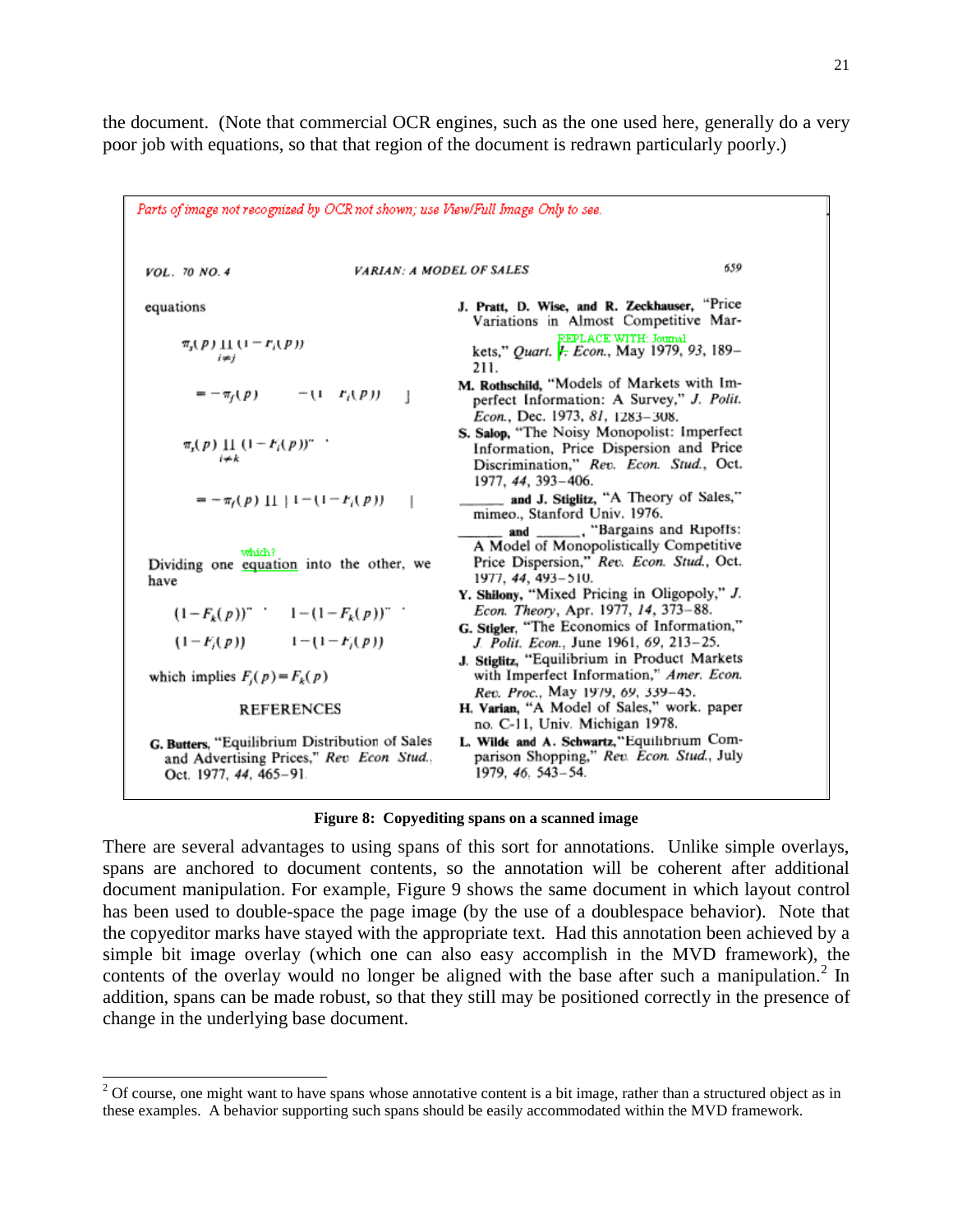the document. (Note that commercial OCR engines, such as the one used here, generally do a very poor job with equations, so that that region of the document is redrawn particularly poorly.)

Parts of image not recognized by OCR not shown; use View/Full Image Only to see.

VOL. 70 NO. 4 VARIAN: A MODEL OF SALES 659

equations

$$\pi_s(p) \prod_{i \neq j} (1 - F_i(p))$$

$$= -\pi_f(p) \quad -(1 \quad F_i(p)) \quad ]$$

$$\pi_s(p) \prod_{i \neq k} (1 - F_i(p))^n$$

$$= -\pi_f(p) \prod | 1 - (1 - F_i(p)) \quad |$$

which?
Dividing one equation into the other, we have

$$(1 - F_k(p))^n \qquad 1 - (1 - F_k(p))^n$$

$$(1 - F_j(p)) \qquad 1 - (1 - F_j(p))$$

which implies $F_j(p) = F_k(p)$

REFERENCES

**G. Butters**, "Equilibrium Distribution of Sales and Advertising Prices," *Rev Econ Stud.*, Oct. 1977, *44*, 465–91.

**J. Pratt, D. Wise, and R. Zeckhauser**, "Price Variations in Almost Competitive Markets," *Quart. J. Econ.*, May 1979, *93*, 189–211. REPLACE WITH: Journal

**M. Rothschild**, "Models of Markets with Imperfect Information: A Survey," *J. Polit. Econ.*, Dec. 1973, *81*, 1283–308.

**S. Salop**, "The Noisy Monopolist: Imperfect Information, Price Dispersion and Price Discrimination," *Rev. Econ. Stud.*, Oct. 1977, *44*, 393–406.

______ **and J. Stiglitz**, "A Theory of Sales," mimeo., Stanford Univ. 1976.

______ **and** ______, "Bargains and Ripoffs: A Model of Monopolistically Competitive Price Dispersion," *Rev. Econ. Stud.*, Oct. 1977, *44*, 493–510.

**Y. Shilony**, "Mixed Pricing in Oligopoly," *J. Econ. Theory*, Apr. 1977, *14*, 373–88.

**G. Stigler**, "The Economics of Information," *J. Polit. Econ.*, June 1961, *69*, 213–25.

**J. Stiglitz**, "Equilibrium in Product Markets with Imperfect Information," *Amer. Econ. Rev. Proc.*, May 1979, *69*, 339–45.

**H. Varian**, "A Model of Sales," work. paper no. C-11, Univ. Michigan 1978.

**L. Wilde and A. Schwartz**, "Equilibrium Comparison Shopping," *Rev. Econ. Stud.*, July 1979, *46*, 543–54.

**Figure 8: Copyediting spans on a scanned image**

There are several advantages to using spans of this sort for annotations. Unlike simple overlays, spans are anchored to document contents, so the annotation will be coherent after additional document manipulation. For example, Figure 9 shows the same document in which layout control has been used to double-space the page image (by the use of a doublespace behavior). Note that the copyeditor marks have stayed with the appropriate text. Had this annotation been achieved by a simple bit image overlay (which one can also easy accomplish in the MVD framework), the contents of the overlay would no longer be aligned with the base after such a manipulation.[2] In addition, spans can be made robust, so that they still may be positioned correctly in the presence of change in the underlying base document.

[2] Of course, one might want to have spans whose annotative content is a bit image, rather than a structured object as in these examples. A behavior supporting such spans should be easily accommodated within the MVD framework.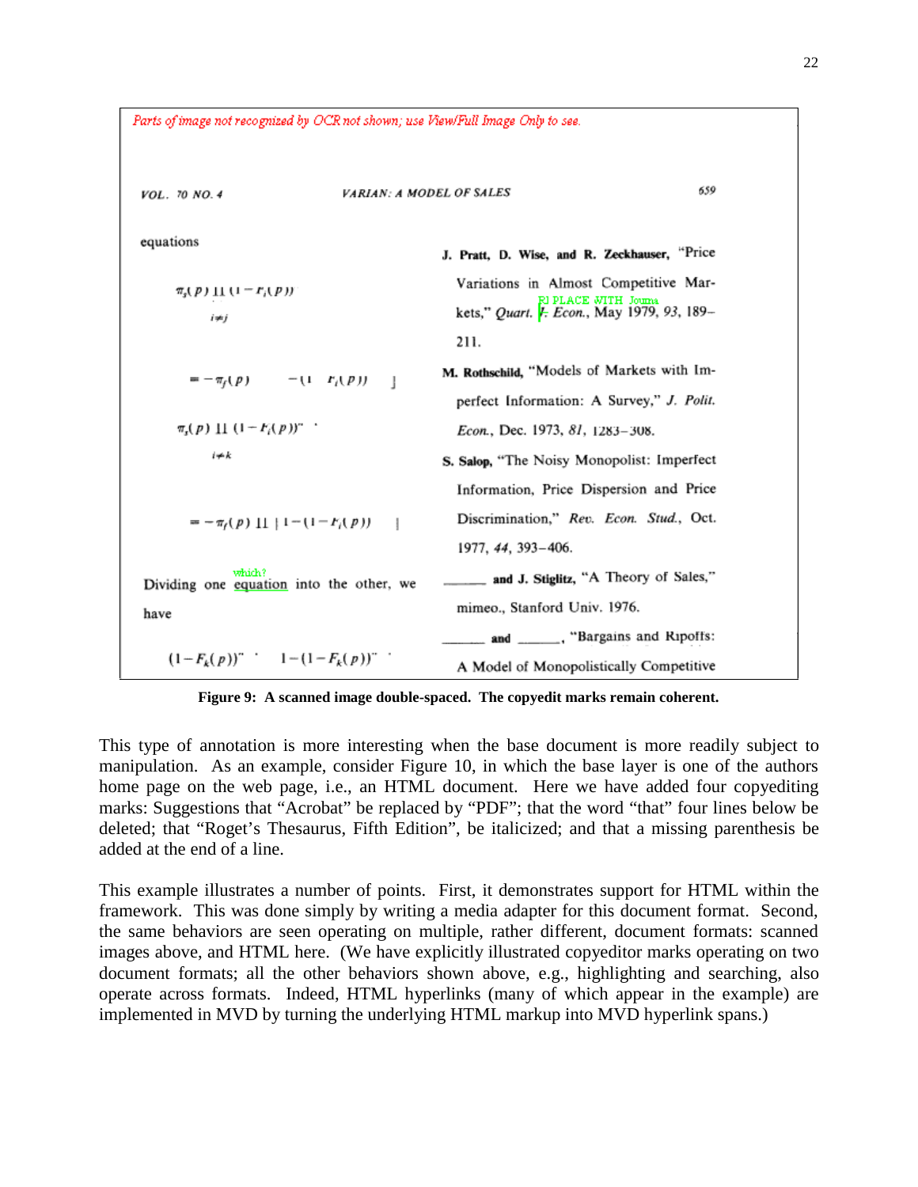Parts of image not recognized by OCR not shown; use View/Full Image Only to see.

VOL. 70 NO. 4 VARIAN: A MODEL OF SALES 659

equations

$\pi_s(p) \prod_{i \neq j} (1 - F_i(p))$

$= -\pi_f(p) \quad -(1 \quad F_i(p)) \quad ]$

$\pi_s(p) \prod_{i \neq k} (1 - F_i(p))^{n}$

$= -\pi_f(p) \prod | 1 - (1 - F_i(p)) \quad |$

Dividing one equation into the other, we have

$(1 - F_k(p))^{n} \quad 1 - (1 - F_k(p))^{n}$

J. Pratt, D. Wise, and R. Zeckhauser, "Price Variations in Almost Competitive Markets," *Quart. J. Econ.*, May 1979, *93*, 189–211.

M. Rothschild, "Models of Markets with Imperfect Information: A Survey," *J. Polit. Econ.*, Dec. 1973, *81*, 1283–308.

S. Salop, "The Noisy Monopolist: Imperfect Information, Price Dispersion and Price Discrimination," *Rev. Econ. Stud.*, Oct. 1977, *44*, 393–406.

\_\_\_\_\_\_ and J. Stiglitz, "A Theory of Sales," mimeo., Stanford Univ. 1976.

\_\_\_\_\_\_ and \_\_\_\_\_\_, "Bargains and Ripoffs: A Model of Monopolistically Competitive

**Figure 9: A scanned image double-spaced. The copyedit marks remain coherent.**

This type of annotation is more interesting when the base document is more readily subject to manipulation. As an example, consider Figure 10, in which the base layer is one of the authors home page on the web page, i.e., an HTML document. Here we have added four copyediting marks: Suggestions that "Acrobat" be replaced by "PDF"; that the word "that" four lines below be deleted; that "Roget's Thesaurus, Fifth Edition", be italicized; and that a missing parenthesis be added at the end of a line.

This example illustrates a number of points. First, it demonstrates support for HTML within the framework. This was done simply by writing a media adapter for this document format. Second, the same behaviors are seen operating on multiple, rather different, document formats: scanned images above, and HTML here. (We have explicitly illustrated copyeditor marks operating on two document formats; all the other behaviors shown above, e.g., highlighting and searching, also operate across formats. Indeed, HTML hyperlinks (many of which appear in the example) are implemented in MVD by turning the underlying HTML markup into MVD hyperlink spans.)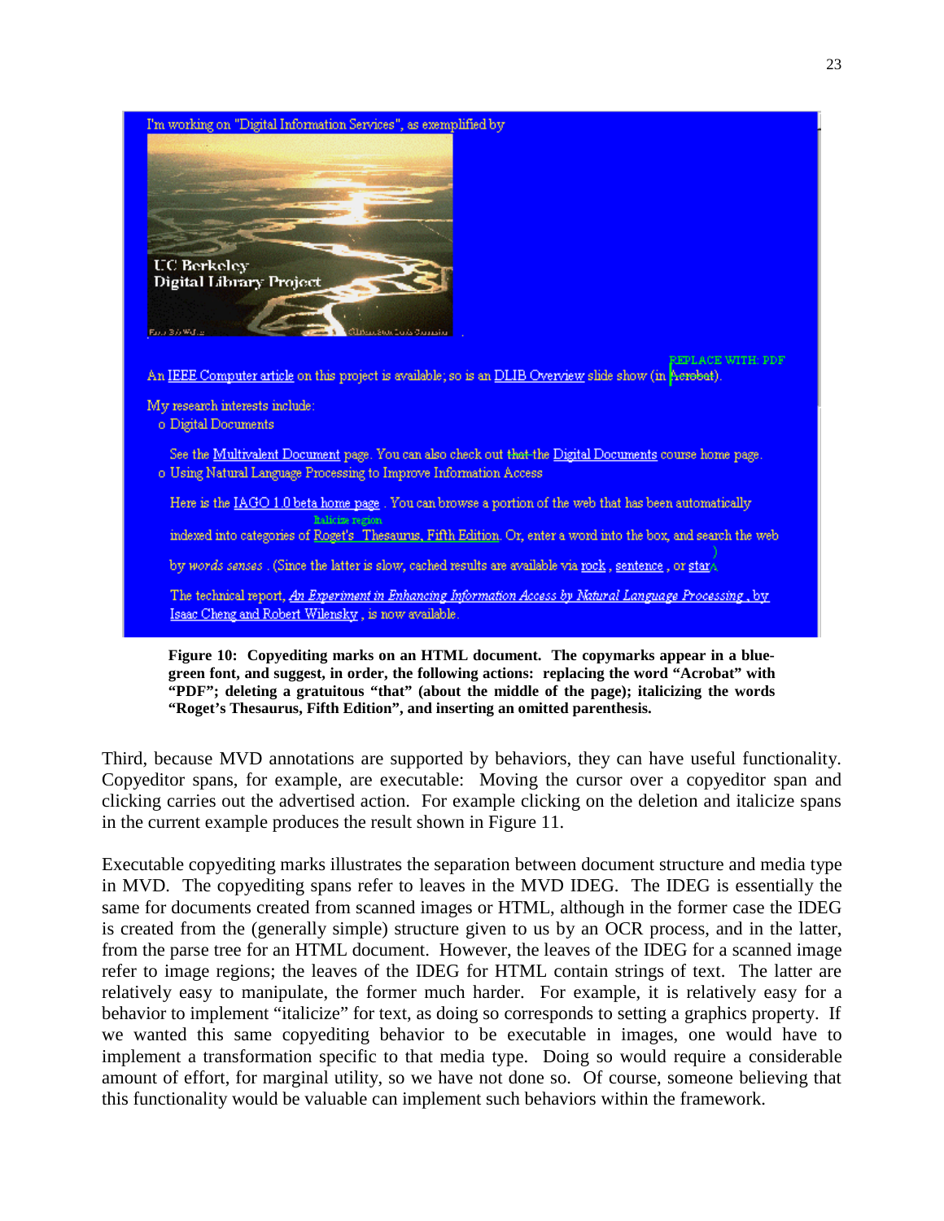**Figure 10: Copyediting marks on an HTML document. The copymarks appear in a blue-green font, and suggest, in order, the following actions: replacing the word "Acrobat" with "PDF"; deleting a gratuitous "that" (about the middle of the page); italicizing the words "Roget's Thesaurus, Fifth Edition", and inserting an omitted parenthesis.**

Third, because MVD annotations are supported by behaviors, they can have useful functionality. Copyeditor spans, for example, are executable: Moving the cursor over a copyeditor span and clicking carries out the advertised action. For example clicking on the deletion and italicize spans in the current example produces the result shown in Figure 11.

Executable copyediting marks illustrates the separation between document structure and media type in MVD. The copyediting spans refer to leaves in the MVD IDEG. The IDEG is essentially the same for documents created from scanned images or HTML, although in the former case the IDEG is created from the (generally simple) structure given to us by an OCR process, and in the latter, from the parse tree for an HTML document. However, the leaves of the IDEG for a scanned image refer to image regions; the leaves of the IDEG for HTML contain strings of text. The latter are relatively easy to manipulate, the former much harder. For example, it is relatively easy for a behavior to implement "italicize" for text, as doing so corresponds to setting a graphics property. If we wanted this same copyediting behavior to be executable in images, one would have to implement a transformation specific to that media type. Doing so would require a considerable amount of effort, for marginal utility, so we have not done so. Of course, someone believing that this functionality would be valuable can implement such behaviors within the framework.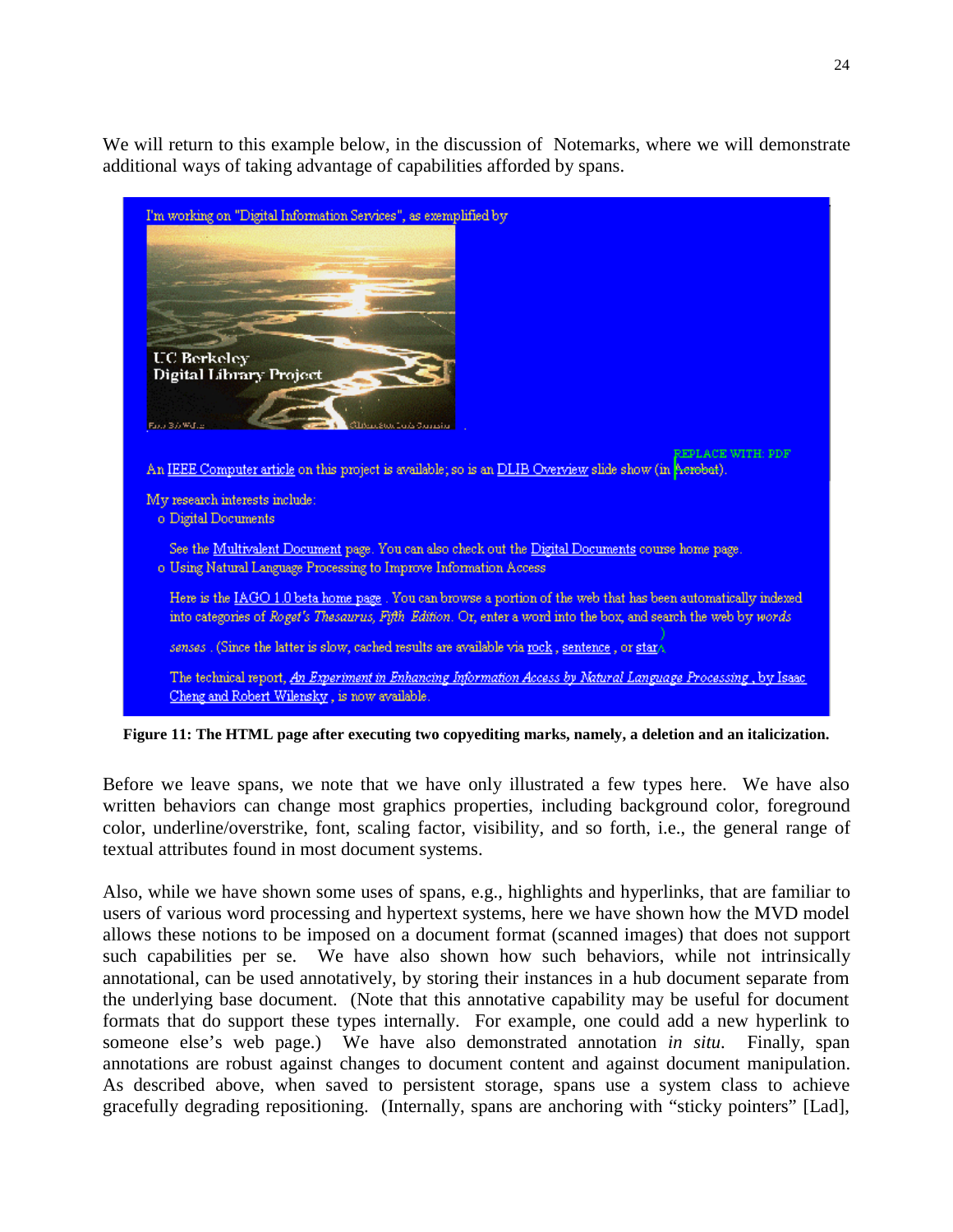We will return to this example below, in the discussion of Notemarks, where we will demonstrate additional ways of taking advantage of capabilities afforded by spans.

**Figure 11: The HTML page after executing two copyediting marks, namely, a deletion and an italicization.**

Before we leave spans, we note that we have only illustrated a few types here. We have also written behaviors can change most graphics properties, including background color, foreground color, underline/overstrike, font, scaling factor, visibility, and so forth, i.e., the general range of textual attributes found in most document systems.

Also, while we have shown some uses of spans, e.g., highlights and hyperlinks, that are familiar to users of various word processing and hypertext systems, here we have shown how the MVD model allows these notions to be imposed on a document format (scanned images) that does not support such capabilities per se. We have also shown how such behaviors, while not intrinsically annotational, can be used annotatively, by storing their instances in a hub document separate from the underlying base document. (Note that this annotative capability may be useful for document formats that do support these types internally. For example, one could add a new hyperlink to someone else's web page.) We have also demonstrated annotation *in situ*. Finally, span annotations are robust against changes to document content and against document manipulation. As described above, when saved to persistent storage, spans use a system class to achieve gracefully degrading repositioning. (Internally, spans are anchoring with "sticky pointers" [Lad],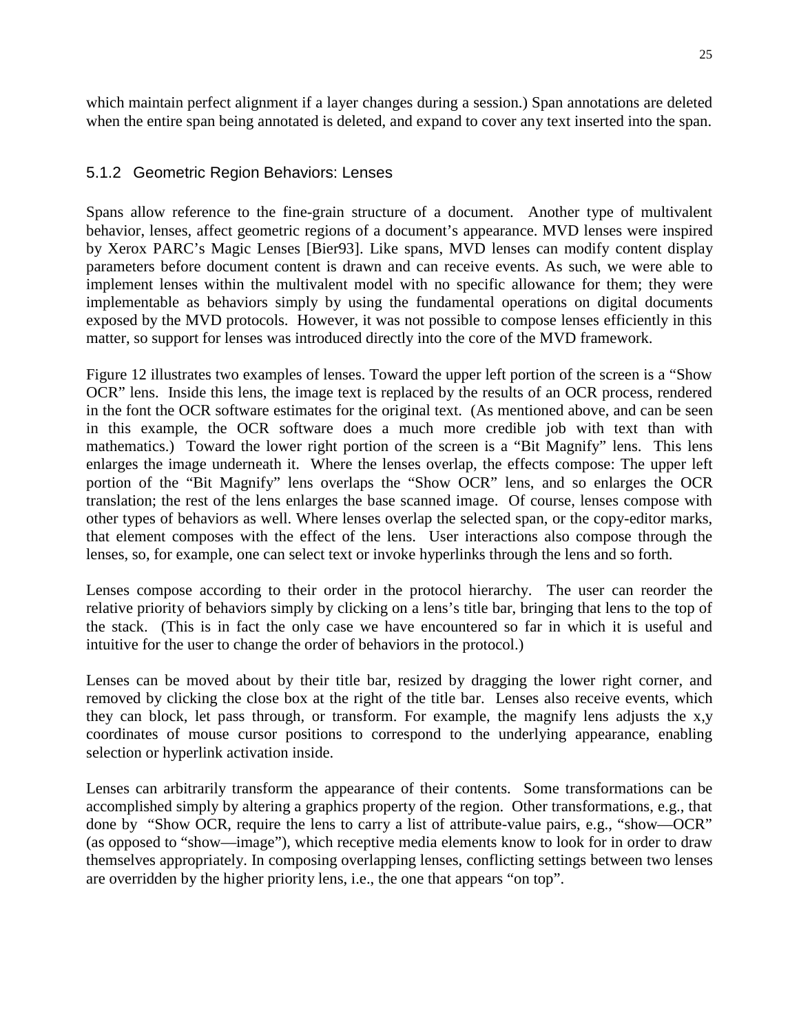which maintain perfect alignment if a layer changes during a session.) Span annotations are deleted when the entire span being annotated is deleted, and expand to cover any text inserted into the span.

### 5.1.2 Geometric Region Behaviors: Lenses

Spans allow reference to the fine-grain structure of a document. Another type of multivalent behavior, lenses, affect geometric regions of a document's appearance. MVD lenses were inspired by Xerox PARC's Magic Lenses [Bier93]. Like spans, MVD lenses can modify content display parameters before document content is drawn and can receive events. As such, we were able to implement lenses within the multivalent model with no specific allowance for them; they were implementable as behaviors simply by using the fundamental operations on digital documents exposed by the MVD protocols. However, it was not possible to compose lenses efficiently in this matter, so support for lenses was introduced directly into the core of the MVD framework.

Figure 12 illustrates two examples of lenses. Toward the upper left portion of the screen is a "Show OCR" lens. Inside this lens, the image text is replaced by the results of an OCR process, rendered in the font the OCR software estimates for the original text. (As mentioned above, and can be seen in this example, the OCR software does a much more credible job with text than with mathematics.) Toward the lower right portion of the screen is a "Bit Magnify" lens. This lens enlarges the image underneath it. Where the lenses overlap, the effects compose: The upper left portion of the "Bit Magnify" lens overlaps the "Show OCR" lens, and so enlarges the OCR translation; the rest of the lens enlarges the base scanned image. Of course, lenses compose with other types of behaviors as well. Where lenses overlap the selected span, or the copy-editor marks, that element composes with the effect of the lens. User interactions also compose through the lenses, so, for example, one can select text or invoke hyperlinks through the lens and so forth.

Lenses compose according to their order in the protocol hierarchy. The user can reorder the relative priority of behaviors simply by clicking on a lens's title bar, bringing that lens to the top of the stack. (This is in fact the only case we have encountered so far in which it is useful and intuitive for the user to change the order of behaviors in the protocol.)

Lenses can be moved about by their title bar, resized by dragging the lower right corner, and removed by clicking the close box at the right of the title bar. Lenses also receive events, which they can block, let pass through, or transform. For example, the magnify lens adjusts the x,y coordinates of mouse cursor positions to correspond to the underlying appearance, enabling selection or hyperlink activation inside.

Lenses can arbitrarily transform the appearance of their contents. Some transformations can be accomplished simply by altering a graphics property of the region. Other transformations, e.g., that done by "Show OCR, require the lens to carry a list of attribute-value pairs, e.g., "show—OCR" (as opposed to "show—image"), which receptive media elements know to look for in order to draw themselves appropriately. In composing overlapping lenses, conflicting settings between two lenses are overridden by the higher priority lens, i.e., the one that appears "on top".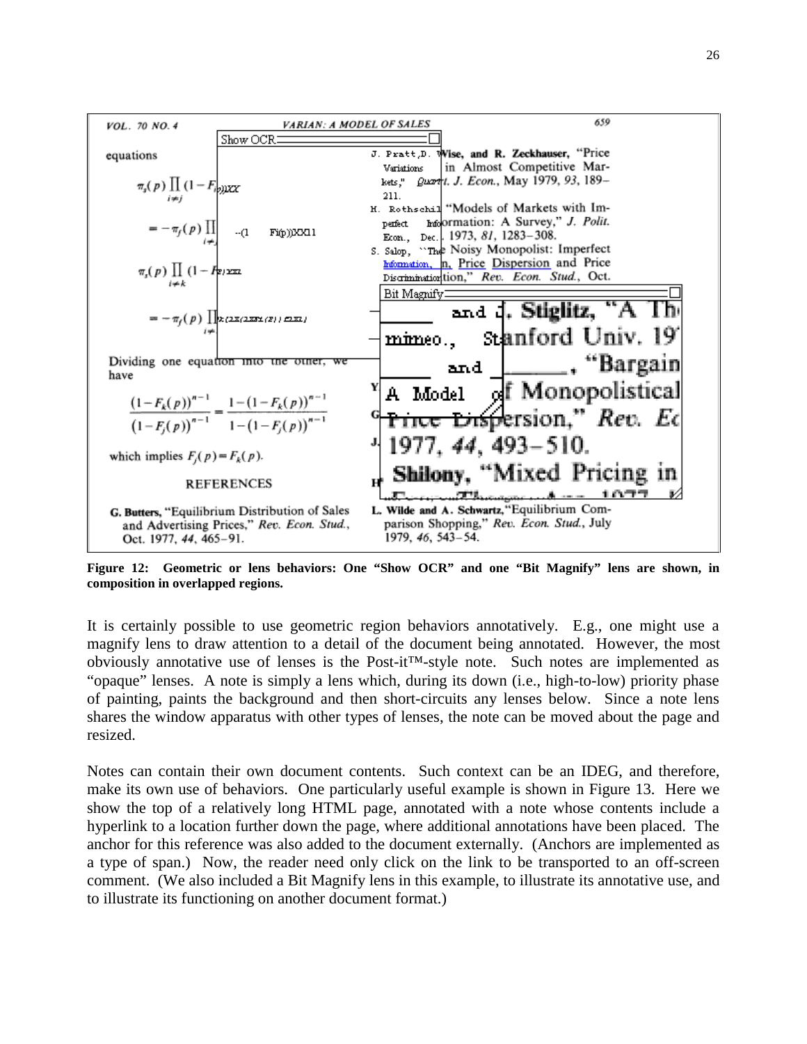**Figure 12: Geometric or lens behaviors: One "Show OCR" and one "Bit Magnify" lens are shown, in composition in overlapped regions.**

It is certainly possible to use geometric region behaviors annotatively. E.g., one might use a magnify lens to draw attention to a detail of the document being annotated. However, the most obviously annotative use of lenses is the Post-it™-style note. Such notes are implemented as "opaque" lenses. A note is simply a lens which, during its down (i.e., high-to-low) priority phase of painting, paints the background and then short-circuits any lenses below. Since a note lens shares the window apparatus with other types of lenses, the note can be moved about the page and resized.

Notes can contain their own document contents. Such context can be an IDEG, and therefore, make its own use of behaviors. One particularly useful example is shown in Figure 13. Here we show the top of a relatively long HTML page, annotated with a note whose contents include a hyperlink to a location further down the page, where additional annotations have been placed. The anchor for this reference was also added to the document externally. (Anchors are implemented as a type of span.) Now, the reader need only click on the link to be transported to an off-screen comment. (We also included a Bit Magnify lens in this example, to illustrate its annotative use, and to illustrate its functioning on another document format.)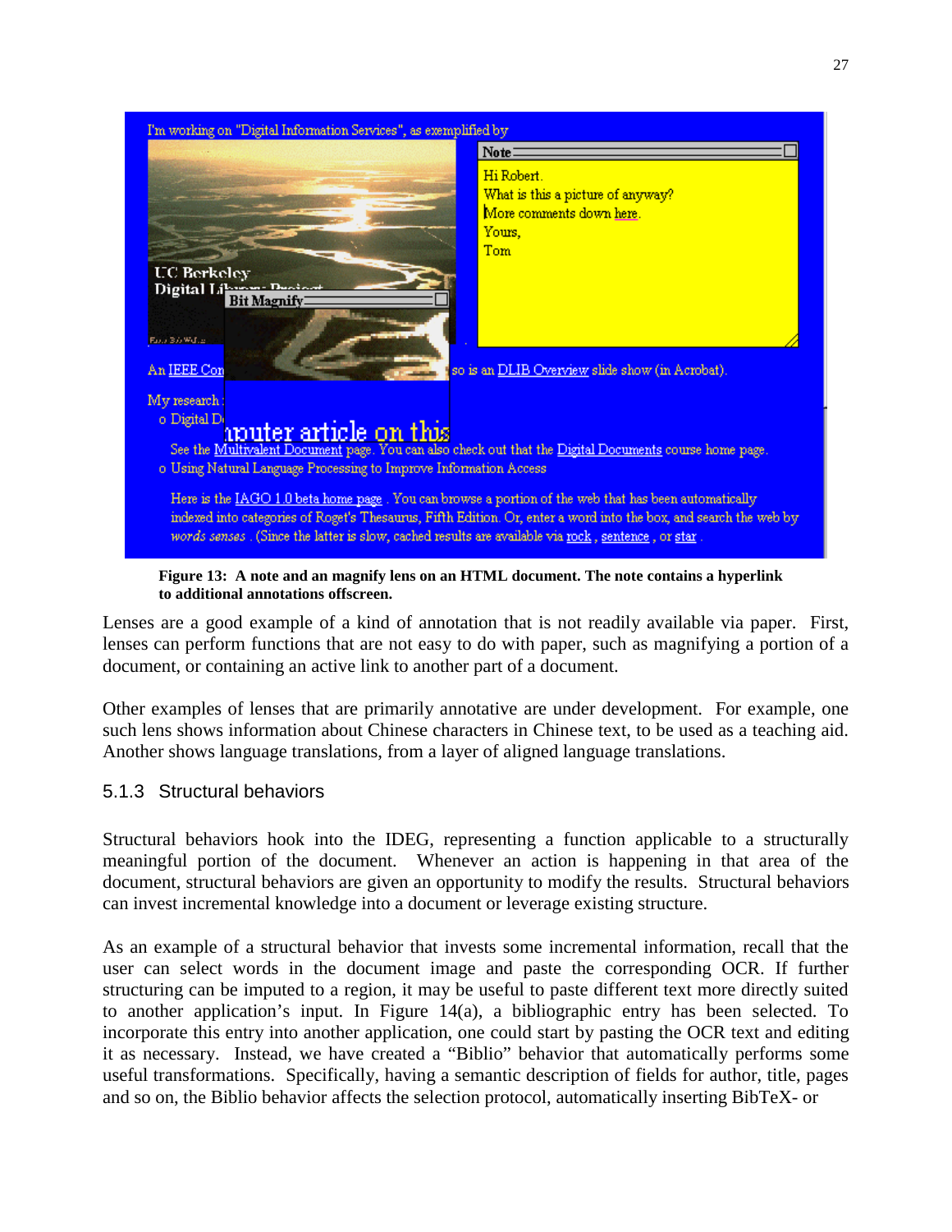**Figure 13: A note and an magnify lens on an HTML document. The note contains a hyperlink to additional annotations offscreen.**

Lenses are a good example of a kind of annotation that is not readily available via paper. First, lenses can perform functions that are not easy to do with paper, such as magnifying a portion of a document, or containing an active link to another part of a document.

Other examples of lenses that are primarily annotative are under development. For example, one such lens shows information about Chinese characters in Chinese text, to be used as a teaching aid. Another shows language translations, from a layer of aligned language translations.

### 5.1.3 Structural behaviors

Structural behaviors hook into the IDEG, representing a function applicable to a structurally meaningful portion of the document. Whenever an action is happening in that area of the document, structural behaviors are given an opportunity to modify the results. Structural behaviors can invest incremental knowledge into a document or leverage existing structure.

As an example of a structural behavior that invests some incremental information, recall that the user can select words in the document image and paste the corresponding OCR. If further structuring can be imputed to a region, it may be useful to paste different text more directly suited to another application's input. In Figure 14(a), a bibliographic entry has been selected. To incorporate this entry into another application, one could start by pasting the OCR text and editing it as necessary. Instead, we have created a "Biblio" behavior that automatically performs some useful transformations. Specifically, having a semantic description of fields for author, title, pages and so on, the Biblio behavior affects the selection protocol, automatically inserting BibTeX- or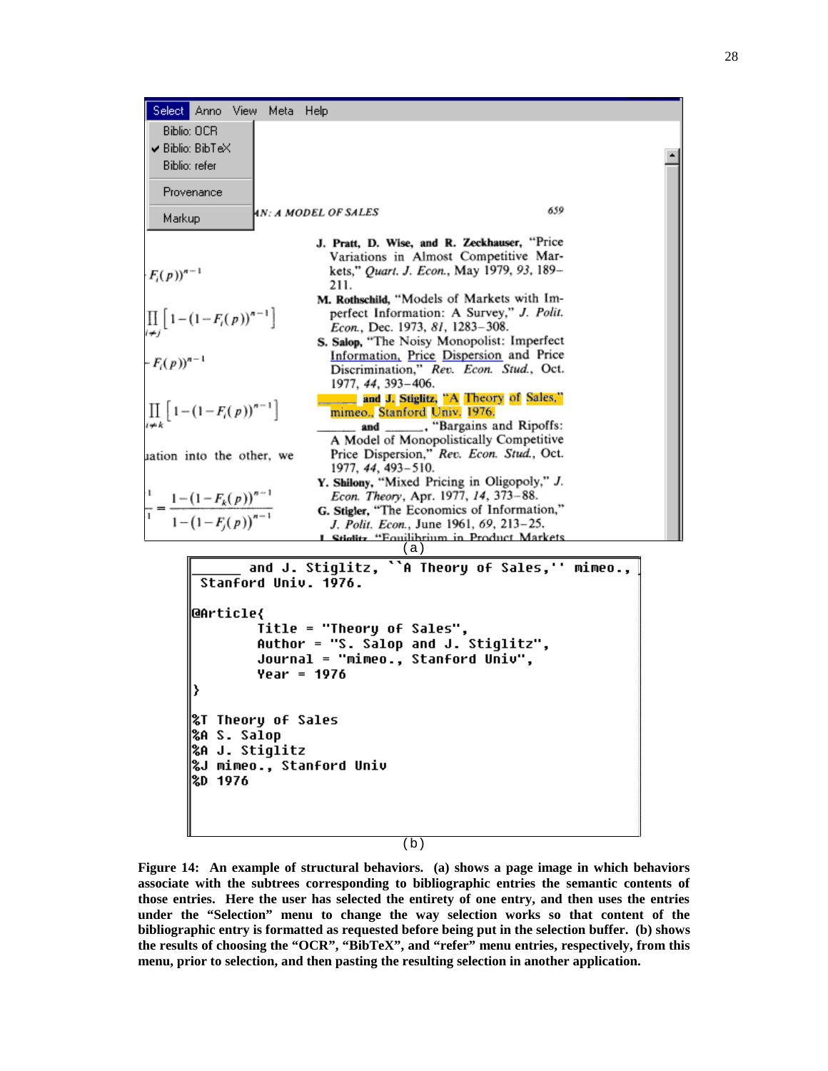Select Anno View Meta Help

Biblio: OCR
✔ Biblio: BibTeX
Biblio: refer

Provenance

Markup

(a)

```
_____ and J. Stiglitz, ``A Theory of Sales,'' mimeo.,
Stanford Univ. 1976.

@Article{
        Title = "Theory of Sales",
        Author = "S. Salop and J. Stiglitz",
        Journal = "mimeo., Stanford Univ",
        Year = 1976
}

%T Theory of Sales
%A S. Salop
%A J. Stiglitz
%J mimeo., Stanford Univ
%D 1976
```

(b)

**Figure 14: An example of structural behaviors. (a) shows a page image in which behaviors associate with the subtrees corresponding to bibliographic entries the semantic contents of those entries. Here the user has selected the entirety of one entry, and then uses the entries under the "Selection" menu to change the way selection works so that content of the bibliographic entry is formatted as requested before being put in the selection buffer. (b) shows the results of choosing the "OCR", "BibTeX", and "refer" menu entries, respectively, from this menu, prior to selection, and then pasting the resulting selection in another application.**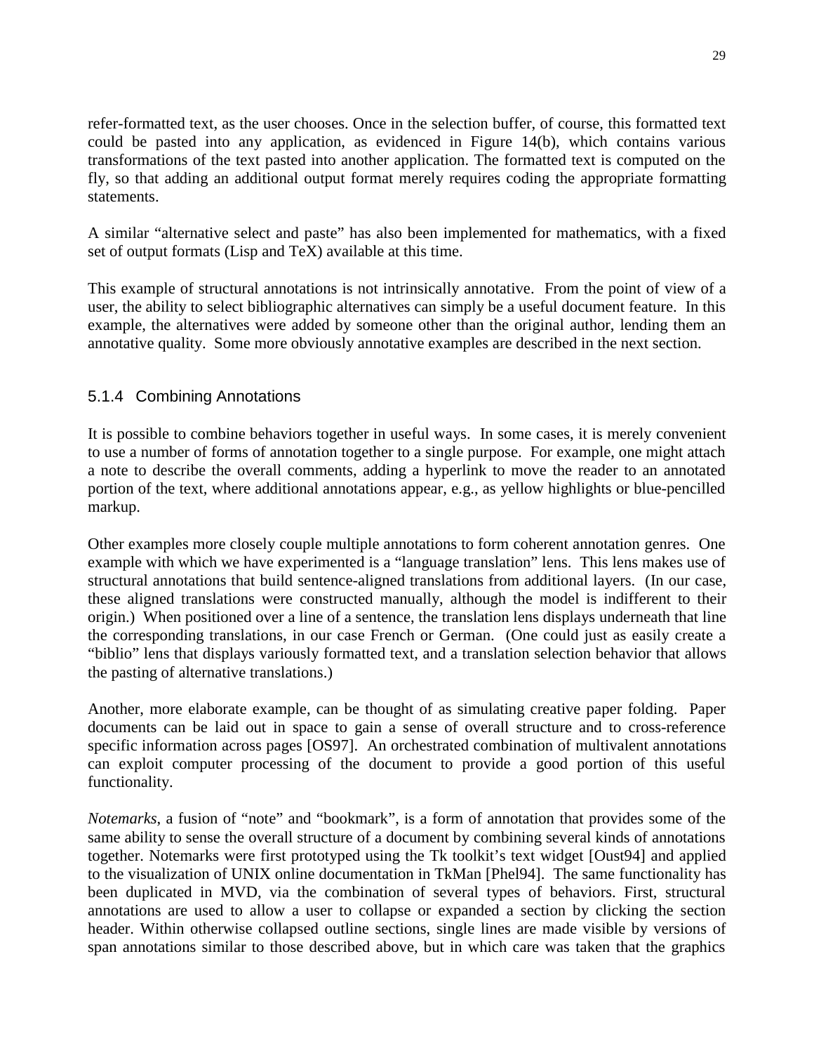refer-formatted text, as the user chooses. Once in the selection buffer, of course, this formatted text could be pasted into any application, as evidenced in Figure 14(b), which contains various transformations of the text pasted into another application. The formatted text is computed on the fly, so that adding an additional output format merely requires coding the appropriate formatting statements.

A similar "alternative select and paste" has also been implemented for mathematics, with a fixed set of output formats (Lisp and TeX) available at this time.

This example of structural annotations is not intrinsically annotative. From the point of view of a user, the ability to select bibliographic alternatives can simply be a useful document feature. In this example, the alternatives were added by someone other than the original author, lending them an annotative quality. Some more obviously annotative examples are described in the next section.

### 5.1.4 Combining Annotations

It is possible to combine behaviors together in useful ways. In some cases, it is merely convenient to use a number of forms of annotation together to a single purpose. For example, one might attach a note to describe the overall comments, adding a hyperlink to move the reader to an annotated portion of the text, where additional annotations appear, e.g., as yellow highlights or blue-pencilled markup.

Other examples more closely couple multiple annotations to form coherent annotation genres. One example with which we have experimented is a "language translation" lens. This lens makes use of structural annotations that build sentence-aligned translations from additional layers. (In our case, these aligned translations were constructed manually, although the model is indifferent to their origin.) When positioned over a line of a sentence, the translation lens displays underneath that line the corresponding translations, in our case French or German. (One could just as easily create a "biblio" lens that displays variously formatted text, and a translation selection behavior that allows the pasting of alternative translations.)

Another, more elaborate example, can be thought of as simulating creative paper folding. Paper documents can be laid out in space to gain a sense of overall structure and to cross-reference specific information across pages [OS97]. An orchestrated combination of multivalent annotations can exploit computer processing of the document to provide a good portion of this useful functionality.

*Notemarks*, a fusion of "note" and "bookmark", is a form of annotation that provides some of the same ability to sense the overall structure of a document by combining several kinds of annotations together. Notemarks were first prototyped using the Tk toolkit's text widget [Oust94] and applied to the visualization of UNIX online documentation in TkMan [Phel94]. The same functionality has been duplicated in MVD, via the combination of several types of behaviors. First, structural annotations are used to allow a user to collapse or expanded a section by clicking the section header. Within otherwise collapsed outline sections, single lines are made visible by versions of span annotations similar to those described above, but in which care was taken that the graphics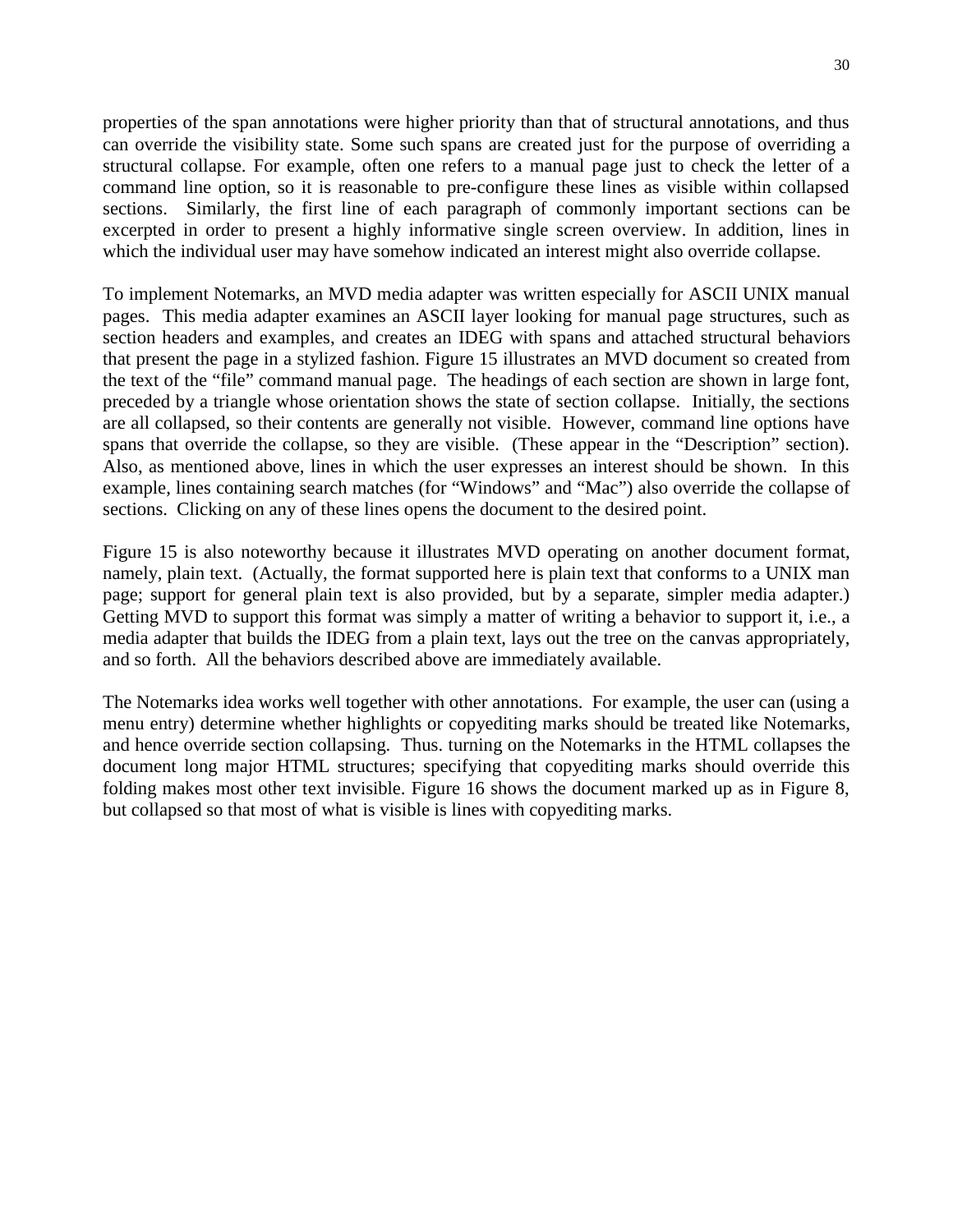properties of the span annotations were higher priority than that of structural annotations, and thus can override the visibility state. Some such spans are created just for the purpose of overriding a structural collapse. For example, often one refers to a manual page just to check the letter of a command line option, so it is reasonable to pre-configure these lines as visible within collapsed sections. Similarly, the first line of each paragraph of commonly important sections can be excerpted in order to present a highly informative single screen overview. In addition, lines in which the individual user may have somehow indicated an interest might also override collapse.

To implement Notemarks, an MVD media adapter was written especially for ASCII UNIX manual pages. This media adapter examines an ASCII layer looking for manual page structures, such as section headers and examples, and creates an IDEG with spans and attached structural behaviors that present the page in a stylized fashion. Figure 15 illustrates an MVD document so created from the text of the "file" command manual page. The headings of each section are shown in large font, preceded by a triangle whose orientation shows the state of section collapse. Initially, the sections are all collapsed, so their contents are generally not visible. However, command line options have spans that override the collapse, so they are visible. (These appear in the "Description" section). Also, as mentioned above, lines in which the user expresses an interest should be shown. In this example, lines containing search matches (for "Windows" and "Mac") also override the collapse of sections. Clicking on any of these lines opens the document to the desired point.

Figure 15 is also noteworthy because it illustrates MVD operating on another document format, namely, plain text. (Actually, the format supported here is plain text that conforms to a UNIX man page; support for general plain text is also provided, but by a separate, simpler media adapter.) Getting MVD to support this format was simply a matter of writing a behavior to support it, i.e., a media adapter that builds the IDEG from a plain text, lays out the tree on the canvas appropriately, and so forth. All the behaviors described above are immediately available.

The Notemarks idea works well together with other annotations. For example, the user can (using a menu entry) determine whether highlights or copyediting marks should be treated like Notemarks, and hence override section collapsing. Thus. turning on the Notemarks in the HTML collapses the document long major HTML structures; specifying that copyediting marks should override this folding makes most other text invisible. Figure 16 shows the document marked up as in Figure 8, but collapsed so that most of what is visible is lines with copyediting marks.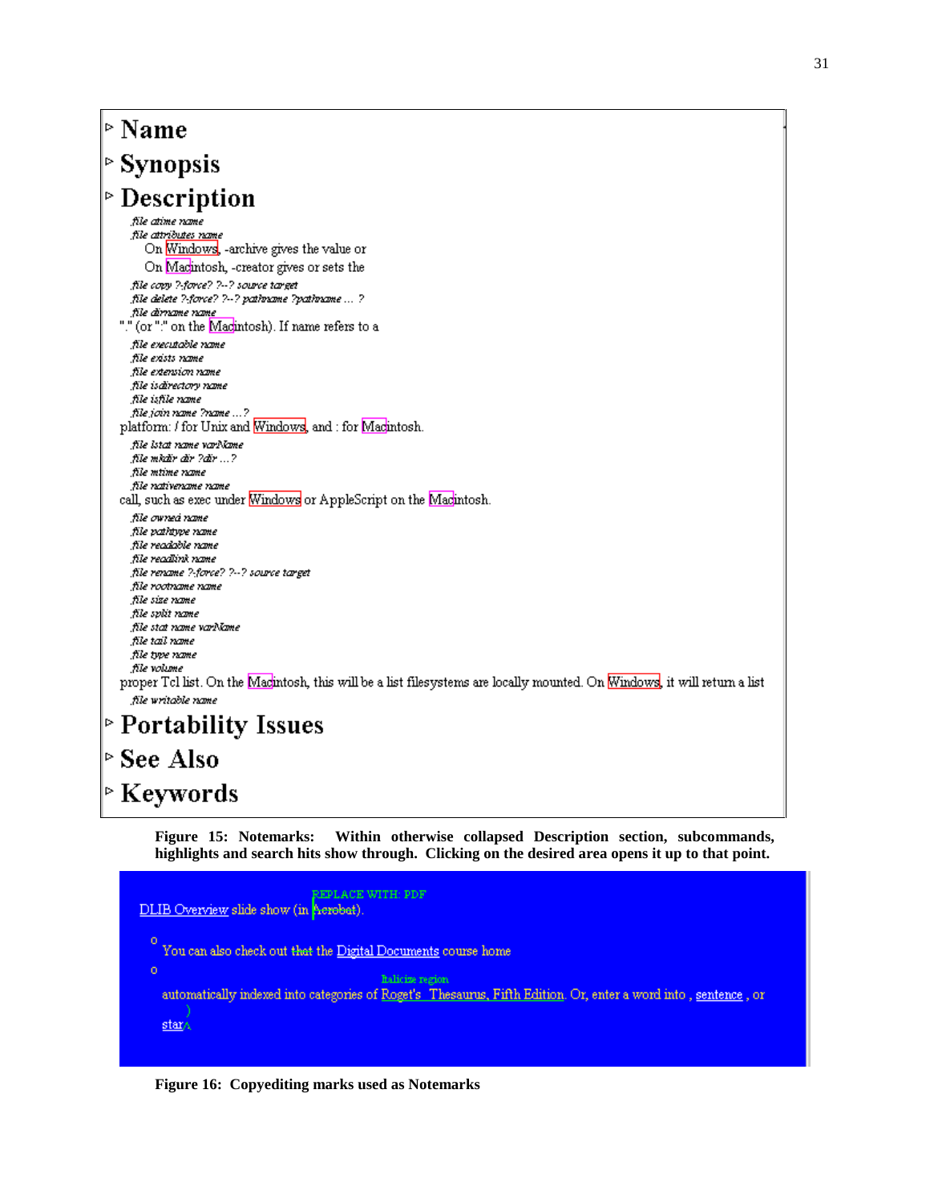▹ **Name**

▹ **Synopsis**

▹ **Description**

*file atime name*
*file attributes name*
On Windows, -archive gives the value or
On Macintosh, -creator gives or sets the
*file copy ?-force? ?--? source target*
*file delete ?-force? ?--? pathname ?pathname ... ?*
*file dirname name*
"." (or ":" on the Macintosh). If name refers to a
*file executable name*
*file exists name*
*file extension name*
*file isdirectory name*
*file isfile name*
*file join name ?name ...?*
platform: / for Unix and Windows, and : for Macintosh.
*file lstat name varName*
*file mkdir dir ?dir ...?*
*file mtime name*
*file nativename name*
call, such as exec under Windows or AppleScript on the Macintosh.
*file owned name*
*file pathtype name*
*file readable name*
*file readlink name*
*file rename ?-force? ?--? source target*
*file rootname name*
*file size name*
*file split name*
*file stat name varName*
*file tail name*
*file type name*
*file volume*
proper Tcl list. On the Macintosh, this will be a list filesystems are locally mounted. On Windows, it will return a list
*file writable name*

▹ **Portability Issues**

▹ **See Also**

▹ **Keywords**

**Figure 15: Notemarks: Within otherwise collapsed Description section, subcommands, highlights and search hits show through. Clicking on the desired area opens it up to that point.**

REPLACE WITH: PDF
DLIB Overview slide show (in ~~Acrobat~~).

o You can also check out ~~that~~ the Digital Documents course home

o Italicize region
automatically indexed into categories of Roget's Thesaurus, Fifth Edition. Or, enter a word into , sentence , or
star)

**Figure 16: Copyediting marks used as Notemarks**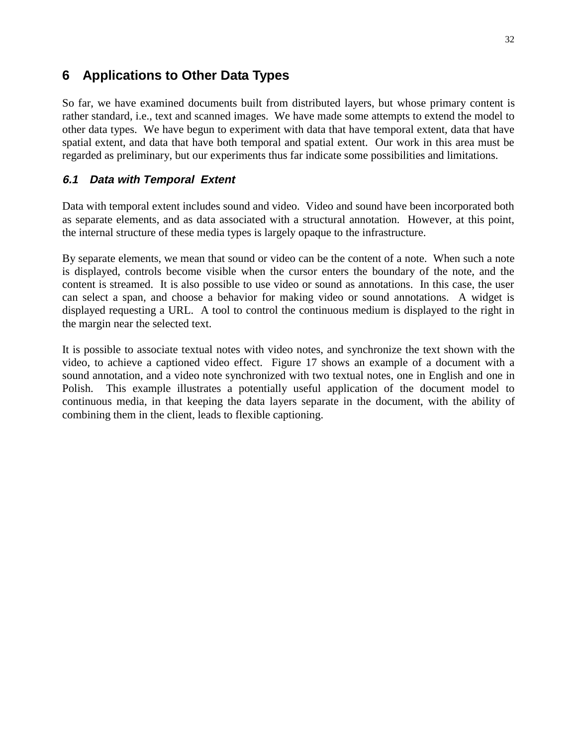# 6 Applications to Other Data Types

So far, we have examined documents built from distributed layers, but whose primary content is rather standard, i.e., text and scanned images. We have made some attempts to extend the model to other data types. We have begun to experiment with data that have temporal extent, data that have spatial extent, and data that have both temporal and spatial extent. Our work in this area must be regarded as preliminary, but our experiments thus far indicate some possibilities and limitations.

## *6.1 Data with Temporal Extent*

Data with temporal extent includes sound and video. Video and sound have been incorporated both as separate elements, and as data associated with a structural annotation. However, at this point, the internal structure of these media types is largely opaque to the infrastructure.

By separate elements, we mean that sound or video can be the content of a note. When such a note is displayed, controls become visible when the cursor enters the boundary of the note, and the content is streamed. It is also possible to use video or sound as annotations. In this case, the user can select a span, and choose a behavior for making video or sound annotations. A widget is displayed requesting a URL. A tool to control the continuous medium is displayed to the right in the margin near the selected text.

It is possible to associate textual notes with video notes, and synchronize the text shown with the video, to achieve a captioned video effect. Figure 17 shows an example of a document with a sound annotation, and a video note synchronized with two textual notes, one in English and one in Polish. This example illustrates a potentially useful application of the document model to continuous media, in that keeping the data layers separate in the document, with the ability of combining them in the client, leads to flexible captioning.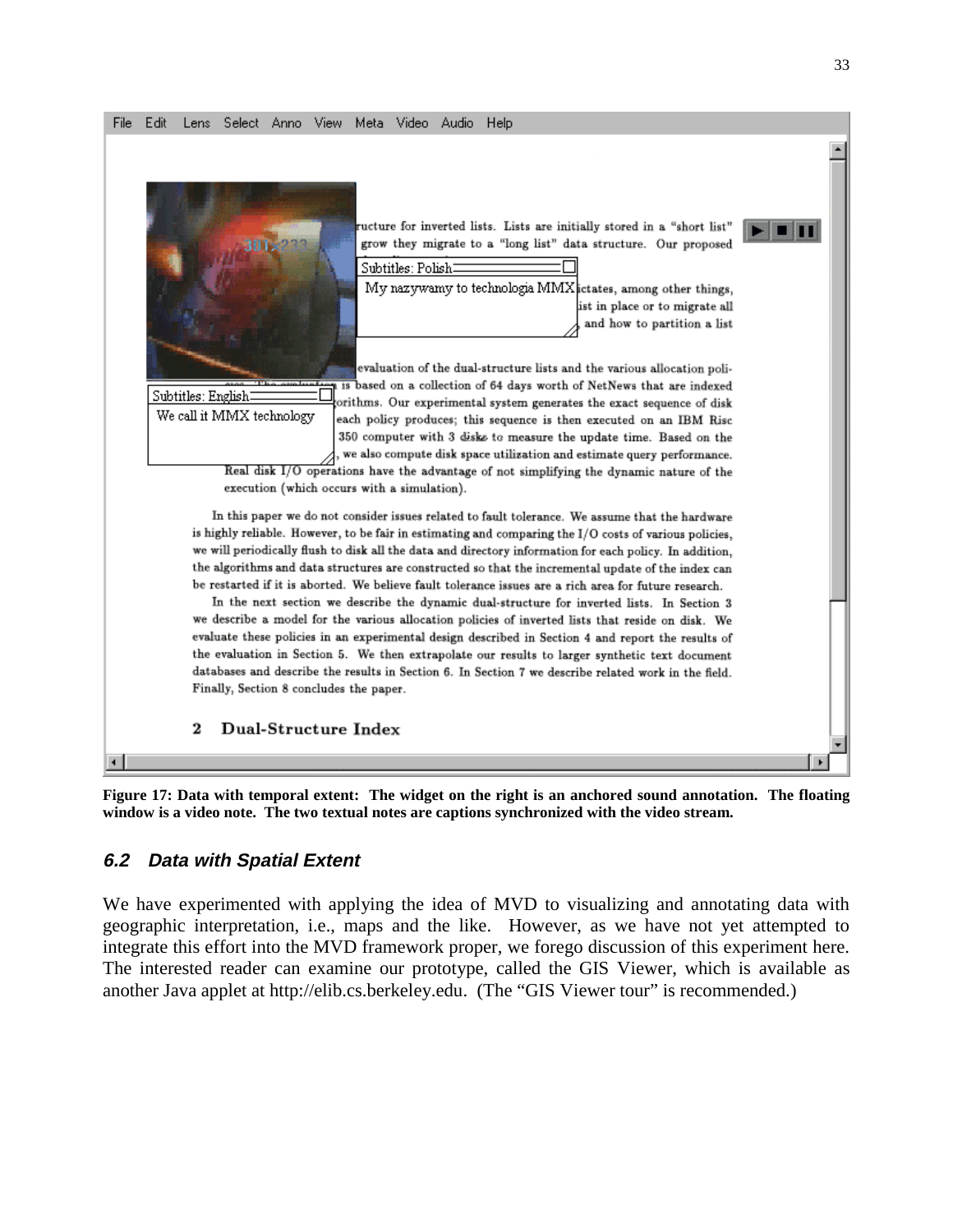**Figure 17: Data with temporal extent: The widget on the right is an anchored sound annotation. The floating window is a video note. The two textual notes are captions synchronized with the video stream.**

### *6.2 Data with Spatial Extent*

We have experimented with applying the idea of MVD to visualizing and annotating data with geographic interpretation, i.e., maps and the like. However, as we have not yet attempted to integrate this effort into the MVD framework proper, we forego discussion of this experiment here. The interested reader can examine our prototype, called the GIS Viewer, which is available as another Java applet at http://elib.cs.berkeley.edu. (The "GIS Viewer tour" is recommended.)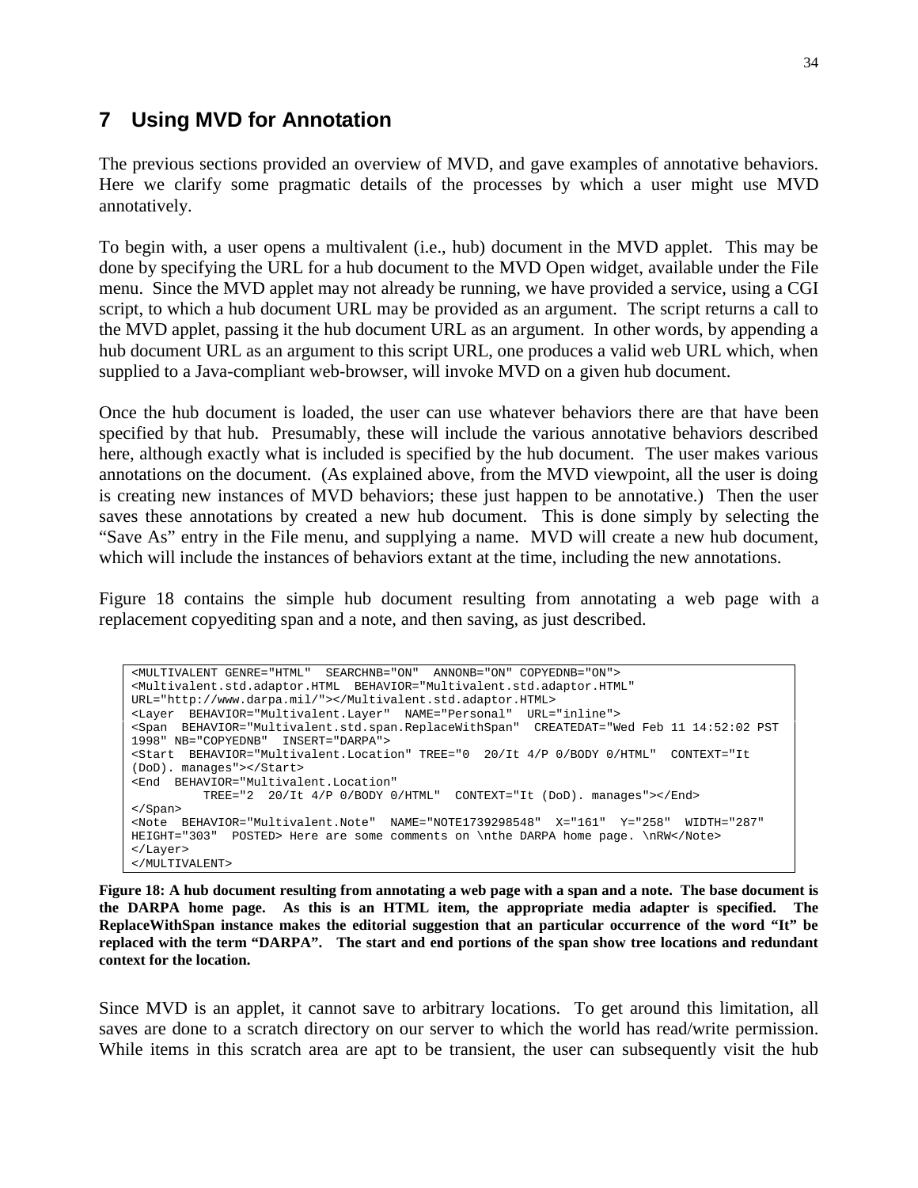# 7 Using MVD for Annotation

The previous sections provided an overview of MVD, and gave examples of annotative behaviors. Here we clarify some pragmatic details of the processes by which a user might use MVD annotatively.

To begin with, a user opens a multivalent (i.e., hub) document in the MVD applet. This may be done by specifying the URL for a hub document to the MVD Open widget, available under the File menu. Since the MVD applet may not already be running, we have provided a service, using a CGI script, to which a hub document URL may be provided as an argument. The script returns a call to the MVD applet, passing it the hub document URL as an argument. In other words, by appending a hub document URL as an argument to this script URL, one produces a valid web URL which, when supplied to a Java-compliant web-browser, will invoke MVD on a given hub document.

Once the hub document is loaded, the user can use whatever behaviors there are that have been specified by that hub. Presumably, these will include the various annotative behaviors described here, although exactly what is included is specified by the hub document. The user makes various annotations on the document. (As explained above, from the MVD viewpoint, all the user is doing is creating new instances of MVD behaviors; these just happen to be annotative.) Then the user saves these annotations by created a new hub document. This is done simply by selecting the "Save As" entry in the File menu, and supplying a name. MVD will create a new hub document, which will include the instances of behaviors extant at the time, including the new annotations.

Figure 18 contains the simple hub document resulting from annotating a web page with a replacement copyediting span and a note, and then saving, as just described.

```
<MULTIVALENT GENRE="HTML"  SEARCHNB="ON"  ANNONB="ON" COPYEDNB="ON">
<Multivalent.std.adaptor.HTML  BEHAVIOR="Multivalent.std.adaptor.HTML"
URL="http://www.darpa.mil/"></Multivalent.std.adaptor.HTML>
<Layer  BEHAVIOR="Multivalent.Layer"  NAME="Personal"  URL="inline">
<Span  BEHAVIOR="Multivalent.std.span.ReplaceWithSpan"  CREATEDAT="Wed Feb 11 14:52:02 PST
1998" NB="COPYEDNB"  INSERT="DARPA">
<Start  BEHAVIOR="Multivalent.Location" TREE="0  20/It 4/P 0/BODY 0/HTML"  CONTEXT="It
(DoD). manages"></Start>
<End  BEHAVIOR="Multivalent.Location"
          TREE="2  20/It 4/P 0/BODY 0/HTML"  CONTEXT="It (DoD). manages"></End>
</Span>
<Note  BEHAVIOR="Multivalent.Note"  NAME="NOTE1739298548"  X="161"  Y="258"  WIDTH="287"
HEIGHT="303"  POSTED> Here are some comments on \nthe DARPA home page. \nRW</Note>
</Layer>
</MULTIVALENT>
```

**Figure 18: A hub document resulting from annotating a web page with a span and a note. The base document is the DARPA home page. As this is an HTML item, the appropriate media adapter is specified. The ReplaceWithSpan instance makes the editorial suggestion that an particular occurrence of the word "It" be replaced with the term "DARPA". The start and end portions of the span show tree locations and redundant context for the location.**

Since MVD is an applet, it cannot save to arbitrary locations. To get around this limitation, all saves are done to a scratch directory on our server to which the world has read/write permission. While items in this scratch area are apt to be transient, the user can subsequently visit the hub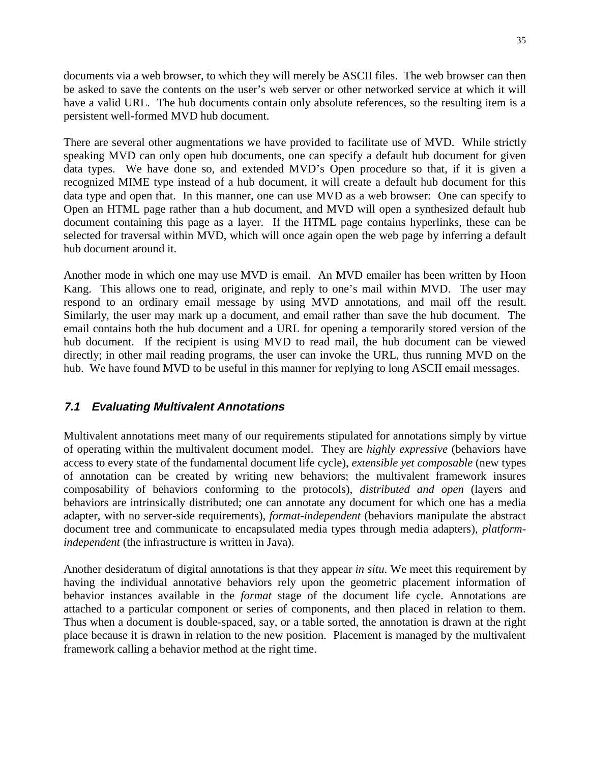documents via a web browser, to which they will merely be ASCII files. The web browser can then be asked to save the contents on the user's web server or other networked service at which it will have a valid URL. The hub documents contain only absolute references, so the resulting item is a persistent well-formed MVD hub document.

There are several other augmentations we have provided to facilitate use of MVD. While strictly speaking MVD can only open hub documents, one can specify a default hub document for given data types. We have done so, and extended MVD's Open procedure so that, if it is given a recognized MIME type instead of a hub document, it will create a default hub document for this data type and open that. In this manner, one can use MVD as a web browser: One can specify to Open an HTML page rather than a hub document, and MVD will open a synthesized default hub document containing this page as a layer. If the HTML page contains hyperlinks, these can be selected for traversal within MVD, which will once again open the web page by inferring a default hub document around it.

Another mode in which one may use MVD is email. An MVD emailer has been written by Hoon Kang. This allows one to read, originate, and reply to one's mail within MVD. The user may respond to an ordinary email message by using MVD annotations, and mail off the result. Similarly, the user may mark up a document, and email rather than save the hub document. The email contains both the hub document and a URL for opening a temporarily stored version of the hub document. If the recipient is using MVD to read mail, the hub document can be viewed directly; in other mail reading programs, the user can invoke the URL, thus running MVD on the hub. We have found MVD to be useful in this manner for replying to long ASCII email messages.

## *7.1 Evaluating Multivalent Annotations*

Multivalent annotations meet many of our requirements stipulated for annotations simply by virtue of operating within the multivalent document model. They are *highly expressive* (behaviors have access to every state of the fundamental document life cycle), *extensible yet composable* (new types of annotation can be created by writing new behaviors; the multivalent framework insures composability of behaviors conforming to the protocols), *distributed and open* (layers and behaviors are intrinsically distributed; one can annotate any document for which one has a media adapter, with no server-side requirements), *format-independent* (behaviors manipulate the abstract document tree and communicate to encapsulated media types through media adapters), *platform-independent* (the infrastructure is written in Java).

Another desideratum of digital annotations is that they appear *in situ*. We meet this requirement by having the individual annotative behaviors rely upon the geometric placement information of behavior instances available in the *format* stage of the document life cycle. Annotations are attached to a particular component or series of components, and then placed in relation to them. Thus when a document is double-spaced, say, or a table sorted, the annotation is drawn at the right place because it is drawn in relation to the new position. Placement is managed by the multivalent framework calling a behavior method at the right time.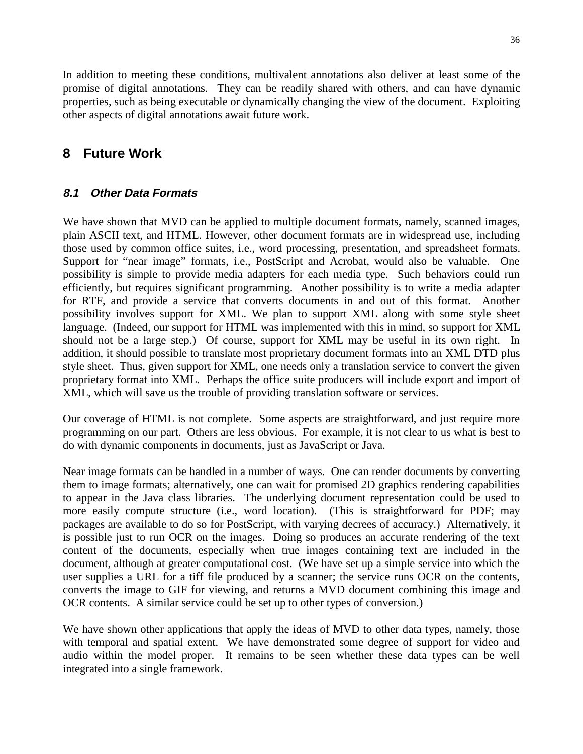In addition to meeting these conditions, multivalent annotations also deliver at least some of the promise of digital annotations. They can be readily shared with others, and can have dynamic properties, such as being executable or dynamically changing the view of the document. Exploiting other aspects of digital annotations await future work.

# 8 Future Work

## *8.1 Other Data Formats*

We have shown that MVD can be applied to multiple document formats, namely, scanned images, plain ASCII text, and HTML. However, other document formats are in widespread use, including those used by common office suites, i.e., word processing, presentation, and spreadsheet formats. Support for "near image" formats, i.e., PostScript and Acrobat, would also be valuable. One possibility is simple to provide media adapters for each media type. Such behaviors could run efficiently, but requires significant programming. Another possibility is to write a media adapter for RTF, and provide a service that converts documents in and out of this format. Another possibility involves support for XML. We plan to support XML along with some style sheet language. (Indeed, our support for HTML was implemented with this in mind, so support for XML should not be a large step.) Of course, support for XML may be useful in its own right. In addition, it should possible to translate most proprietary document formats into an XML DTD plus style sheet. Thus, given support for XML, one needs only a translation service to convert the given proprietary format into XML. Perhaps the office suite producers will include export and import of XML, which will save us the trouble of providing translation software or services.

Our coverage of HTML is not complete. Some aspects are straightforward, and just require more programming on our part. Others are less obvious. For example, it is not clear to us what is best to do with dynamic components in documents, just as JavaScript or Java.

Near image formats can be handled in a number of ways. One can render documents by converting them to image formats; alternatively, one can wait for promised 2D graphics rendering capabilities to appear in the Java class libraries. The underlying document representation could be used to more easily compute structure (i.e., word location). (This is straightforward for PDF; may packages are available to do so for PostScript, with varying decrees of accuracy.) Alternatively, it is possible just to run OCR on the images. Doing so produces an accurate rendering of the text content of the documents, especially when true images containing text are included in the document, although at greater computational cost. (We have set up a simple service into which the user supplies a URL for a tiff file produced by a scanner; the service runs OCR on the contents, converts the image to GIF for viewing, and returns a MVD document combining this image and OCR contents. A similar service could be set up to other types of conversion.)

We have shown other applications that apply the ideas of MVD to other data types, namely, those with temporal and spatial extent. We have demonstrated some degree of support for video and audio within the model proper. It remains to be seen whether these data types can be well integrated into a single framework.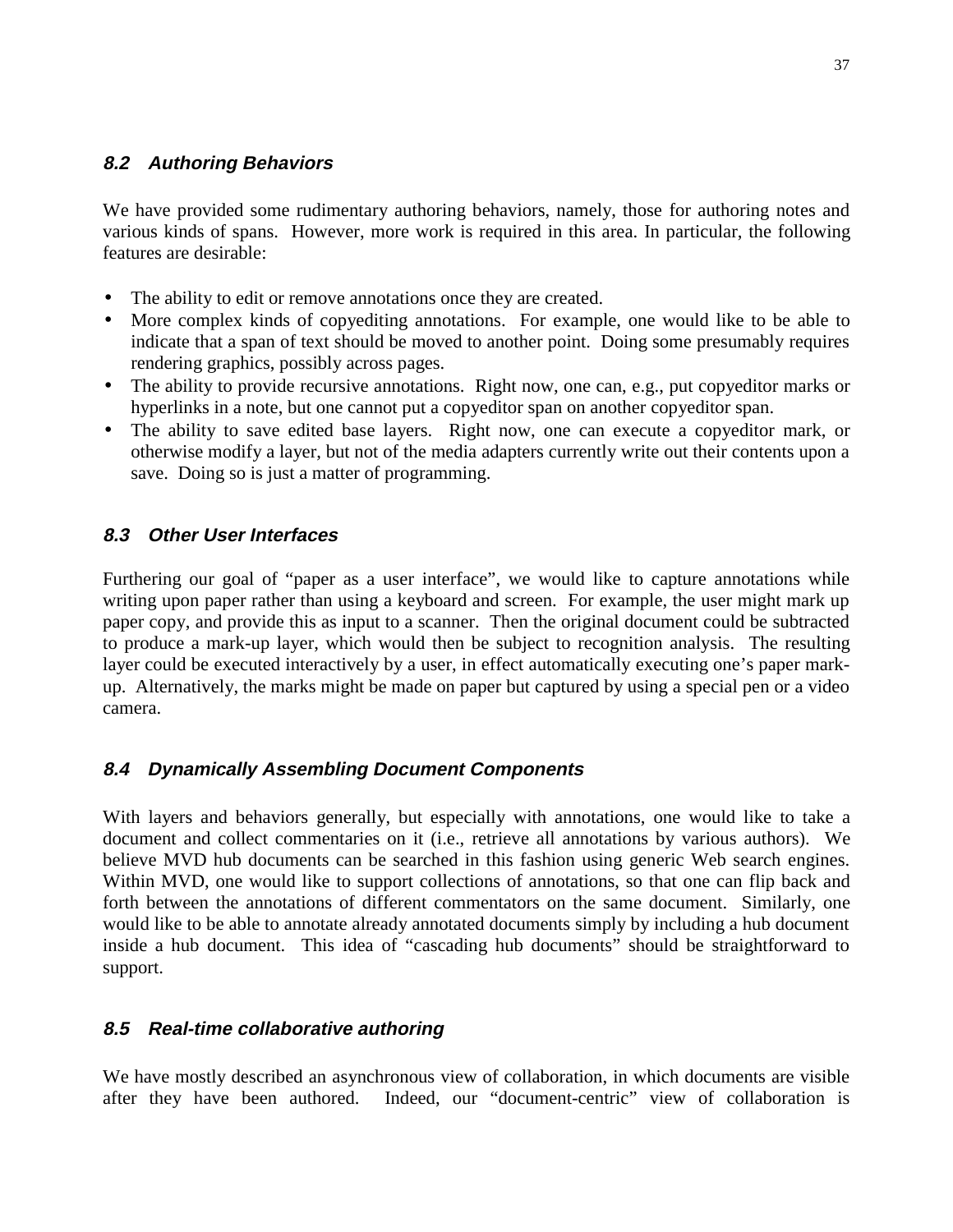### *8.2 Authoring Behaviors*

We have provided some rudimentary authoring behaviors, namely, those for authoring notes and various kinds of spans. However, more work is required in this area. In particular, the following features are desirable:

- The ability to edit or remove annotations once they are created.
- More complex kinds of copyediting annotations. For example, one would like to be able to indicate that a span of text should be moved to another point. Doing some presumably requires rendering graphics, possibly across pages.
- The ability to provide recursive annotations. Right now, one can, e.g., put copyeditor marks or hyperlinks in a note, but one cannot put a copyeditor span on another copyeditor span.
- The ability to save edited base layers. Right now, one can execute a copyeditor mark, or otherwise modify a layer, but not of the media adapters currently write out their contents upon a save. Doing so is just a matter of programming.

### *8.3 Other User Interfaces*

Furthering our goal of "paper as a user interface", we would like to capture annotations while writing upon paper rather than using a keyboard and screen. For example, the user might mark up paper copy, and provide this as input to a scanner. Then the original document could be subtracted to produce a mark-up layer, which would then be subject to recognition analysis. The resulting layer could be executed interactively by a user, in effect automatically executing one's paper mark-up. Alternatively, the marks might be made on paper but captured by using a special pen or a video camera.

### *8.4 Dynamically Assembling Document Components*

With layers and behaviors generally, but especially with annotations, one would like to take a document and collect commentaries on it (i.e., retrieve all annotations by various authors). We believe MVD hub documents can be searched in this fashion using generic Web search engines. Within MVD, one would like to support collections of annotations, so that one can flip back and forth between the annotations of different commentators on the same document. Similarly, one would like to be able to annotate already annotated documents simply by including a hub document inside a hub document. This idea of "cascading hub documents" should be straightforward to support.

### *8.5 Real-time collaborative authoring*

We have mostly described an asynchronous view of collaboration, in which documents are visible after they have been authored. Indeed, our "document-centric" view of collaboration is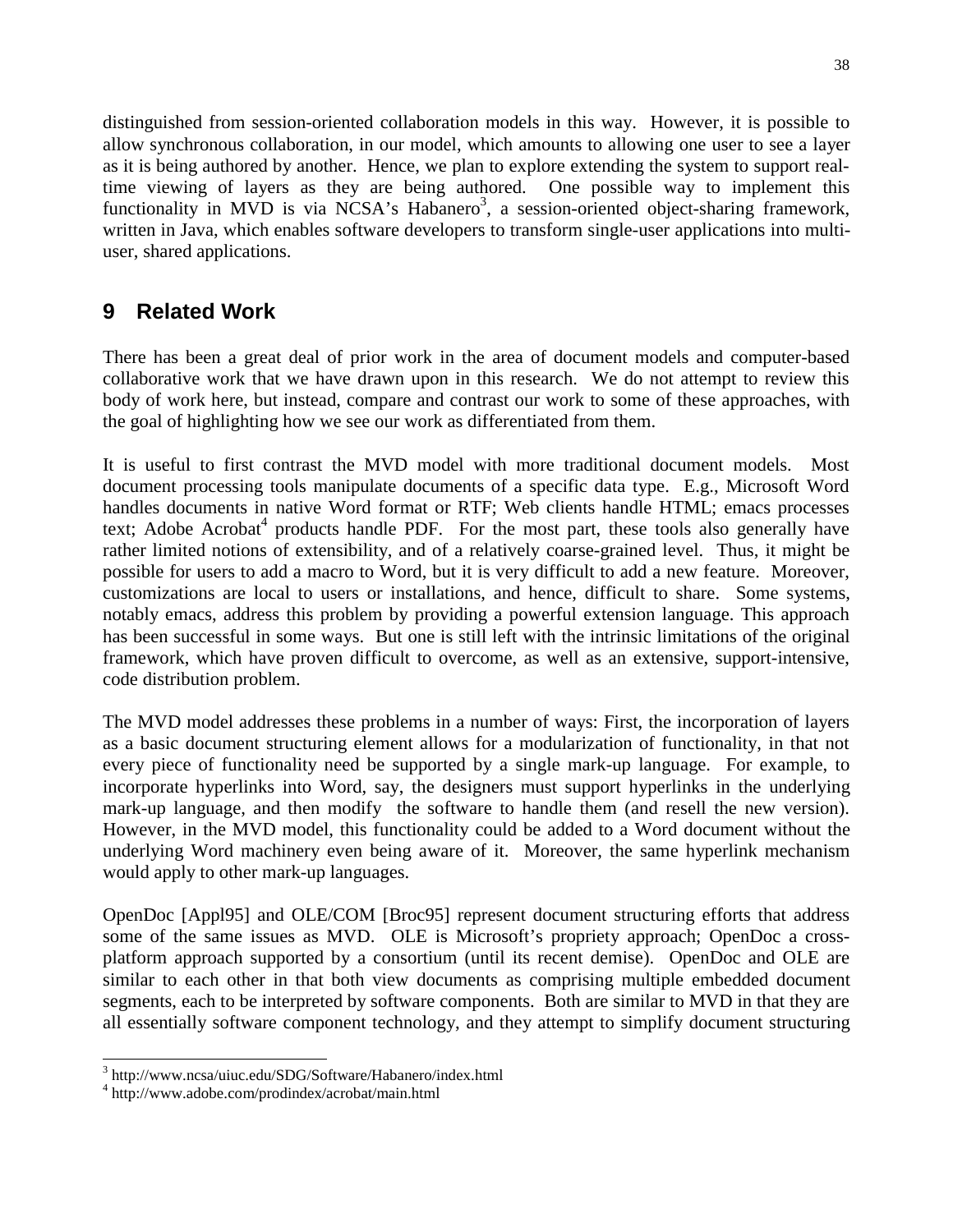distinguished from session-oriented collaboration models in this way. However, it is possible to allow synchronous collaboration, in our model, which amounts to allowing one user to see a layer as it is being authored by another. Hence, we plan to explore extending the system to support real-time viewing of layers as they are being authored. One possible way to implement this functionality in MVD is via NCSA's Habanero[3], a session-oriented object-sharing framework, written in Java, which enables software developers to transform single-user applications into multi-user, shared applications.

## 9 Related Work

There has been a great deal of prior work in the area of document models and computer-based collaborative work that we have drawn upon in this research. We do not attempt to review this body of work here, but instead, compare and contrast our work to some of these approaches, with the goal of highlighting how we see our work as differentiated from them.

It is useful to first contrast the MVD model with more traditional document models. Most document processing tools manipulate documents of a specific data type. E.g., Microsoft Word handles documents in native Word format or RTF; Web clients handle HTML; emacs processes text; Adobe Acrobat[4] products handle PDF. For the most part, these tools also generally have rather limited notions of extensibility, and of a relatively coarse-grained level. Thus, it might be possible for users to add a macro to Word, but it is very difficult to add a new feature. Moreover, customizations are local to users or installations, and hence, difficult to share. Some systems, notably emacs, address this problem by providing a powerful extension language. This approach has been successful in some ways. But one is still left with the intrinsic limitations of the original framework, which have proven difficult to overcome, as well as an extensive, support-intensive, code distribution problem.

The MVD model addresses these problems in a number of ways: First, the incorporation of layers as a basic document structuring element allows for a modularization of functionality, in that not every piece of functionality need be supported by a single mark-up language. For example, to incorporate hyperlinks into Word, say, the designers must support hyperlinks in the underlying mark-up language, and then modify the software to handle them (and resell the new version). However, in the MVD model, this functionality could be added to a Word document without the underlying Word machinery even being aware of it. Moreover, the same hyperlink mechanism would apply to other mark-up languages.

OpenDoc [Appl95] and OLE/COM [Broc95] represent document structuring efforts that address some of the same issues as MVD. OLE is Microsoft's propriety approach; OpenDoc a cross-platform approach supported by a consortium (until its recent demise). OpenDoc and OLE are similar to each other in that both view documents as comprising multiple embedded document segments, each to be interpreted by software components. Both are similar to MVD in that they are all essentially software component technology, and they attempt to simplify document structuring

[3] http://www.ncsa/uiuc.edu/SDG/Software/Habanero/index.html

[4] http://www.adobe.com/prodindex/acrobat/main.html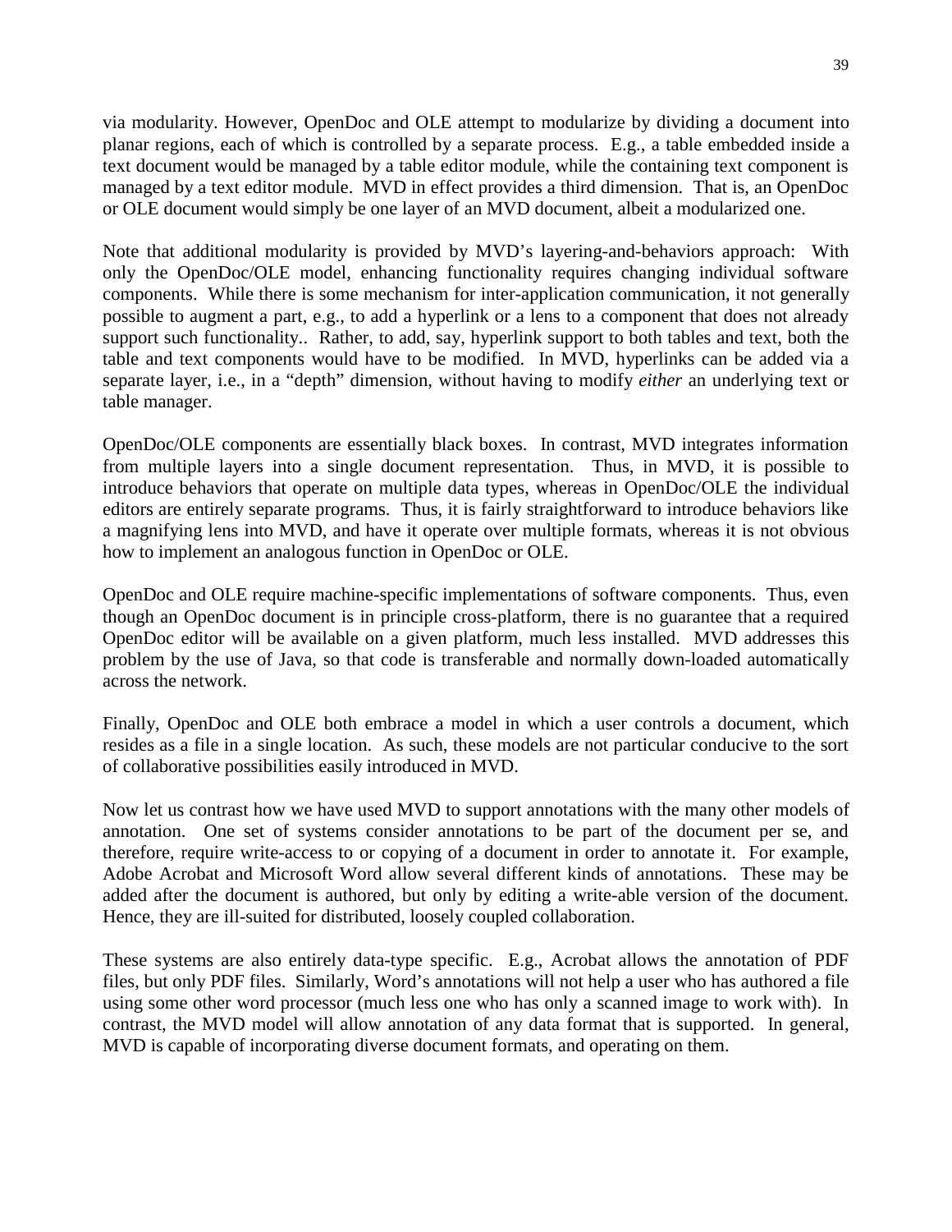via modularity. However, OpenDoc and OLE attempt to modularize by dividing a document into planar regions, each of which is controlled by a separate process. E.g., a table embedded inside a text document would be managed by a table editor module, while the containing text component is managed by a text editor module. MVD in effect provides a third dimension. That is, an OpenDoc or OLE document would simply be one layer of an MVD document, albeit a modularized one.

Note that additional modularity is provided by MVD's layering-and-behaviors approach: With only the OpenDoc/OLE model, enhancing functionality requires changing individual software components. While there is some mechanism for inter-application communication, it not generally possible to augment a part, e.g., to add a hyperlink or a lens to a component that does not already support such functionality.. Rather, to add, say, hyperlink support to both tables and text, both the table and text components would have to be modified. In MVD, hyperlinks can be added via a separate layer, i.e., in a "depth" dimension, without having to modify *either* an underlying text or table manager.

OpenDoc/OLE components are essentially black boxes. In contrast, MVD integrates information from multiple layers into a single document representation. Thus, in MVD, it is possible to introduce behaviors that operate on multiple data types, whereas in OpenDoc/OLE the individual editors are entirely separate programs. Thus, it is fairly straightforward to introduce behaviors like a magnifying lens into MVD, and have it operate over multiple formats, whereas it is not obvious how to implement an analogous function in OpenDoc or OLE.

OpenDoc and OLE require machine-specific implementations of software components. Thus, even though an OpenDoc document is in principle cross-platform, there is no guarantee that a required OpenDoc editor will be available on a given platform, much less installed. MVD addresses this problem by the use of Java, so that code is transferable and normally down-loaded automatically across the network.

Finally, OpenDoc and OLE both embrace a model in which a user controls a document, which resides as a file in a single location. As such, these models are not particular conducive to the sort of collaborative possibilities easily introduced in MVD.

Now let us contrast how we have used MVD to support annotations with the many other models of annotation. One set of systems consider annotations to be part of the document per se, and therefore, require write-access to or copying of a document in order to annotate it. For example, Adobe Acrobat and Microsoft Word allow several different kinds of annotations. These may be added after the document is authored, but only by editing a write-able version of the document. Hence, they are ill-suited for distributed, loosely coupled collaboration.

These systems are also entirely data-type specific. E.g., Acrobat allows the annotation of PDF files, but only PDF files. Similarly, Word's annotations will not help a user who has authored a file using some other word processor (much less one who has only a scanned image to work with). In contrast, the MVD model will allow annotation of any data format that is supported. In general, MVD is capable of incorporating diverse document formats, and operating on them.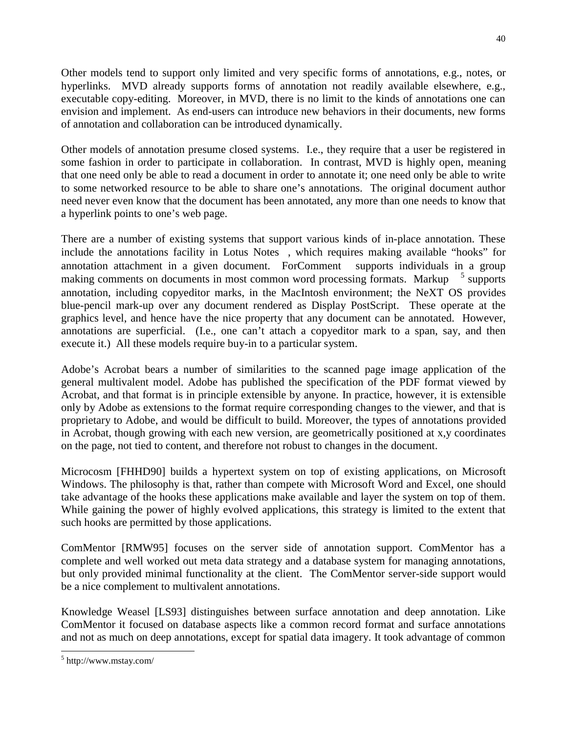Other models tend to support only limited and very specific forms of annotations, e.g., notes, or hyperlinks. MVD already supports forms of annotation not readily available elsewhere, e.g., executable copy-editing. Moreover, in MVD, there is no limit to the kinds of annotations one can envision and implement. As end-users can introduce new behaviors in their documents, new forms of annotation and collaboration can be introduced dynamically.

Other models of annotation presume closed systems. I.e., they require that a user be registered in some fashion in order to participate in collaboration. In contrast, MVD is highly open, meaning that one need only be able to read a document in order to annotate it; one need only be able to write to some networked resource to be able to share one's annotations. The original document author need never even know that the document has been annotated, any more than one needs to know that a hyperlink points to one's web page.

There are a number of existing systems that support various kinds of in-place annotation. These include the annotations facility in Lotus Notes , which requires making available "hooks" for annotation attachment in a given document. ForComment supports individuals in a group making comments on documents in most common word processing formats. Markup [5] supports annotation, including copyeditor marks, in the MacIntosh environment; the NeXT OS provides blue-pencil mark-up over any document rendered as Display PostScript. These operate at the graphics level, and hence have the nice property that any document can be annotated. However, annotations are superficial. (I.e., one can't attach a copyeditor mark to a span, say, and then execute it.) All these models require buy-in to a particular system.

Adobe's Acrobat bears a number of similarities to the scanned page image application of the general multivalent model. Adobe has published the specification of the PDF format viewed by Acrobat, and that format is in principle extensible by anyone. In practice, however, it is extensible only by Adobe as extensions to the format require corresponding changes to the viewer, and that is proprietary to Adobe, and would be difficult to build. Moreover, the types of annotations provided in Acrobat, though growing with each new version, are geometrically positioned at x,y coordinates on the page, not tied to content, and therefore not robust to changes in the document.

Microcosm [FHHD90] builds a hypertext system on top of existing applications, on Microsoft Windows. The philosophy is that, rather than compete with Microsoft Word and Excel, one should take advantage of the hooks these applications make available and layer the system on top of them. While gaining the power of highly evolved applications, this strategy is limited to the extent that such hooks are permitted by those applications.

ComMentor [RMW95] focuses on the server side of annotation support. ComMentor has a complete and well worked out meta data strategy and a database system for managing annotations, but only provided minimal functionality at the client. The ComMentor server-side support would be a nice complement to multivalent annotations.

Knowledge Weasel [LS93] distinguishes between surface annotation and deep annotation. Like ComMentor it focused on database aspects like a common record format and surface annotations and not as much on deep annotations, except for spatial data imagery. It took advantage of common

[5] http://www.mstay.com/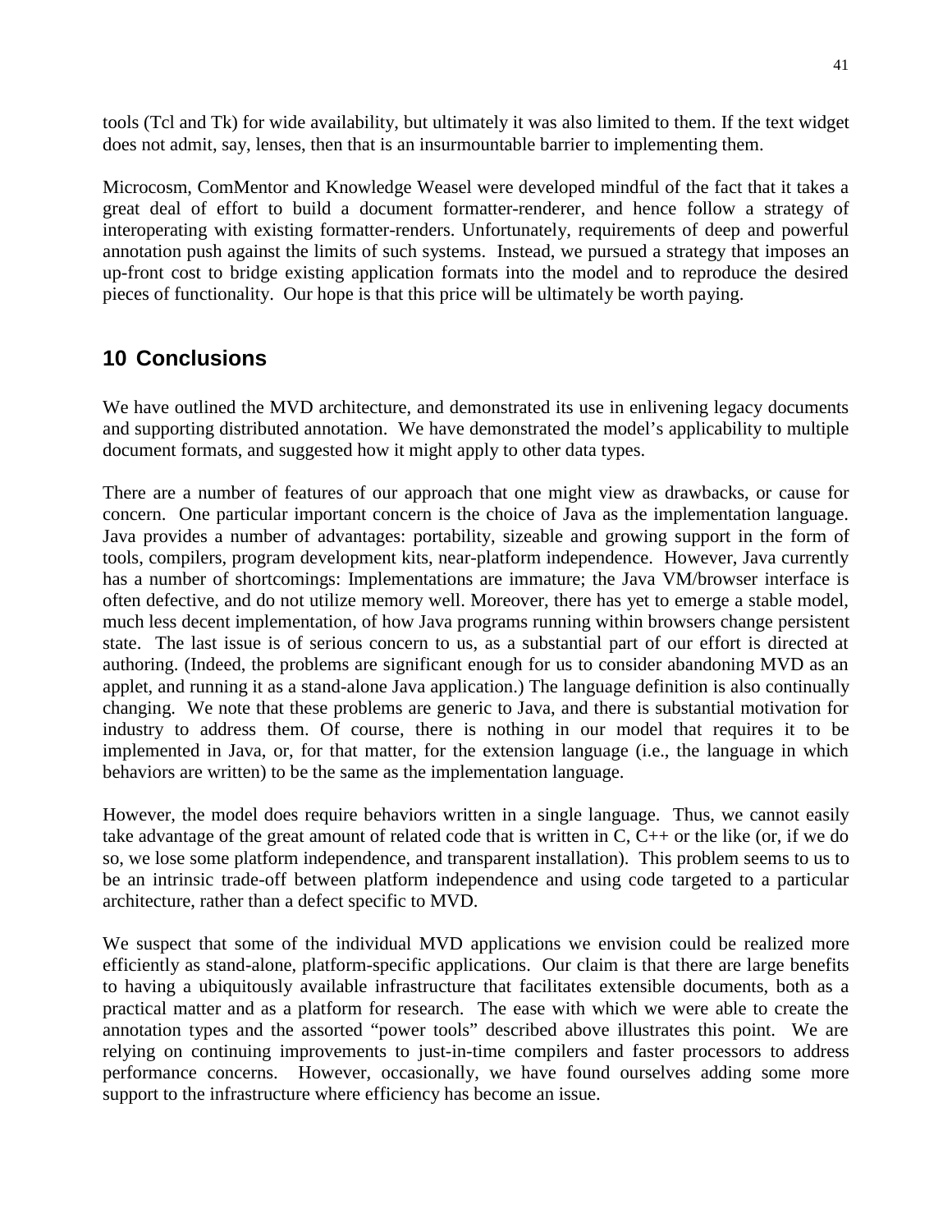tools (Tcl and Tk) for wide availability, but ultimately it was also limited to them. If the text widget does not admit, say, lenses, then that is an insurmountable barrier to implementing them.

Microcosm, ComMentor and Knowledge Weasel were developed mindful of the fact that it takes a great deal of effort to build a document formatter-renderer, and hence follow a strategy of interoperating with existing formatter-renders. Unfortunately, requirements of deep and powerful annotation push against the limits of such systems. Instead, we pursued a strategy that imposes an up-front cost to bridge existing application formats into the model and to reproduce the desired pieces of functionality. Our hope is that this price will be ultimately be worth paying.

## 10 Conclusions

We have outlined the MVD architecture, and demonstrated its use in enlivening legacy documents and supporting distributed annotation. We have demonstrated the model's applicability to multiple document formats, and suggested how it might apply to other data types.

There are a number of features of our approach that one might view as drawbacks, or cause for concern. One particular important concern is the choice of Java as the implementation language. Java provides a number of advantages: portability, sizeable and growing support in the form of tools, compilers, program development kits, near-platform independence. However, Java currently has a number of shortcomings: Implementations are immature; the Java VM/browser interface is often defective, and do not utilize memory well. Moreover, there has yet to emerge a stable model, much less decent implementation, of how Java programs running within browsers change persistent state. The last issue is of serious concern to us, as a substantial part of our effort is directed at authoring. (Indeed, the problems are significant enough for us to consider abandoning MVD as an applet, and running it as a stand-alone Java application.) The language definition is also continually changing. We note that these problems are generic to Java, and there is substantial motivation for industry to address them. Of course, there is nothing in our model that requires it to be implemented in Java, or, for that matter, for the extension language (i.e., the language in which behaviors are written) to be the same as the implementation language.

However, the model does require behaviors written in a single language. Thus, we cannot easily take advantage of the great amount of related code that is written in C, C++ or the like (or, if we do so, we lose some platform independence, and transparent installation). This problem seems to us to be an intrinsic trade-off between platform independence and using code targeted to a particular architecture, rather than a defect specific to MVD.

We suspect that some of the individual MVD applications we envision could be realized more efficiently as stand-alone, platform-specific applications. Our claim is that there are large benefits to having a ubiquitously available infrastructure that facilitates extensible documents, both as a practical matter and as a platform for research. The ease with which we were able to create the annotation types and the assorted "power tools" described above illustrates this point. We are relying on continuing improvements to just-in-time compilers and faster processors to address performance concerns. However, occasionally, we have found ourselves adding some more support to the infrastructure where efficiency has become an issue.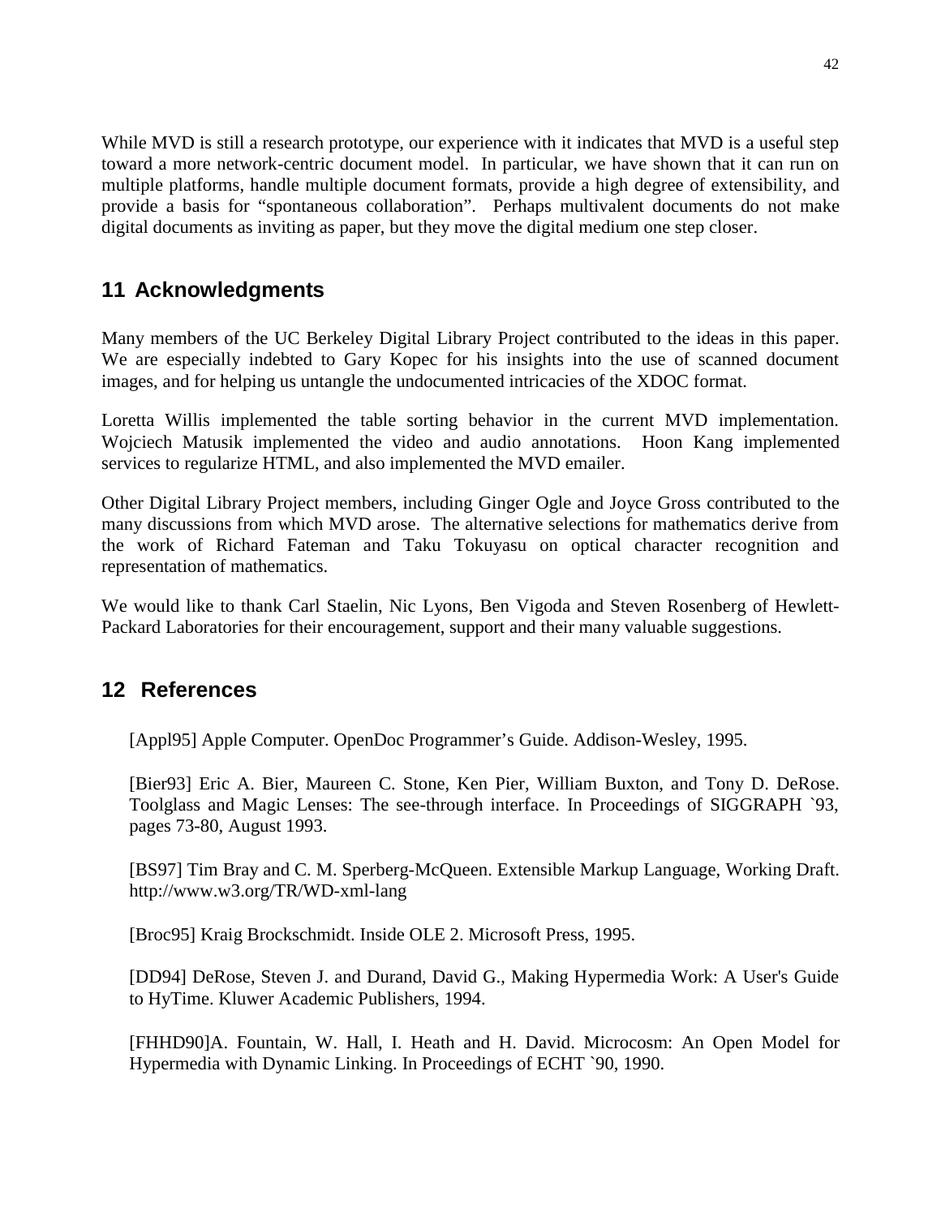While MVD is still a research prototype, our experience with it indicates that MVD is a useful step toward a more network-centric document model. In particular, we have shown that it can run on multiple platforms, handle multiple document formats, provide a high degree of extensibility, and provide a basis for "spontaneous collaboration". Perhaps multivalent documents do not make digital documents as inviting as paper, but they move the digital medium one step closer.

## 11 Acknowledgments

Many members of the UC Berkeley Digital Library Project contributed to the ideas in this paper. We are especially indebted to Gary Kopec for his insights into the use of scanned document images, and for helping us untangle the undocumented intricacies of the XDOC format.

Loretta Willis implemented the table sorting behavior in the current MVD implementation. Wojciech Matusik implemented the video and audio annotations. Hoon Kang implemented services to regularize HTML, and also implemented the MVD emailer.

Other Digital Library Project members, including Ginger Ogle and Joyce Gross contributed to the many discussions from which MVD arose. The alternative selections for mathematics derive from the work of Richard Fateman and Taku Tokuyasu on optical character recognition and representation of mathematics.

We would like to thank Carl Staelin, Nic Lyons, Ben Vigoda and Steven Rosenberg of Hewlett-Packard Laboratories for their encouragement, support and their many valuable suggestions.

## 12 References

[Appl95] Apple Computer. OpenDoc Programmer's Guide. Addison-Wesley, 1995.

[Bier93] Eric A. Bier, Maureen C. Stone, Ken Pier, William Buxton, and Tony D. DeRose. Toolglass and Magic Lenses: The see-through interface. In Proceedings of SIGGRAPH `93, pages 73-80, August 1993.

[BS97] Tim Bray and C. M. Sperberg-McQueen. Extensible Markup Language, Working Draft. http://www.w3.org/TR/WD-xml-lang

[Broc95] Kraig Brockschmidt. Inside OLE 2. Microsoft Press, 1995.

[DD94] DeRose, Steven J. and Durand, David G., Making Hypermedia Work: A User's Guide to HyTime. Kluwer Academic Publishers, 1994.

[FHHD90]A. Fountain, W. Hall, I. Heath and H. David. Microcosm: An Open Model for Hypermedia with Dynamic Linking. In Proceedings of ECHT `90, 1990.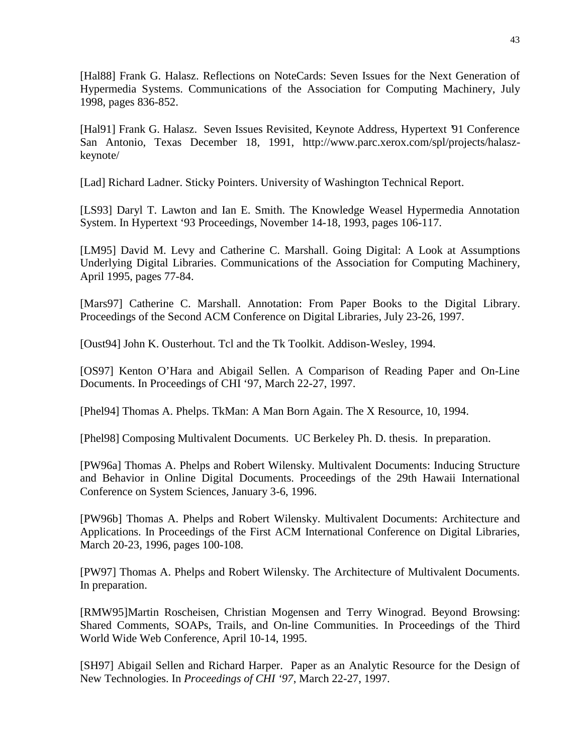[Hal88] Frank G. Halasz. Reflections on NoteCards: Seven Issues for the Next Generation of Hypermedia Systems. Communications of the Association for Computing Machinery, July 1998, pages 836-852.

[Hal91] Frank G. Halasz. Seven Issues Revisited, Keynote Address, Hypertext '91 Conference San Antonio, Texas December 18, 1991, http://www.parc.xerox.com/spl/projects/halasz-keynote/

[Lad] Richard Ladner. Sticky Pointers. University of Washington Technical Report.

[LS93] Daryl T. Lawton and Ian E. Smith. The Knowledge Weasel Hypermedia Annotation System. In Hypertext '93 Proceedings, November 14-18, 1993, pages 106-117.

[LM95] David M. Levy and Catherine C. Marshall. Going Digital: A Look at Assumptions Underlying Digital Libraries. Communications of the Association for Computing Machinery, April 1995, pages 77-84.

[Mars97] Catherine C. Marshall. Annotation: From Paper Books to the Digital Library. Proceedings of the Second ACM Conference on Digital Libraries, July 23-26, 1997.

[Oust94] John K. Ousterhout. Tcl and the Tk Toolkit. Addison-Wesley, 1994.

[OS97] Kenton O'Hara and Abigail Sellen. A Comparison of Reading Paper and On-Line Documents. In Proceedings of CHI '97, March 22-27, 1997.

[Phel94] Thomas A. Phelps. TkMan: A Man Born Again. The X Resource, 10, 1994.

[Phel98] Composing Multivalent Documents. UC Berkeley Ph. D. thesis. In preparation.

[PW96a] Thomas A. Phelps and Robert Wilensky. Multivalent Documents: Inducing Structure and Behavior in Online Digital Documents. Proceedings of the 29th Hawaii International Conference on System Sciences, January 3-6, 1996.

[PW96b] Thomas A. Phelps and Robert Wilensky. Multivalent Documents: Architecture and Applications. In Proceedings of the First ACM International Conference on Digital Libraries, March 20-23, 1996, pages 100-108.

[PW97] Thomas A. Phelps and Robert Wilensky. The Architecture of Multivalent Documents. In preparation.

[RMW95]Martin Roscheisen, Christian Mogensen and Terry Winograd. Beyond Browsing: Shared Comments, SOAPs, Trails, and On-line Communities. In Proceedings of the Third World Wide Web Conference, April 10-14, 1995.

[SH97] Abigail Sellen and Richard Harper. Paper as an Analytic Resource for the Design of New Technologies. In *Proceedings of CHI '97*, March 22-27, 1997.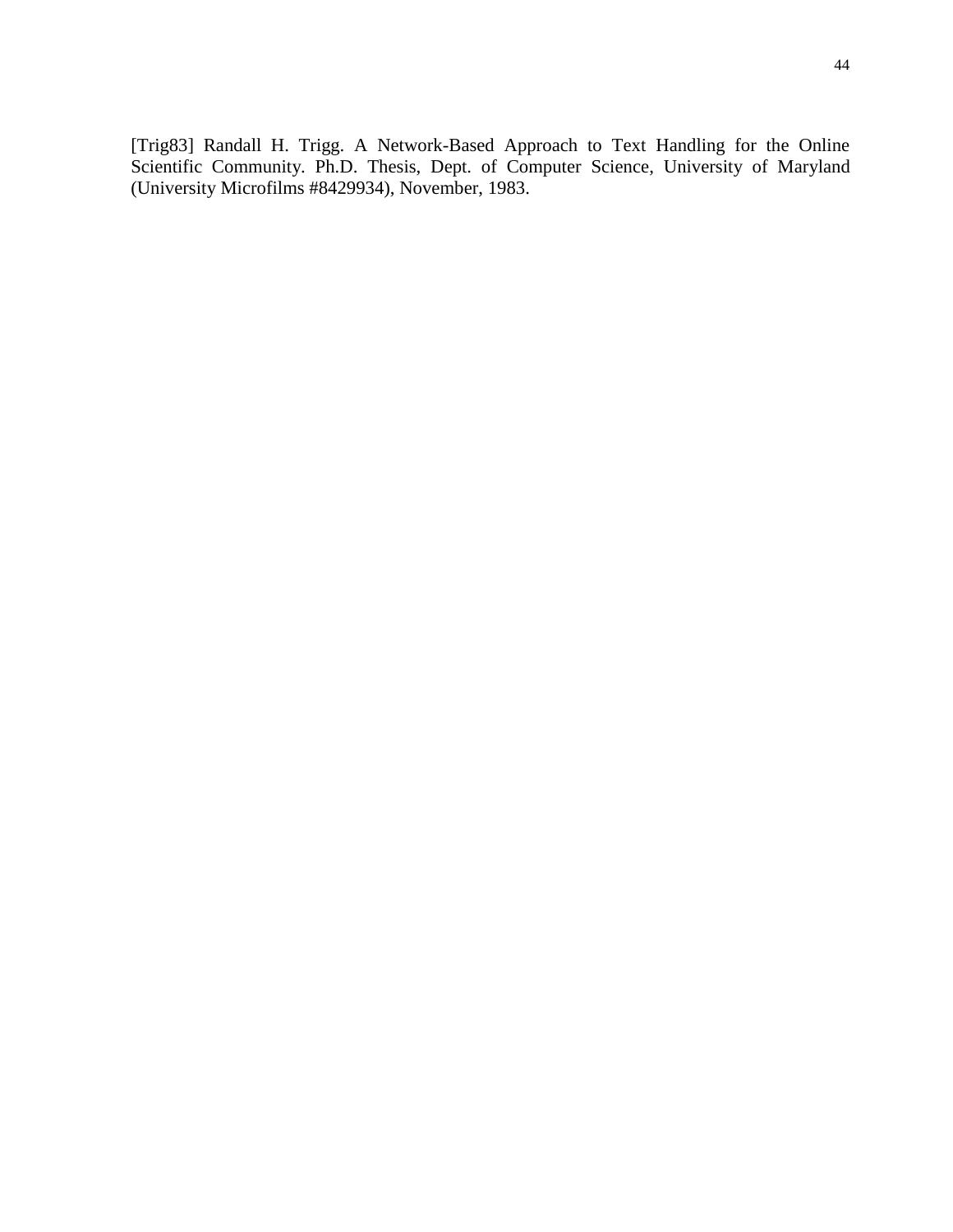[Trig83] Randall H. Trigg. A Network-Based Approach to Text Handling for the Online Scientific Community. Ph.D. Thesis, Dept. of Computer Science, University of Maryland (University Microfilms #8429934), November, 1983.